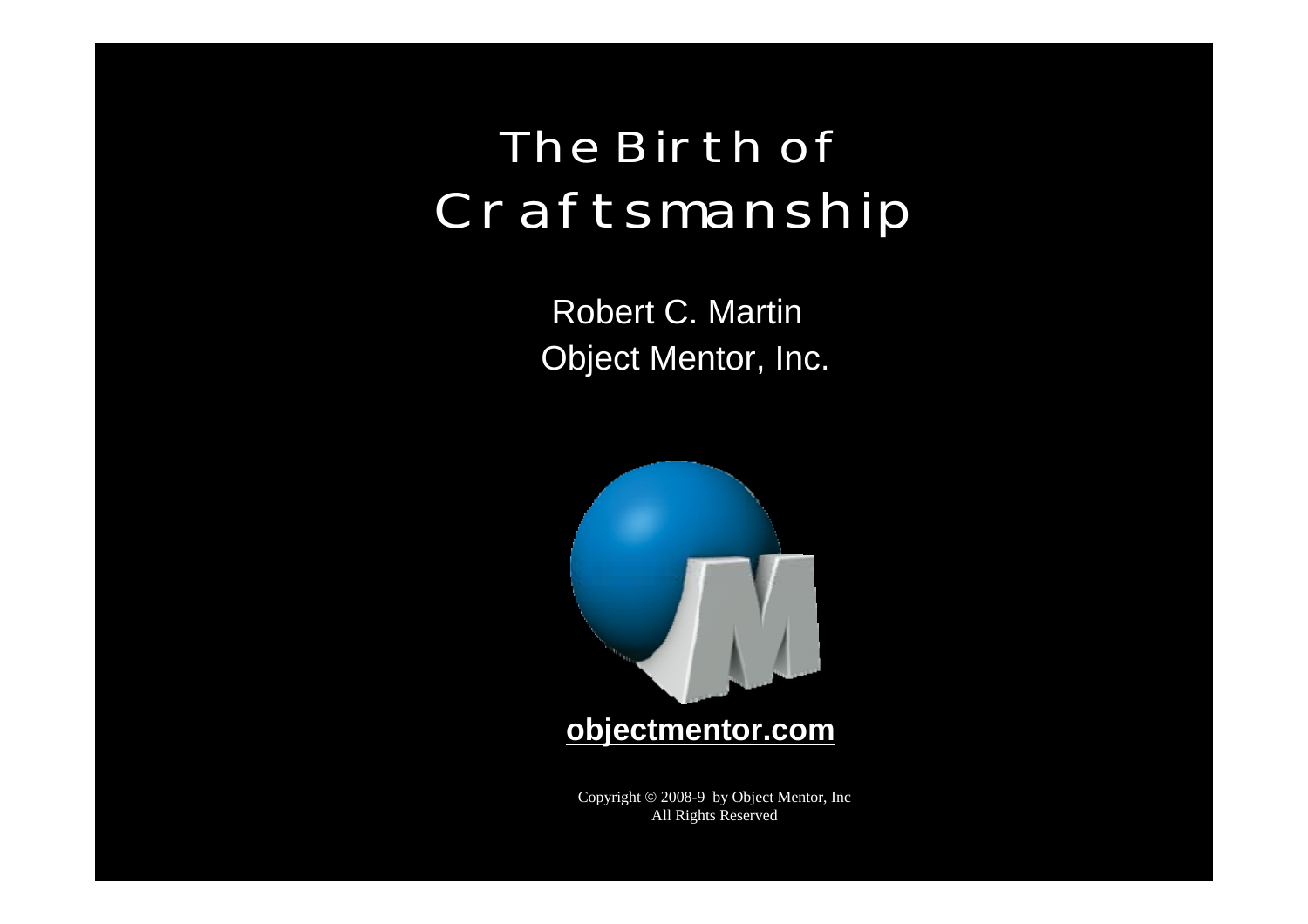# The Birth of Craftsmanship

Robert C. Martin
Object Mentor, Inc.

**objectmentor.com**

Copyright © 2008-9 by Object Mentor, Inc
All Rights Reserved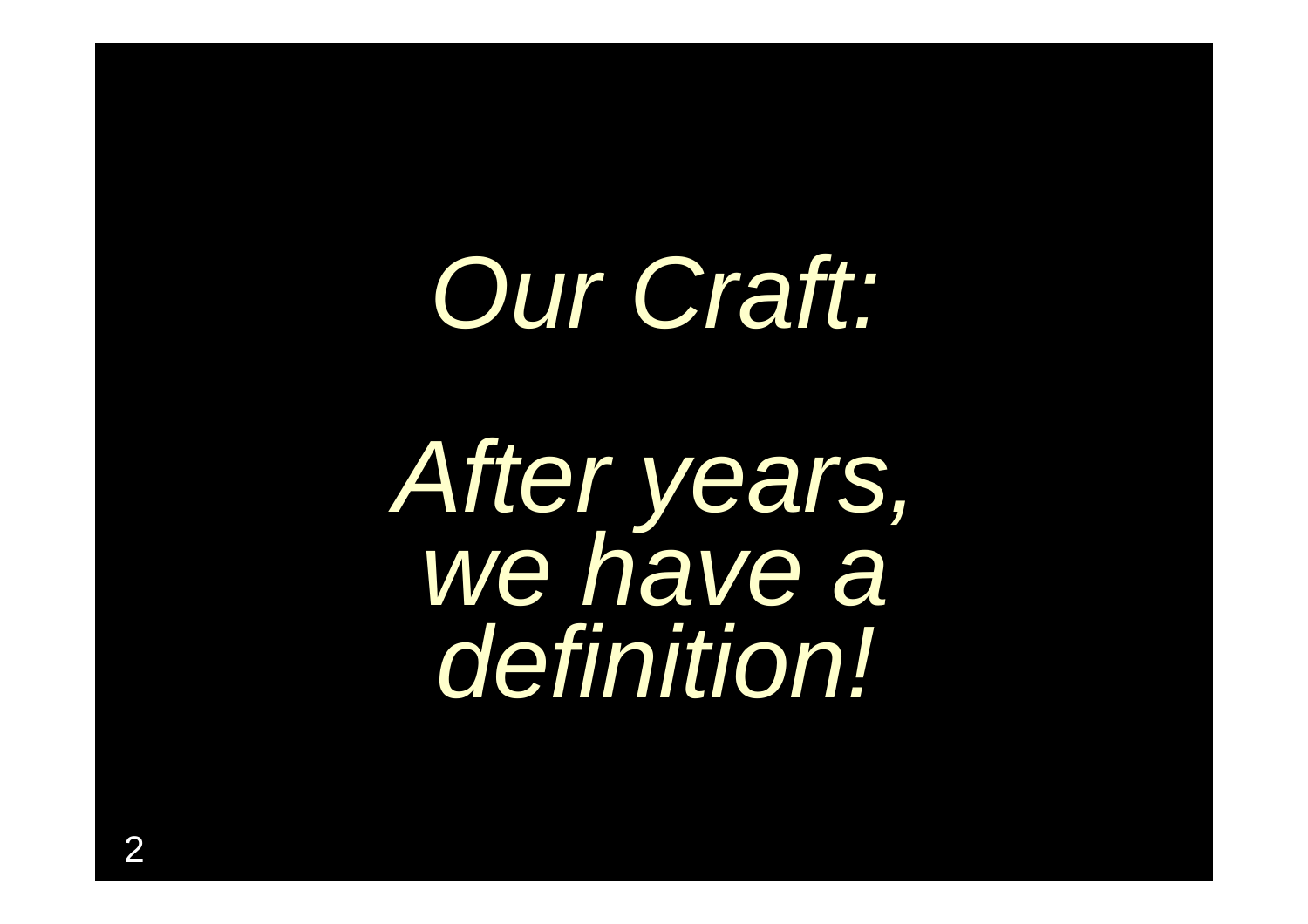*Our Craft:*

*After years, we have a definition!*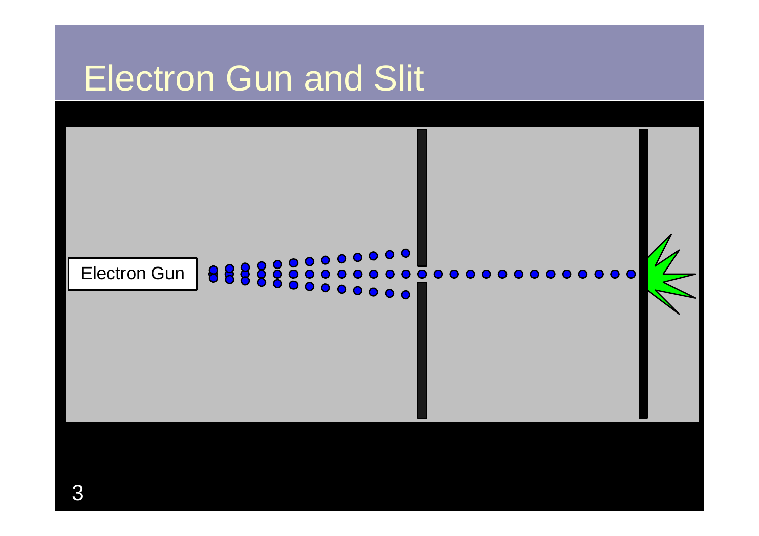# Electron Gun and Slit

Electron Gun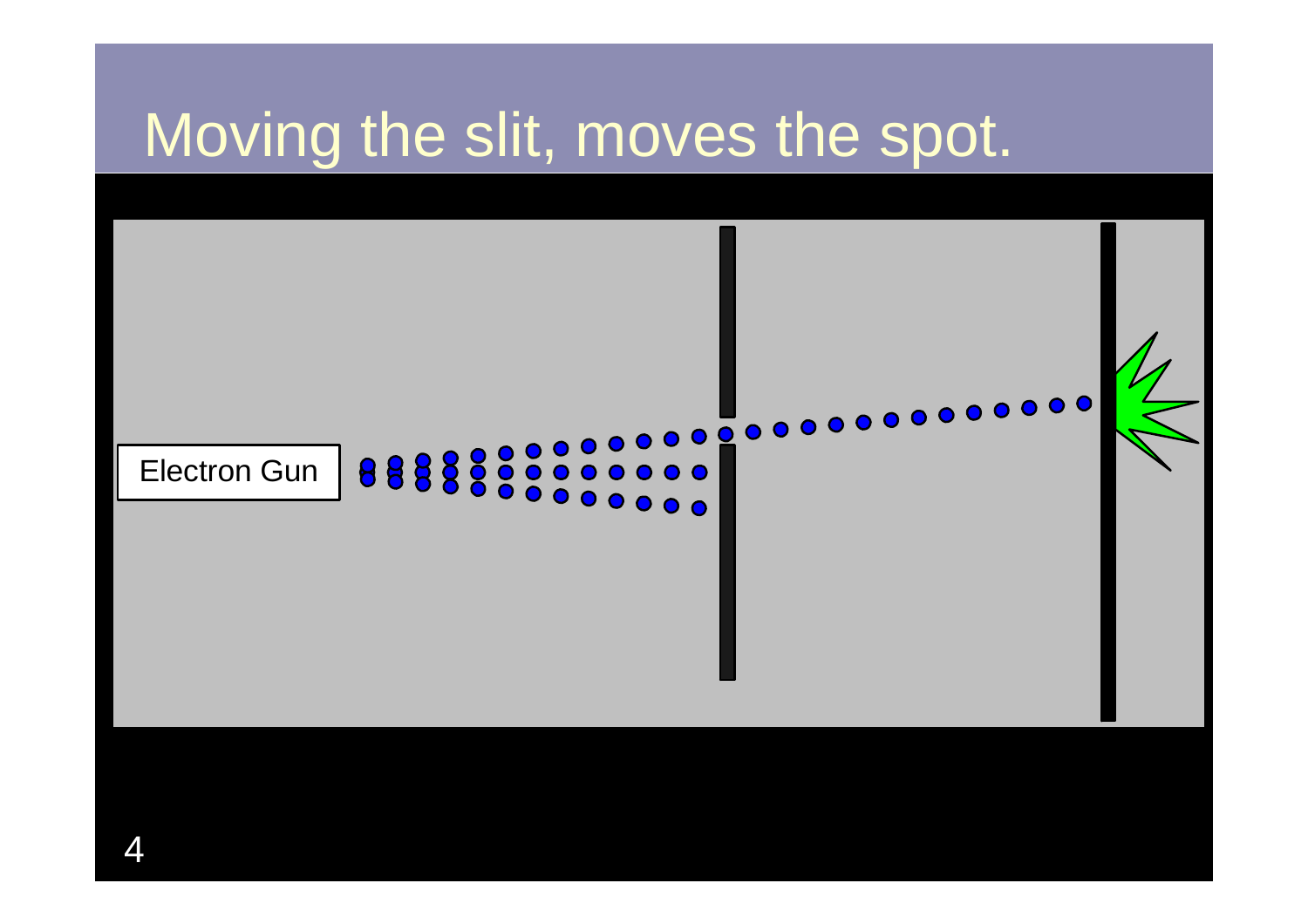# Moving the slit, moves the spot.

Electron Gun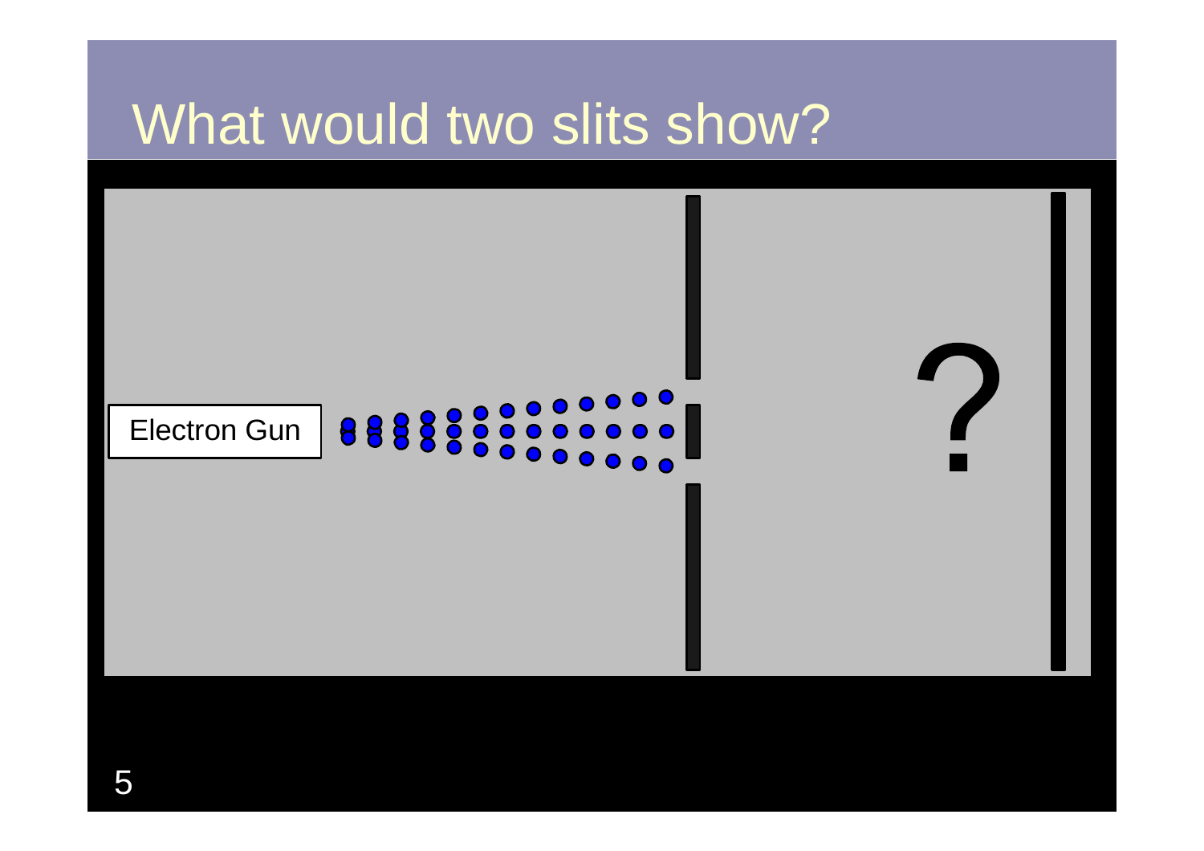# What would two slits show?

Electron Gun

?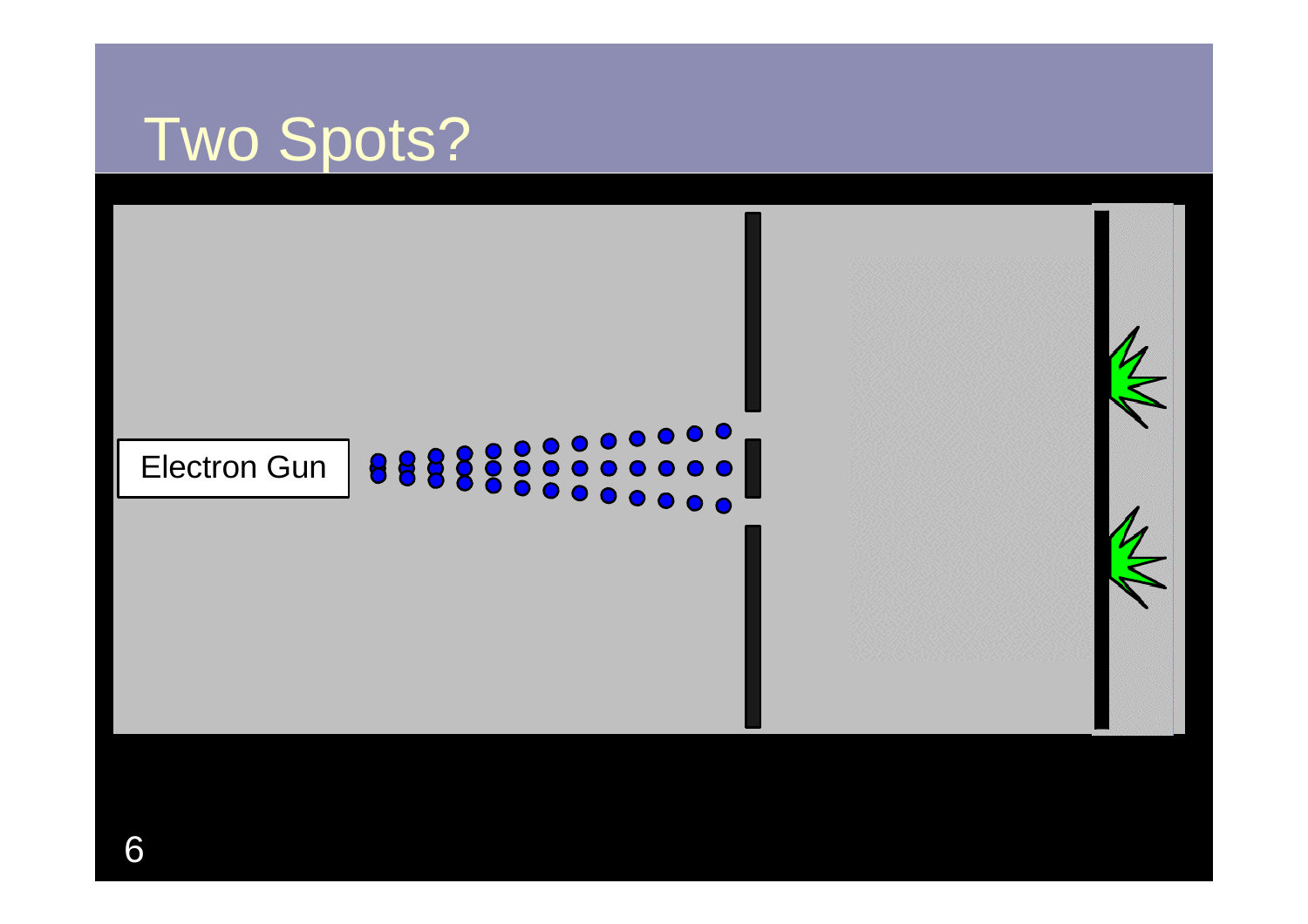# Two Spots?

Electron Gun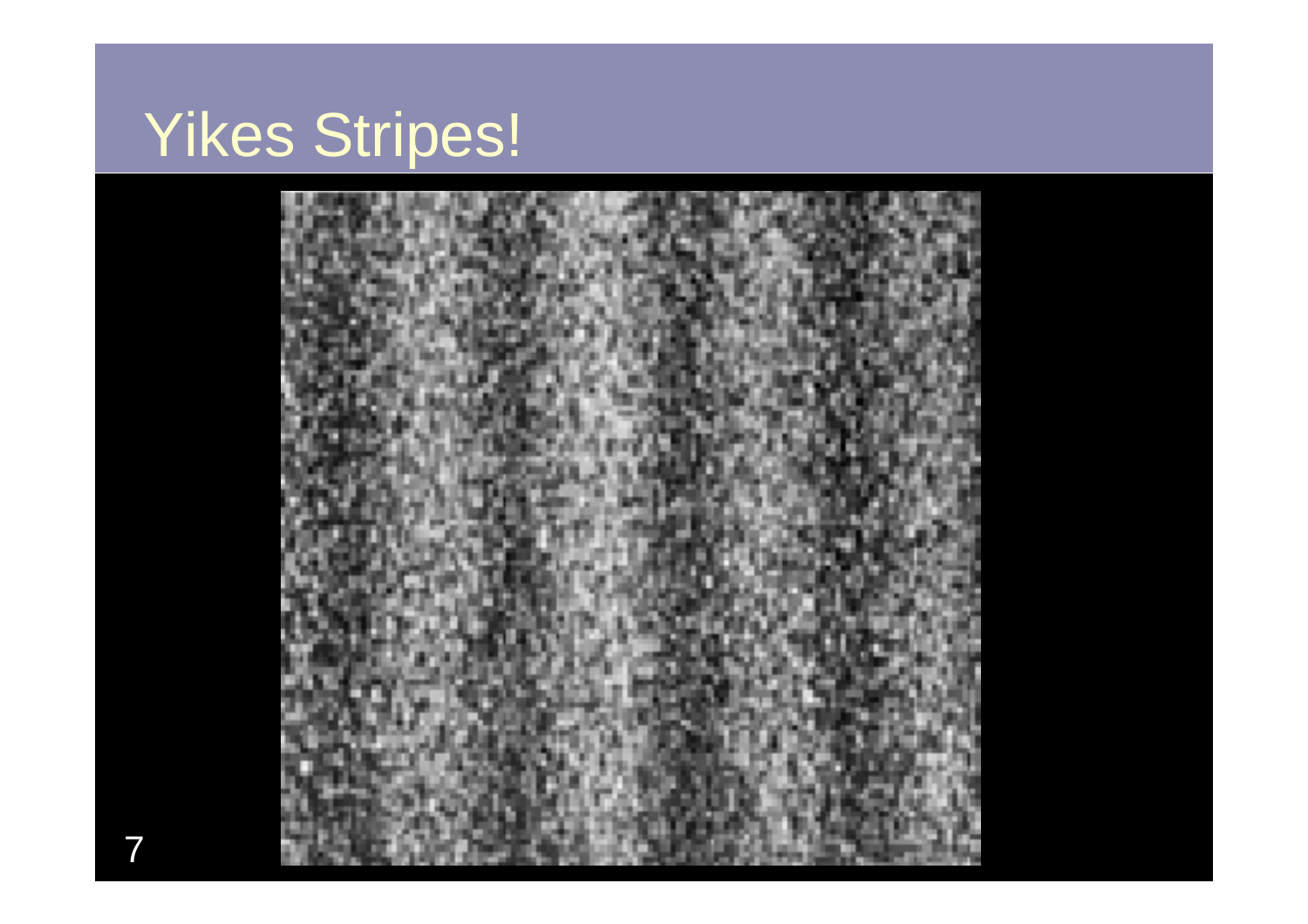# Yikes Stripes!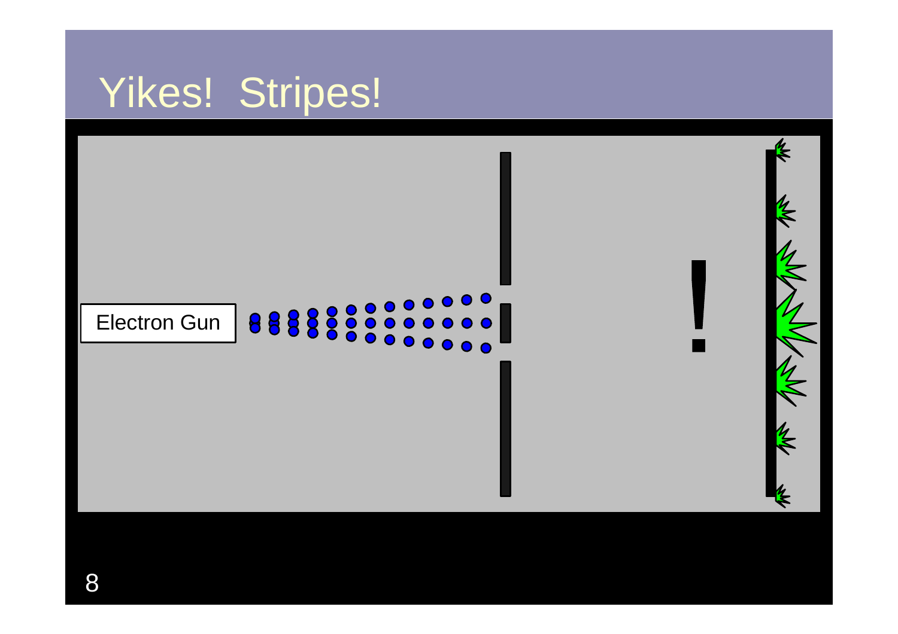# Yikes! Stripes!

Electron Gun

!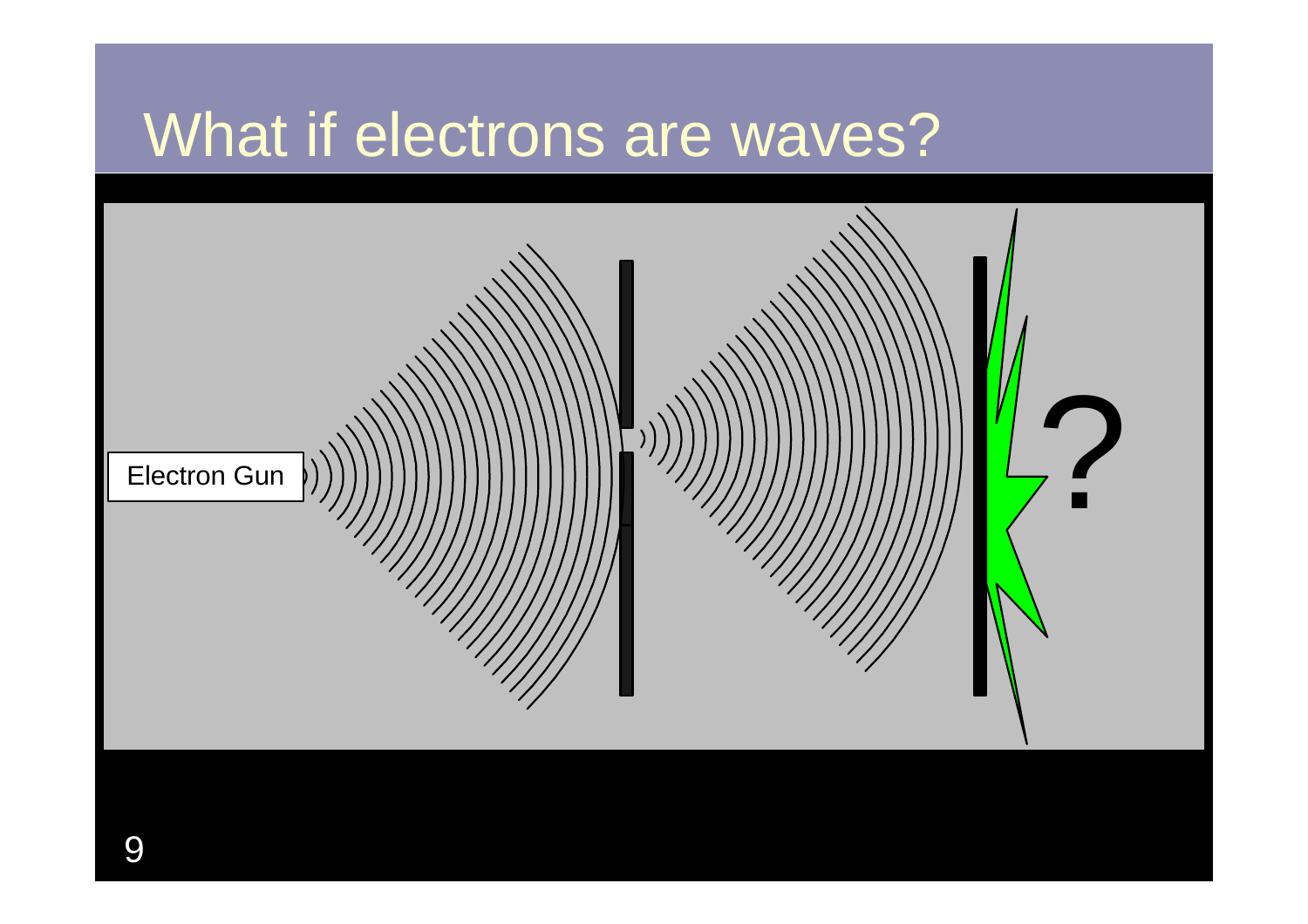# What if electrons are waves?

Electron Gun

?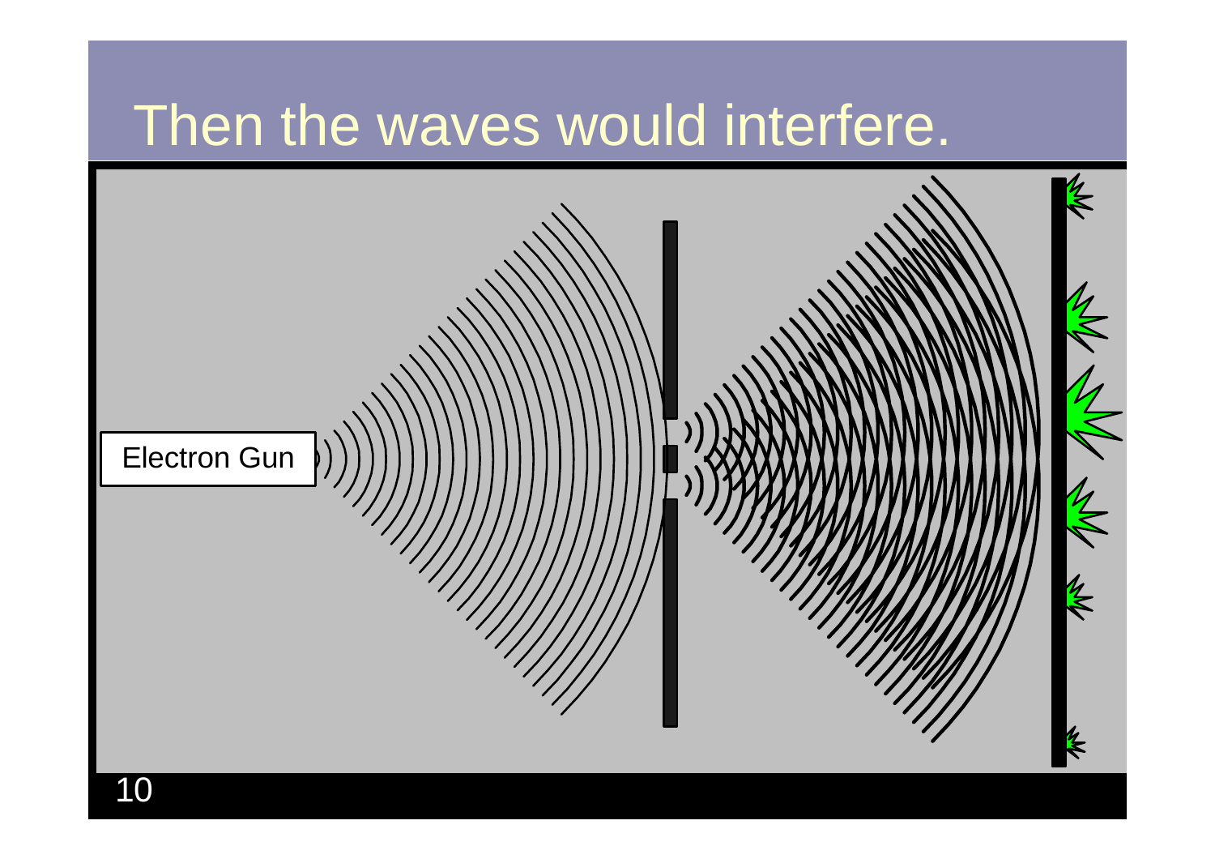# Then the waves would interfere.

Electron Gun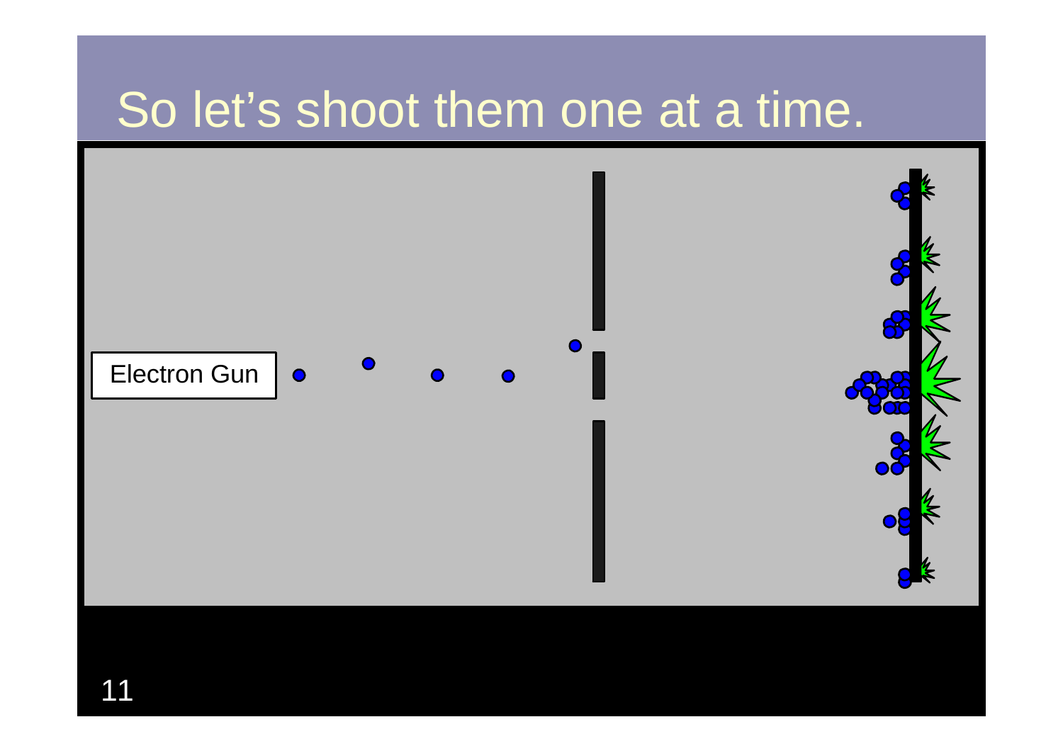# So let's shoot them one at a time.

Electron Gun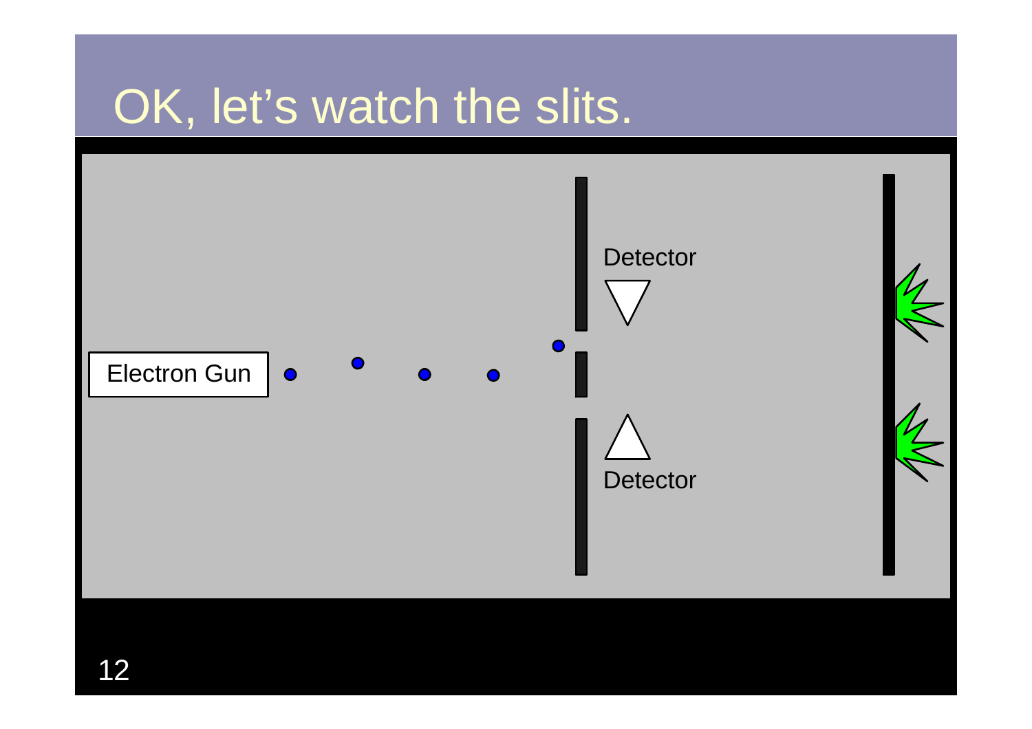# OK, let's watch the slits.

Electron Gun

Detector

Detector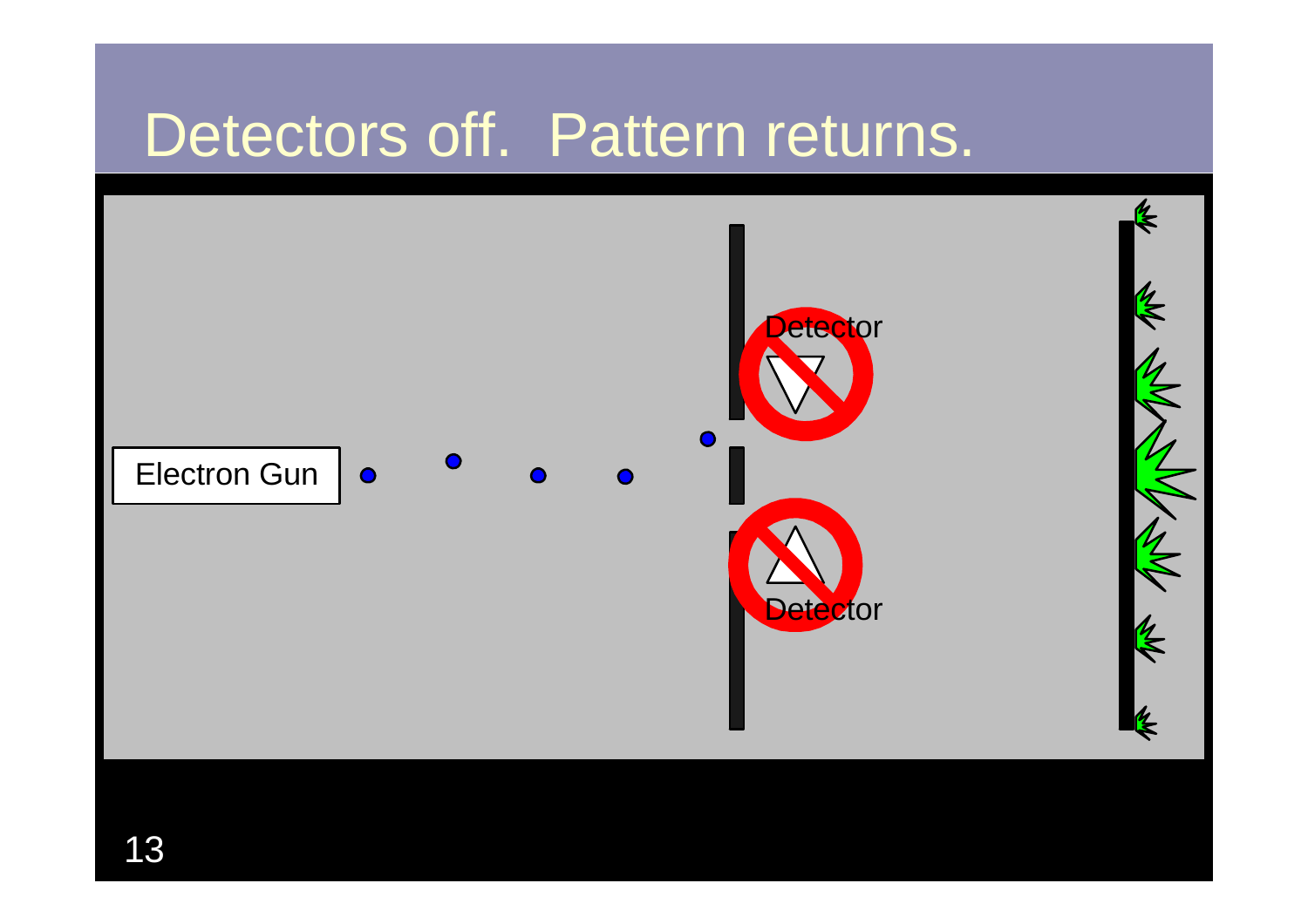# Detectors off. Pattern returns.

Electron Gun

Detector

Detector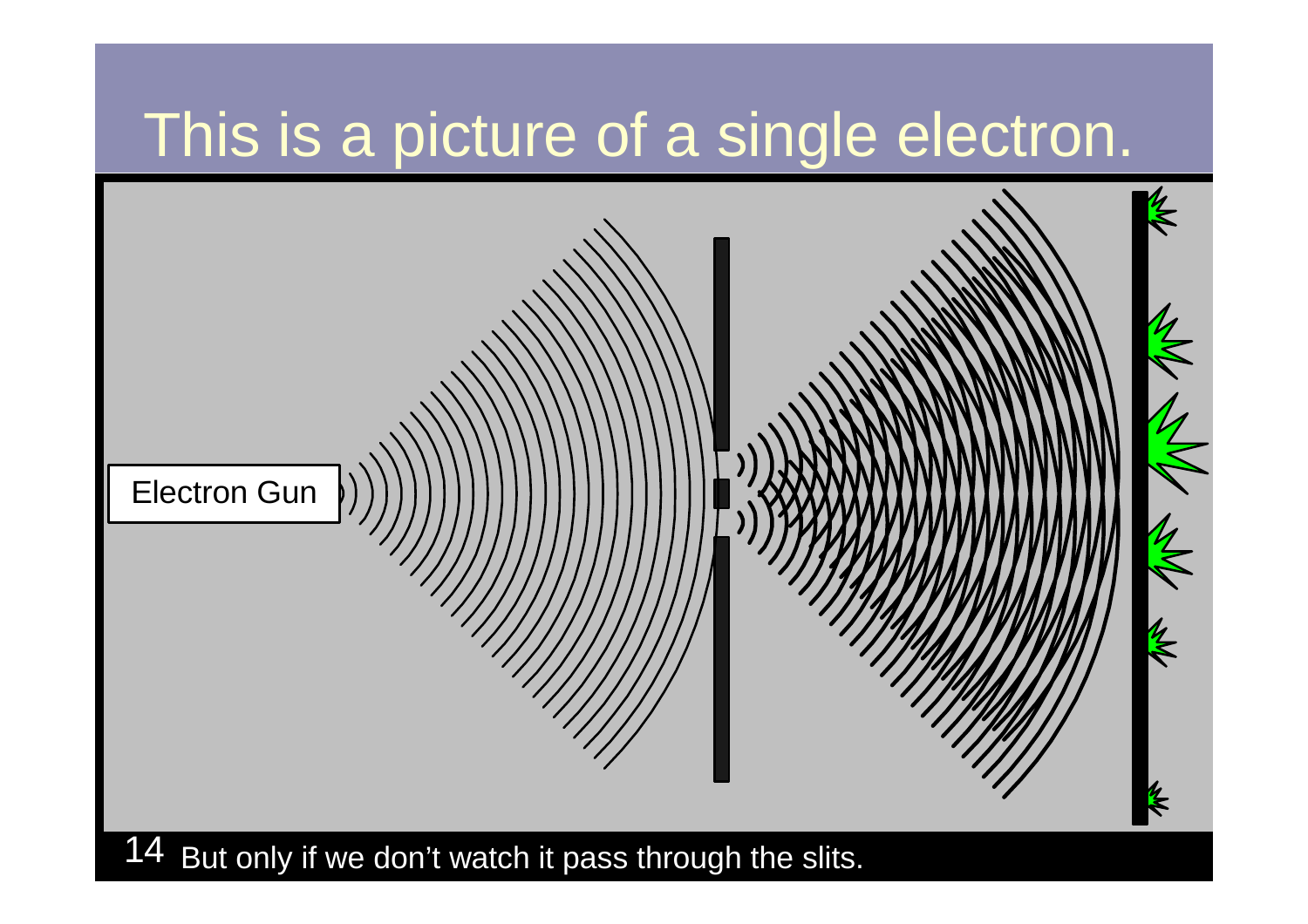# This is a picture of a single electron.

Electron Gun

But only if we don't watch it pass through the slits.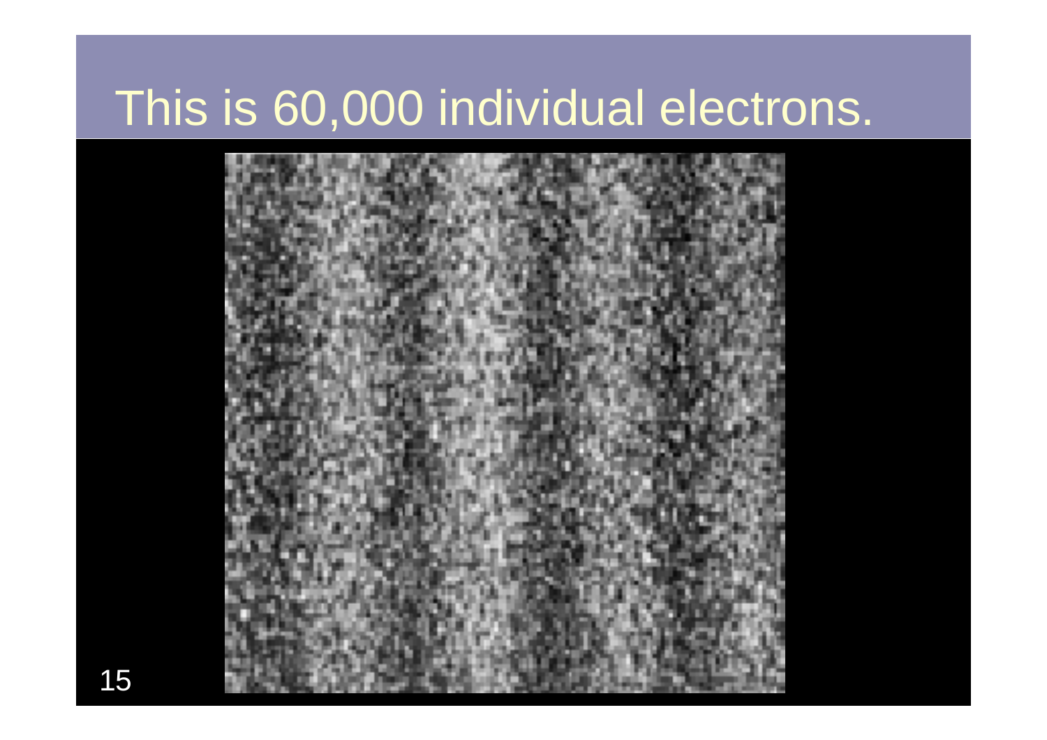# This is 60,000 individual electrons.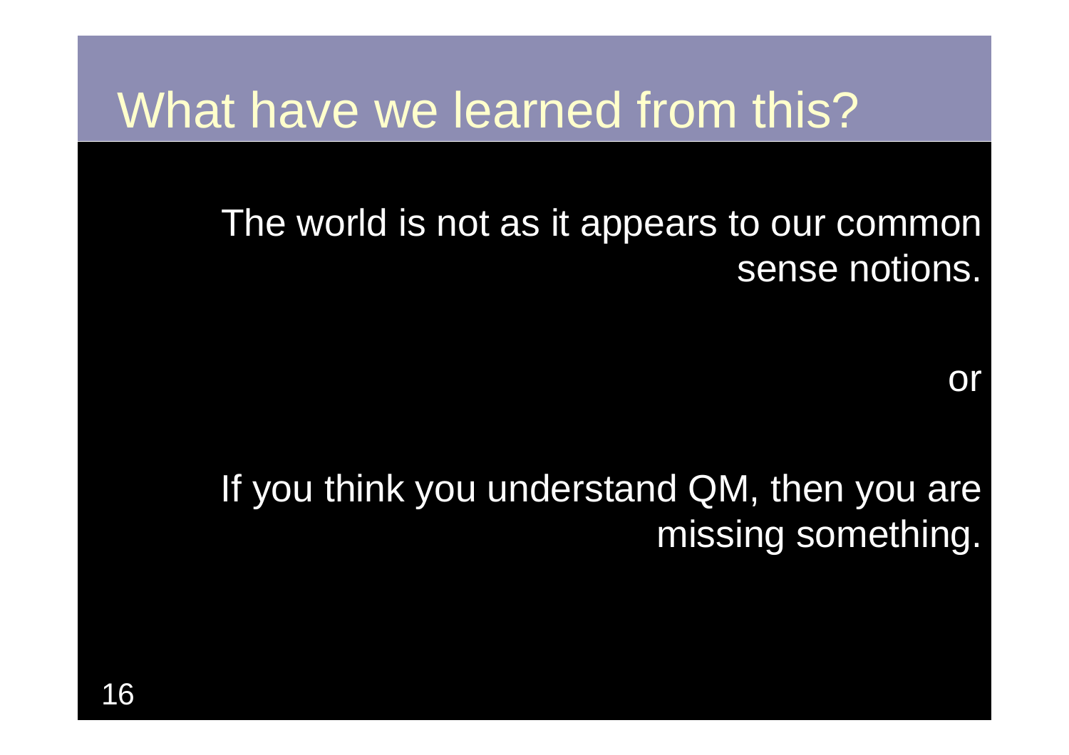# What have we learned from this?

The world is not as it appears to our common sense notions.

or

If you think you understand QM, then you are missing something.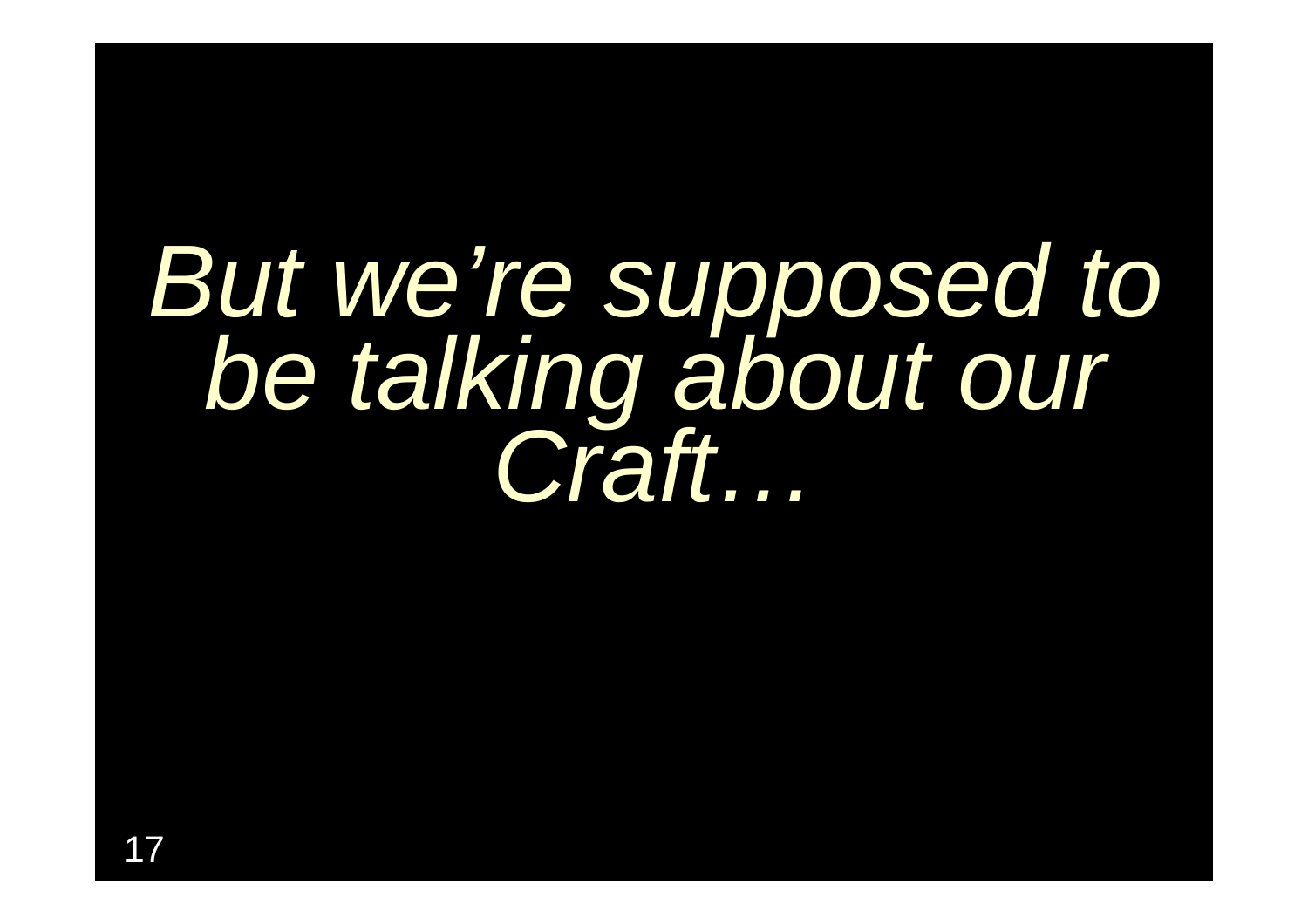*But we’re supposed to be talking about our Craft…*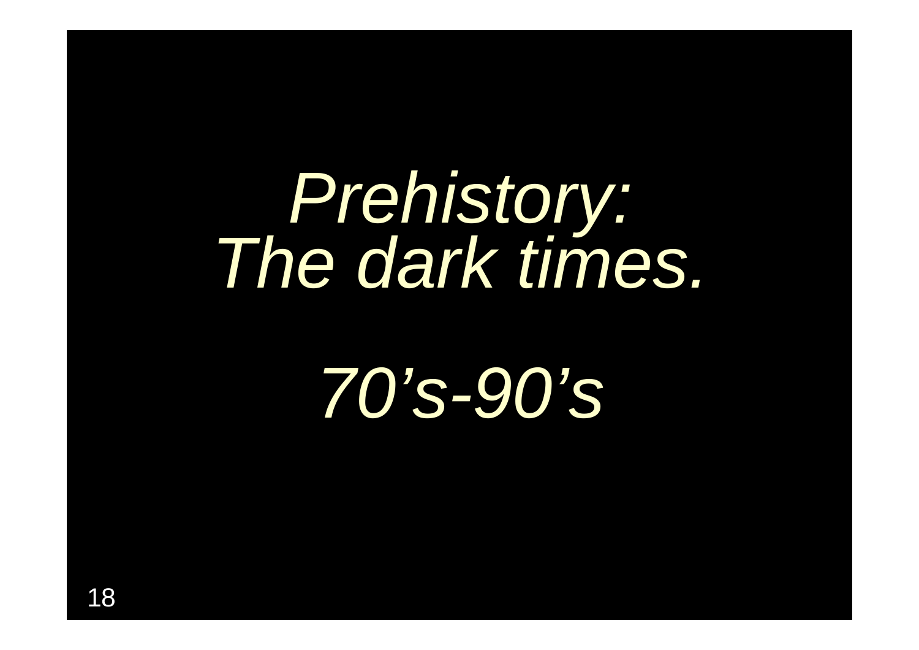# *Prehistory: The dark times.*

# *70’s-90’s*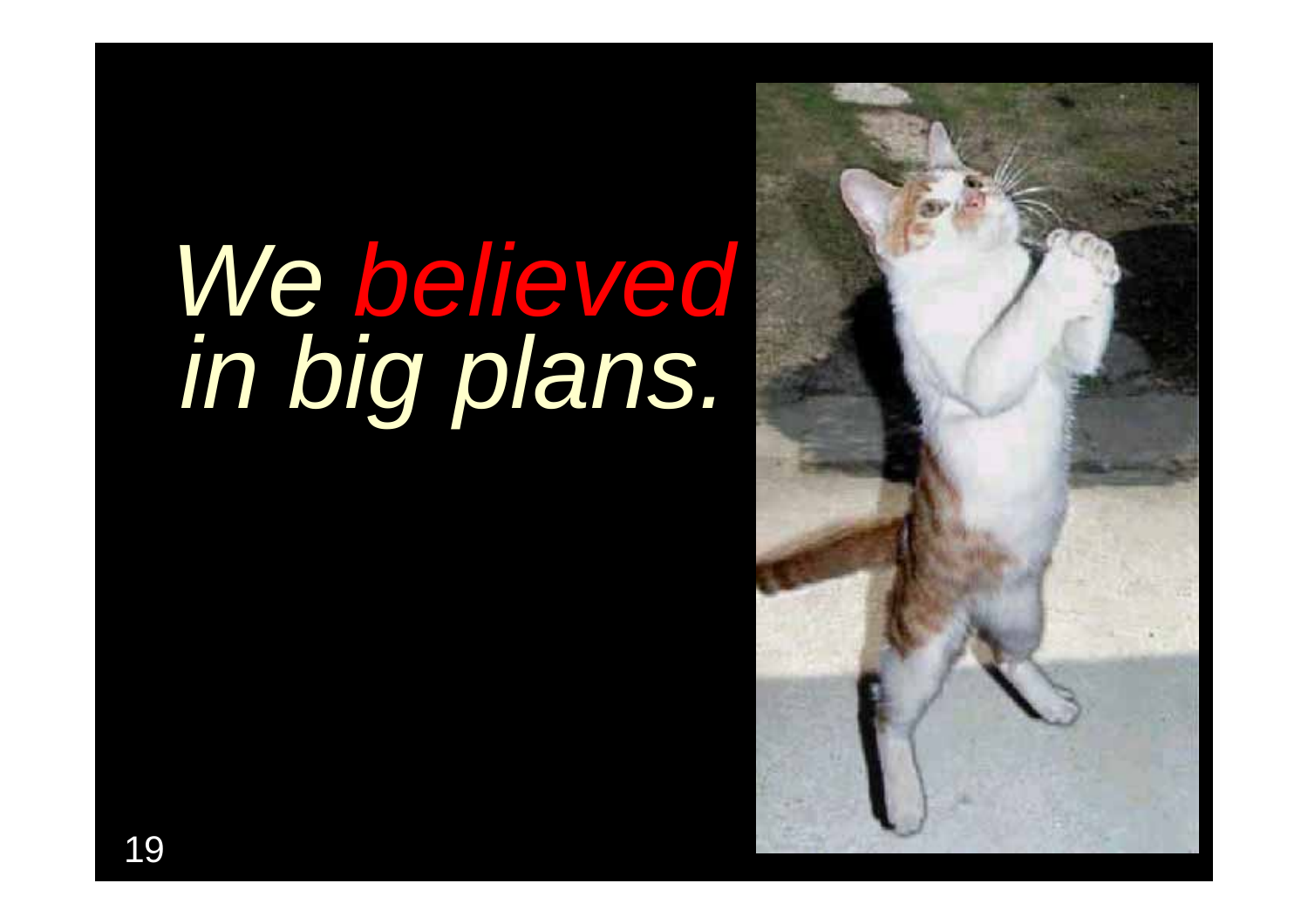*We **believed** in big plans.*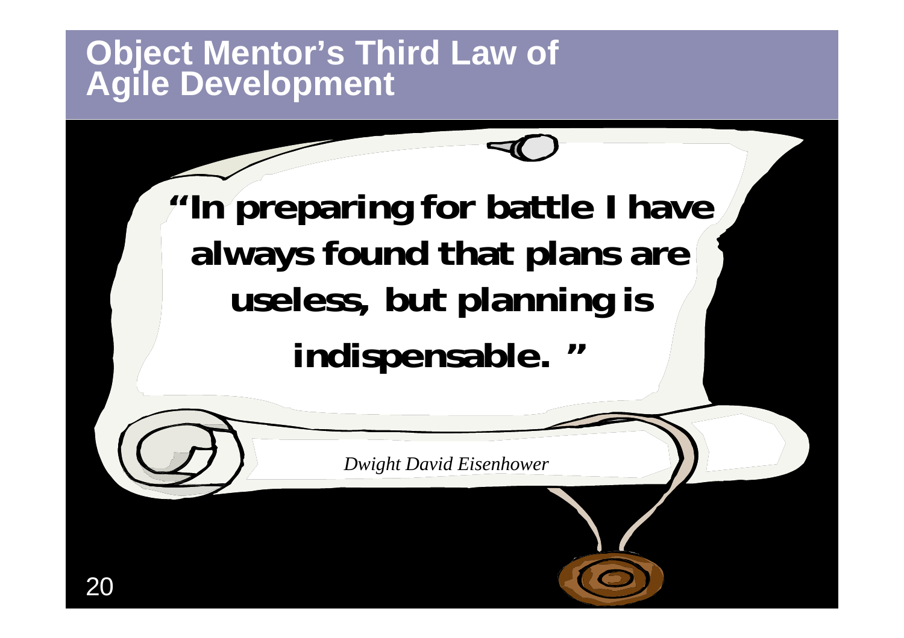# Object Mentor's Third Law of Agile Development

**"In preparing for battle I have always found that plans are useless, but planning is indispensable. "**

*Dwight David Eisenhower*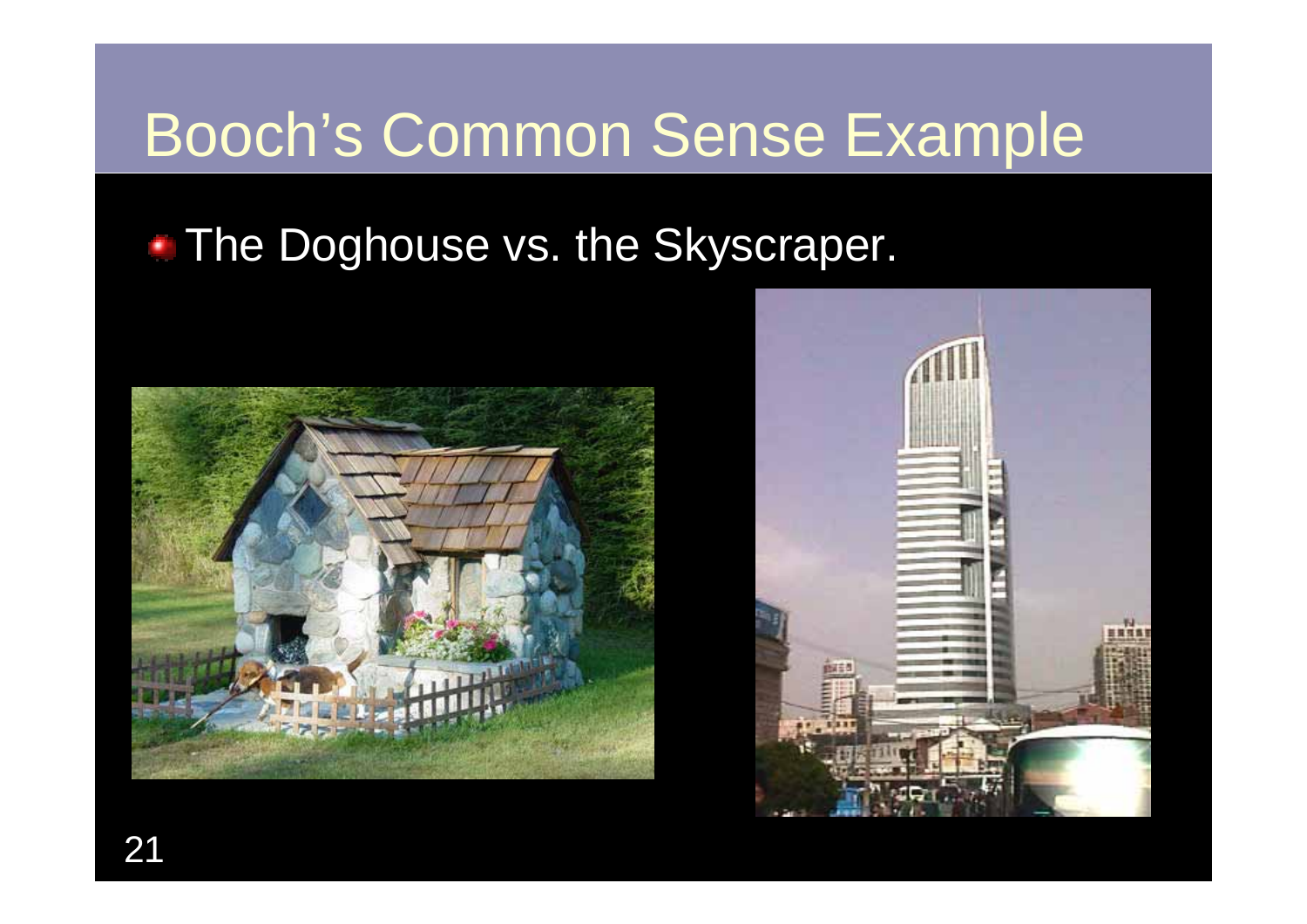# Booch's Common Sense Example

- The Doghouse vs. the Skyscraper.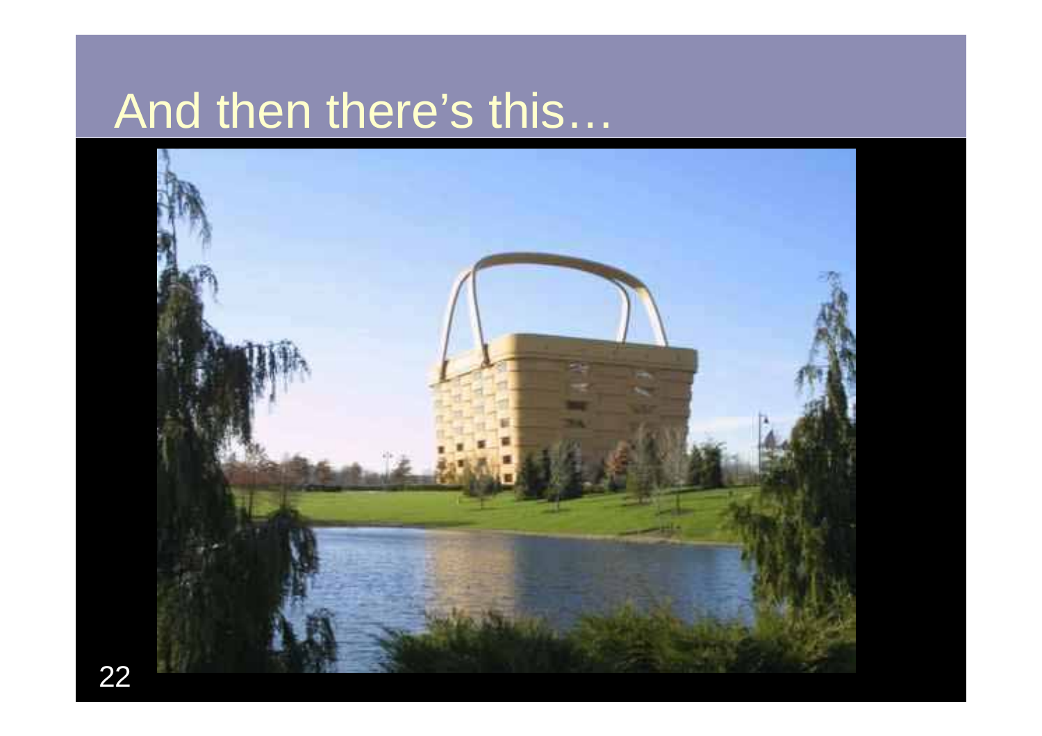# And then there's this…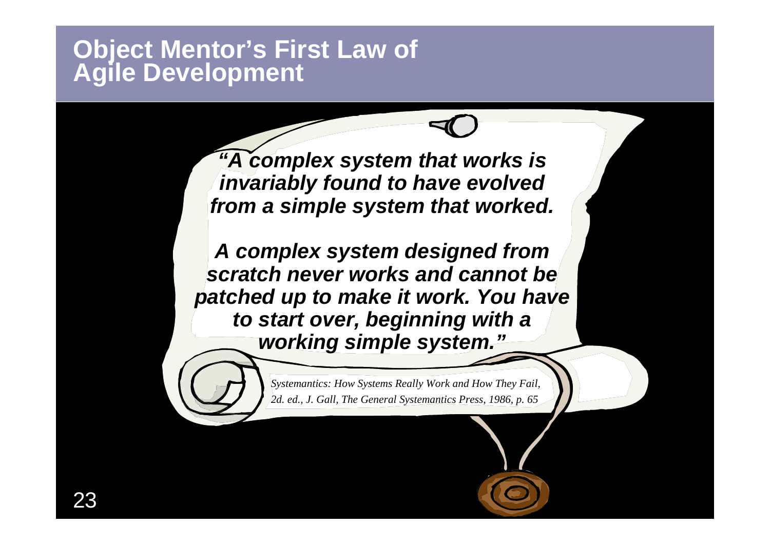# Object Mentor's First Law of Agile Development

***"A complex system that works is invariably found to have evolved from a simple system that worked.***

***A complex system designed from scratch never works and cannot be patched up to make it work. You have to start over, beginning with a working simple system."***

*Systemantics: How Systems Really Work and How They Fail, 2d. ed., J. Gall, The General Systemantics Press, 1986, p. 65*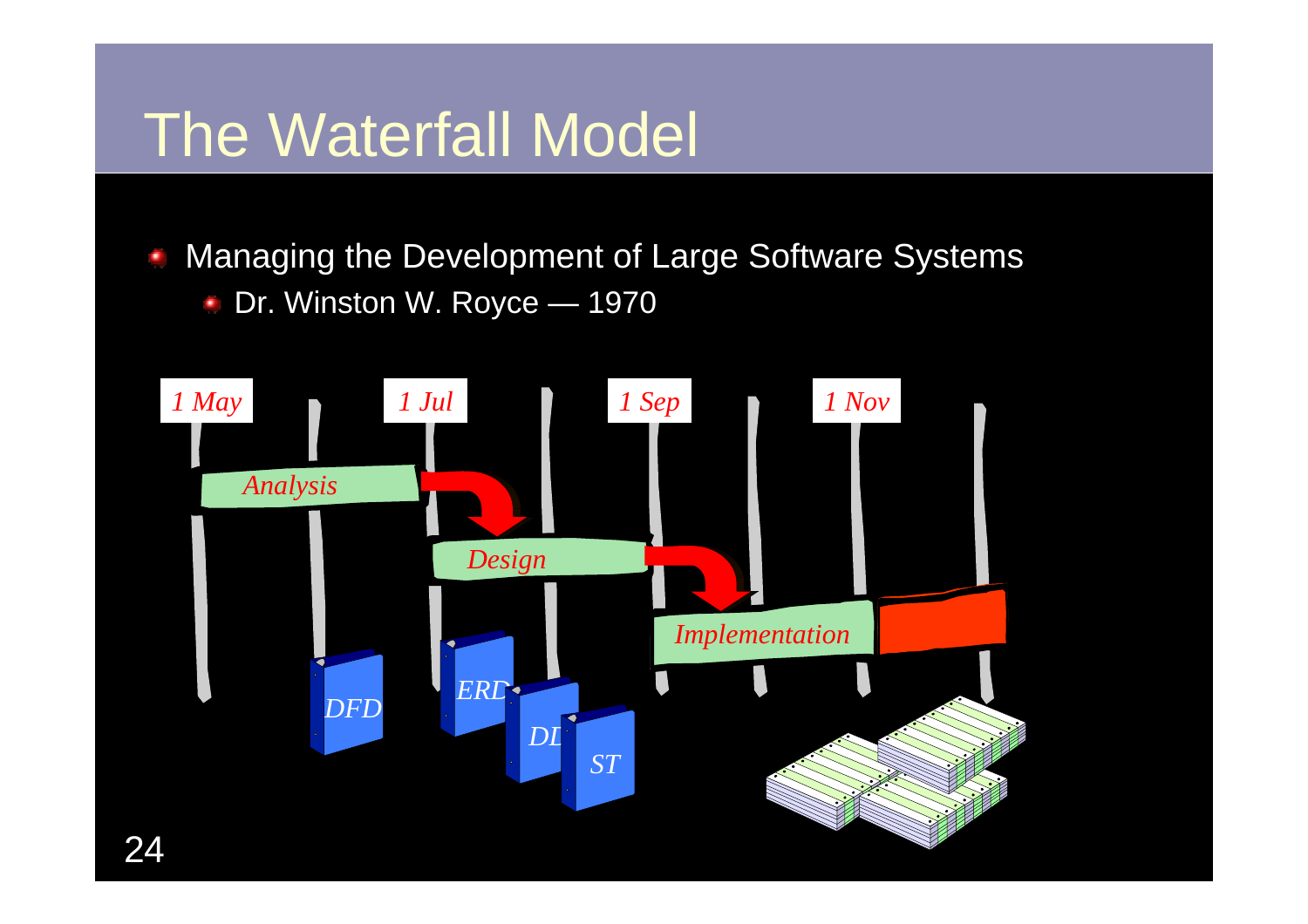# The Waterfall Model

- Managing the Development of Large Software Systems
  - Dr. Winston W. Royce — 1970

*1 May* *1 Jul* *1 Sep* *1 Nov*

*Analysis*

*Design*

*Implementation*

*DFD* *ERD* *DD* *ST*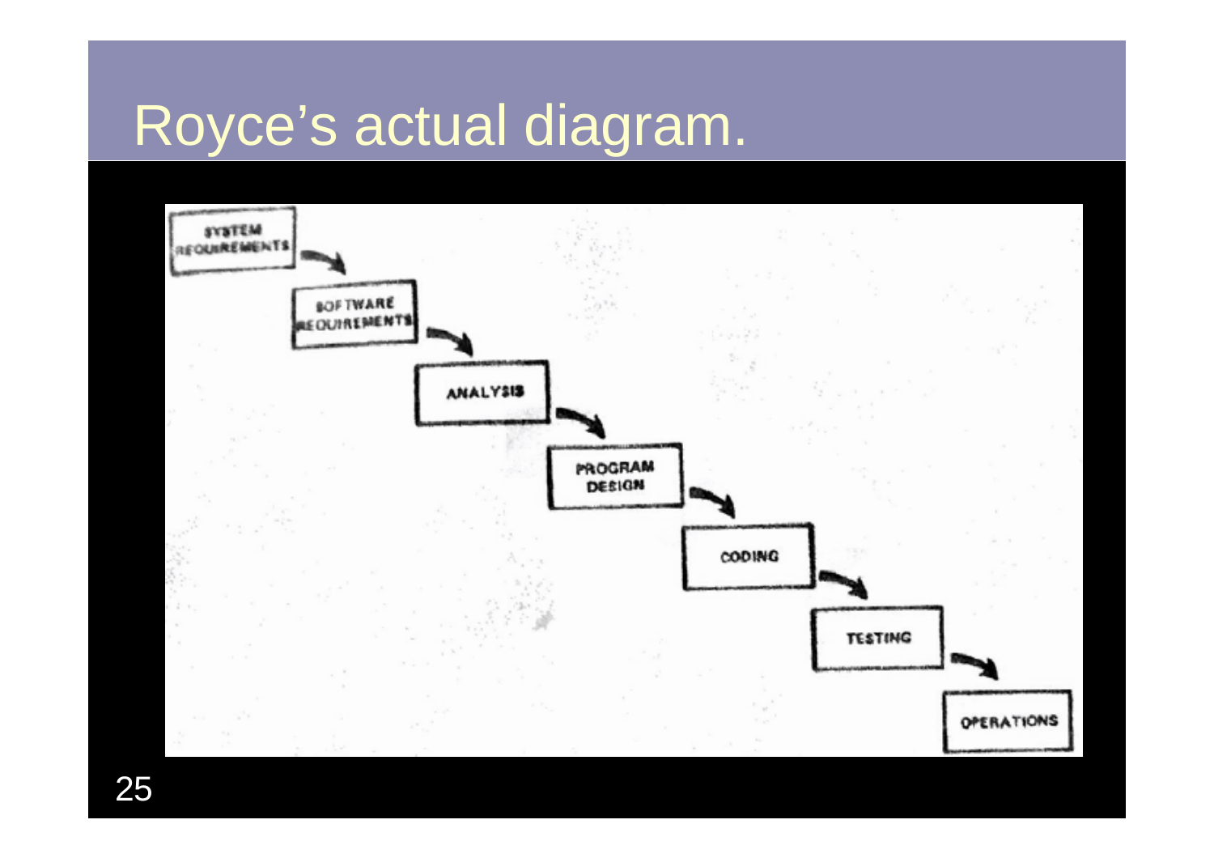# Royce's actual diagram.

SYSTEM REQUIREMENTS

SOFTWARE REQUIREMENTS

ANALYSIS

PROGRAM DESIGN

CODING

TESTING

OPERATIONS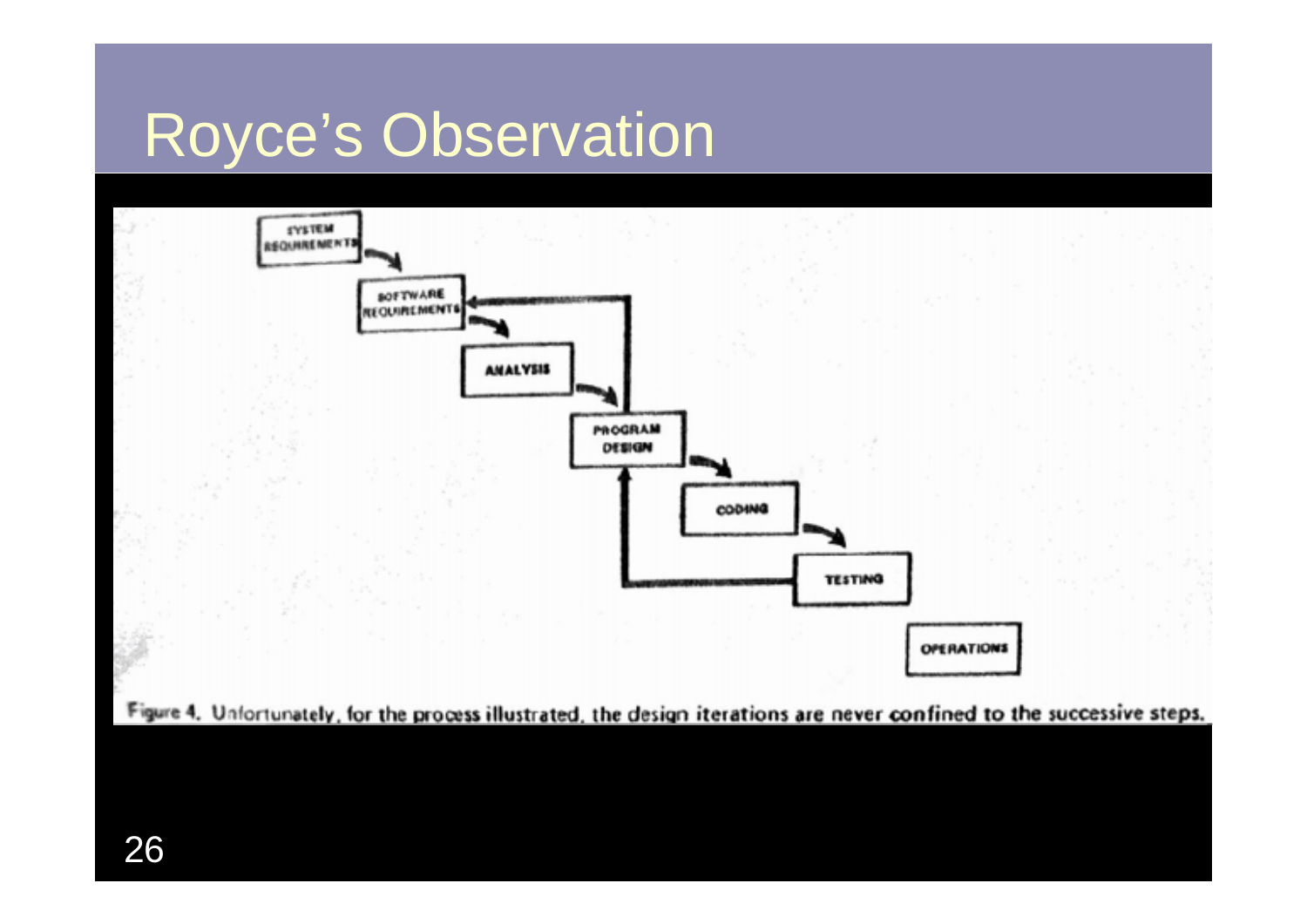# Royce's Observation

SYSTEM REQUIREMENTS

SOFTWARE REQUIREMENTS

ANALYSIS

PROGRAM DESIGN

CODING

TESTING

OPERATIONS

Figure 4. Unfortunately, for the process illustrated, the design iterations are never confined to the successive steps.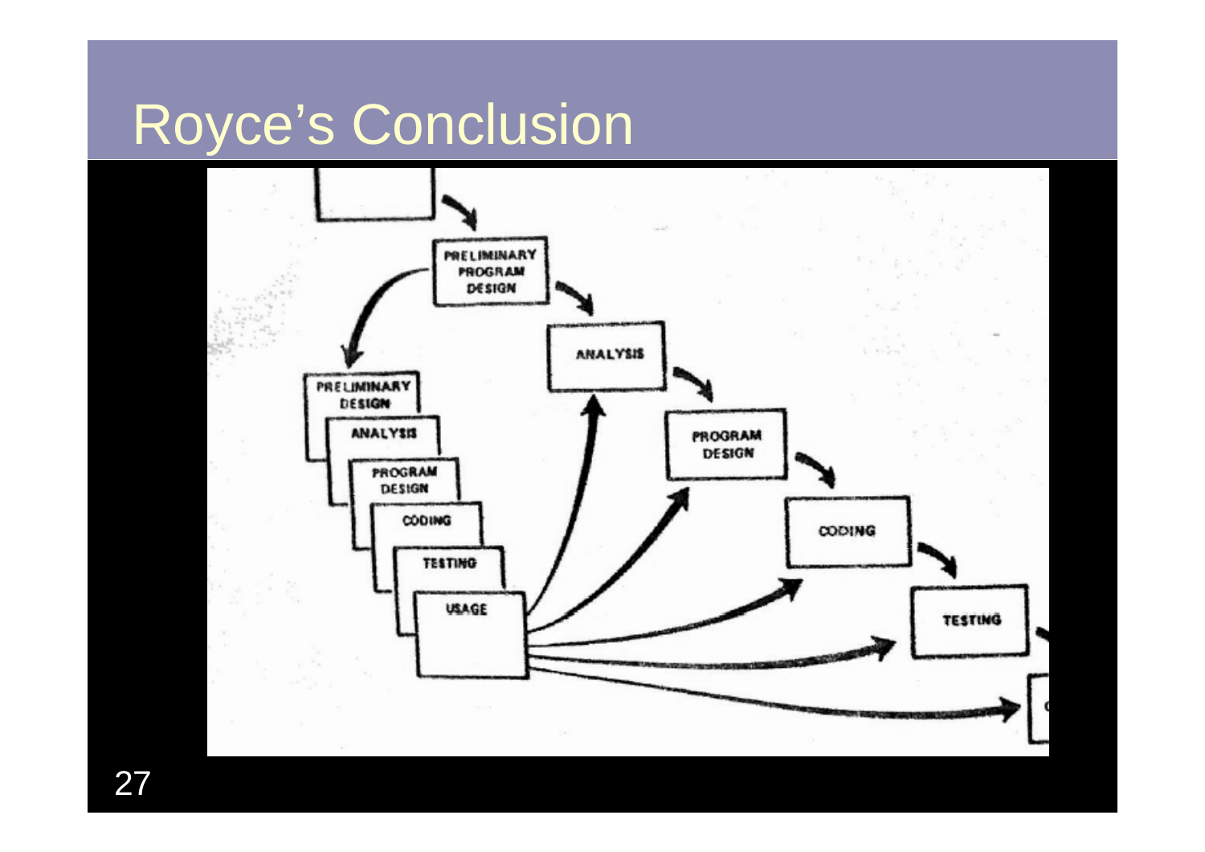# Royce's Conclusion

PRELIMINARY PROGRAM DESIGN

ANALYSIS

PROGRAM DESIGN

CODING

TESTING

PRELIMINARY DESIGN

ANALYSIS

PROGRAM DESIGN

CODING

TESTING

USAGE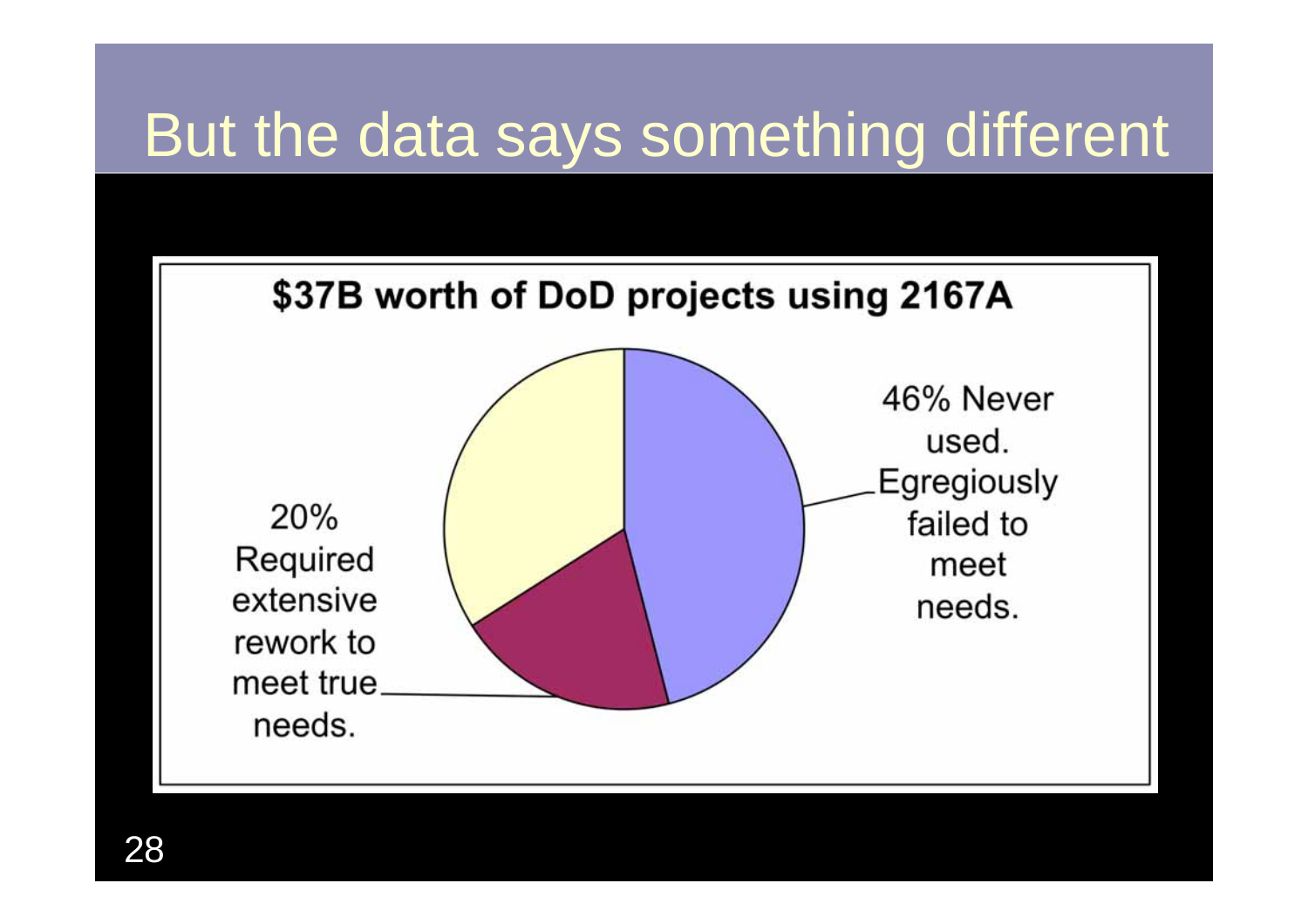# But the data says something different

**$37B worth of DoD projects using 2167A**

46% Never used. Egregiously failed to meet needs.

20% Required extensive rework to meet true needs.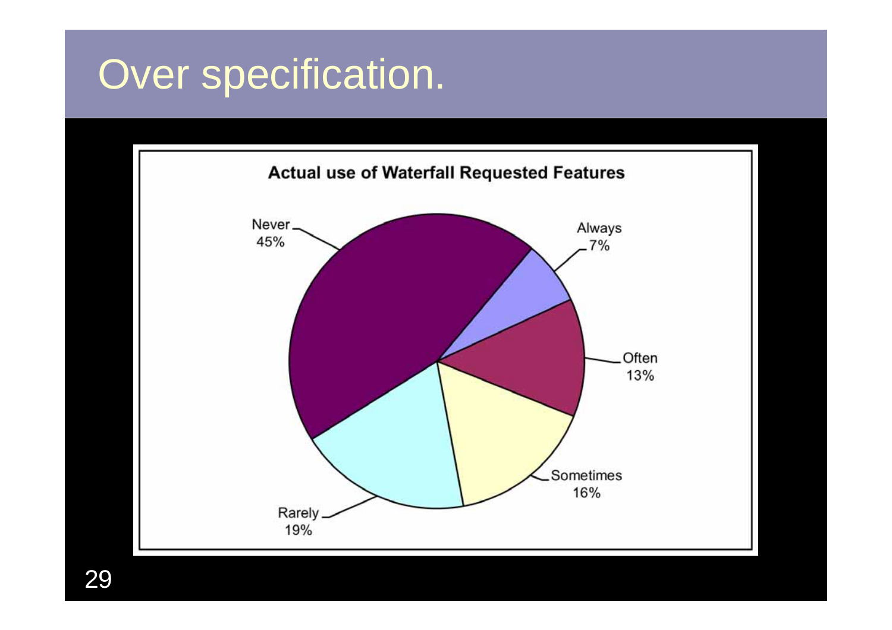# Over specification.

**Actual use of Waterfall Requested Features**

| Usage | Percentage |
|---|---|
| Never | 45% |
| Always | 7% |
| Often | 13% |
| Sometimes | 16% |
| Rarely | 19% |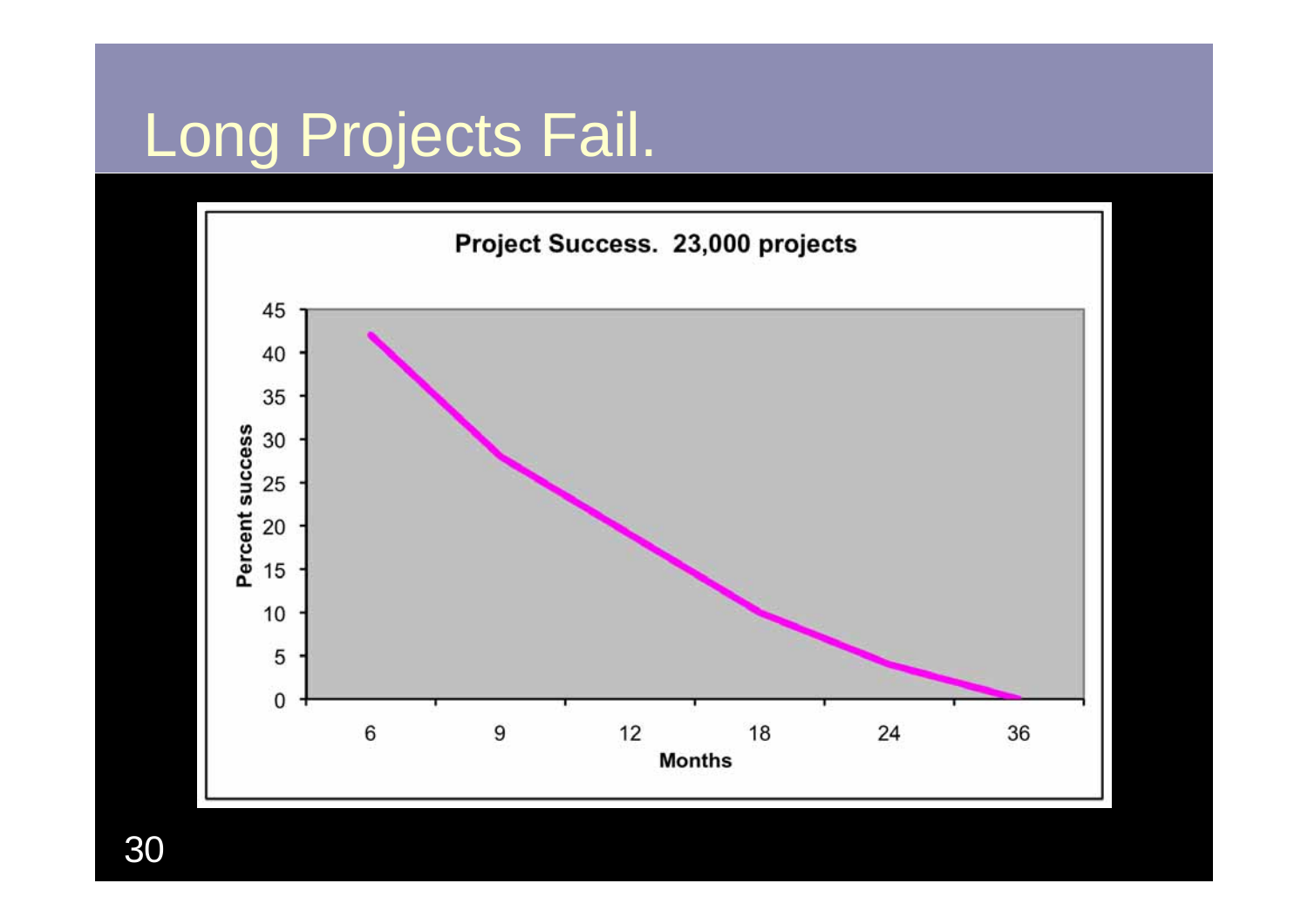# Long Projects Fail.

**Project Success. 23,000 projects**

Percent success (y-axis: 0–45) vs. Months (x-axis: 6, 9, 12, 18, 24, 36)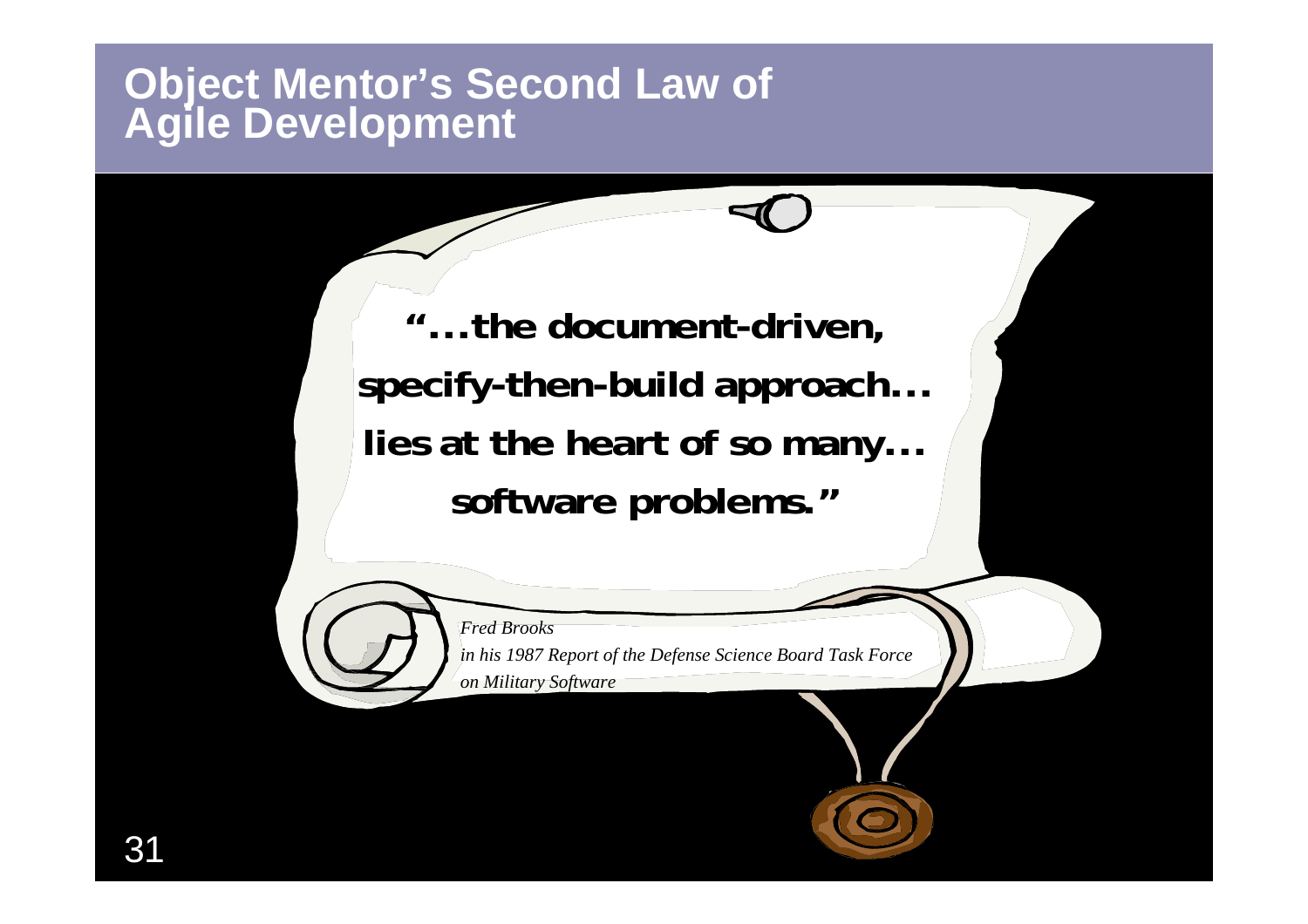# Object Mentor's Second Law of Agile Development

**"...the document-driven,**
**specify-then-build approach...**
**lies at the heart of so many...**
**software problems."**

*Fred Brooks*
*in his 1987 Report of the Defense Science Board Task Force on Military Software*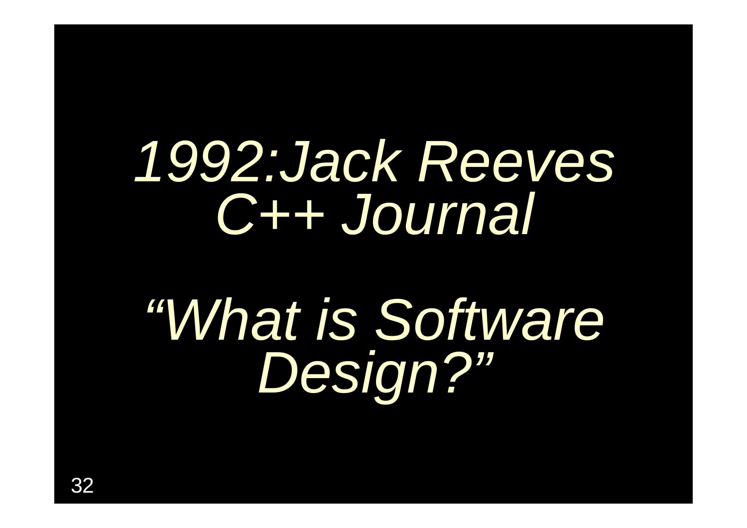*1992:Jack Reeves C++ Journal*

*“What is Software Design?”*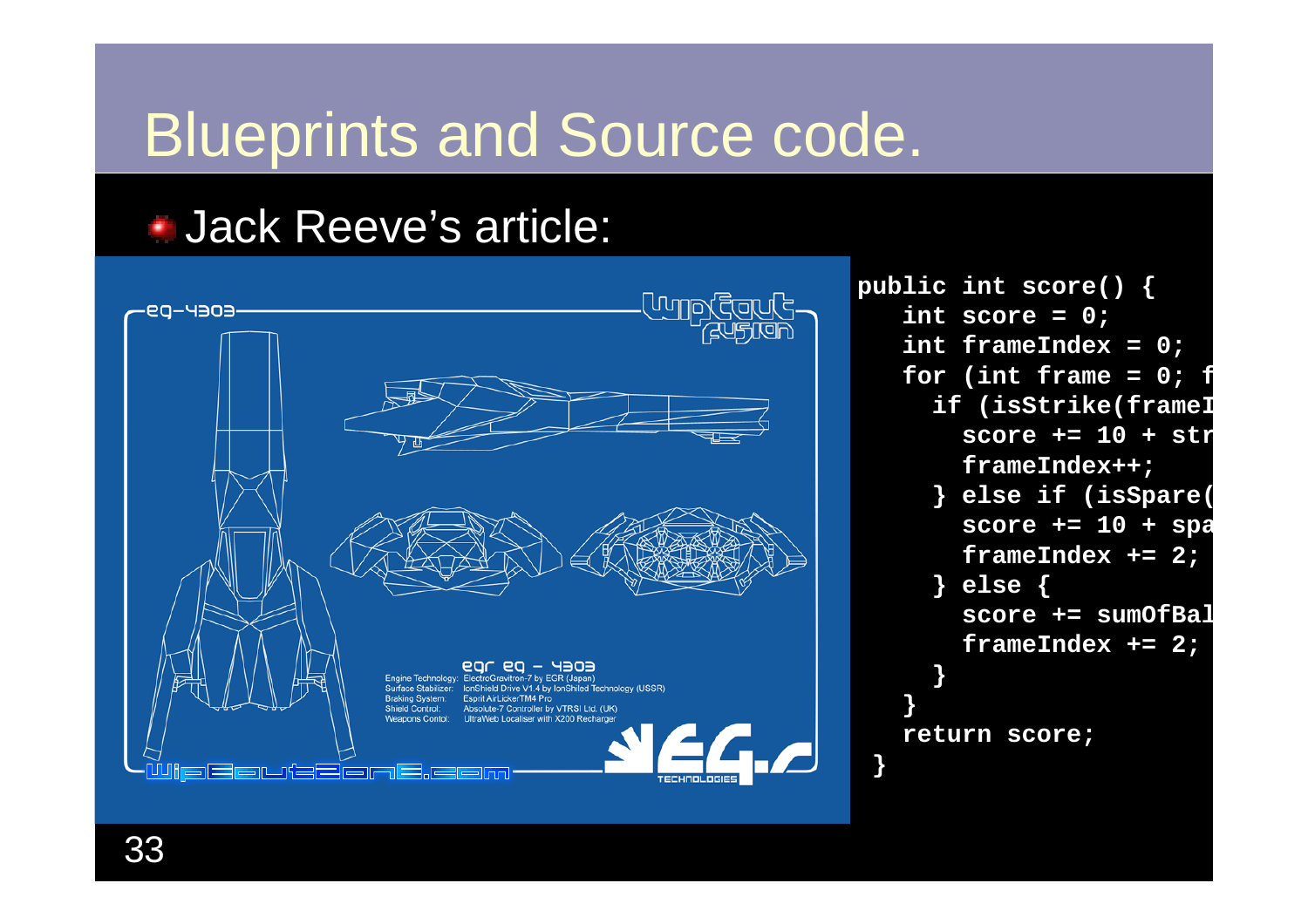# Blueprints and Source code.

- Jack Reeve's article:

```
public int score() {
   int score = 0;
   int frameIndex = 0;
   for (int frame = 0; f
     if (isStrike(frameI
       score += 10 + str
       frameIndex++;
     } else if (isSpare(
       score += 10 + spa
       frameIndex += 2;
     } else {
       score += sumOfBal
       frameIndex += 2;
     }
   }
   return score;
 }
```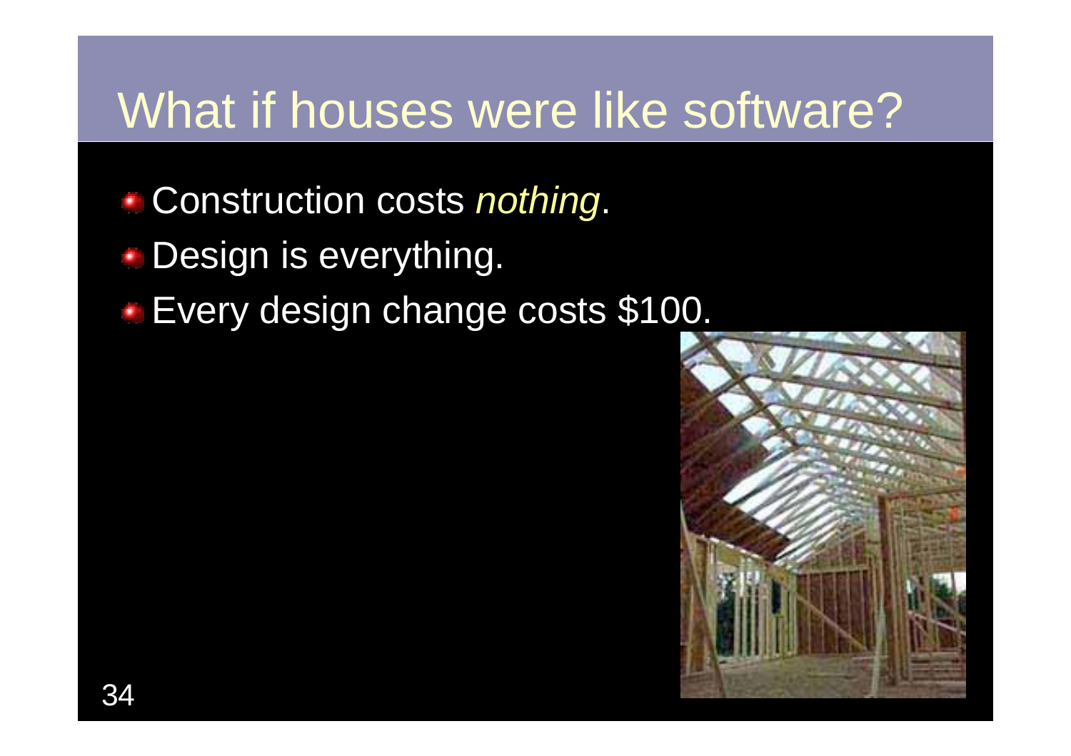# What if houses were like software?

- Construction costs *nothing*.
- Design is everything.
- Every design change costs $100.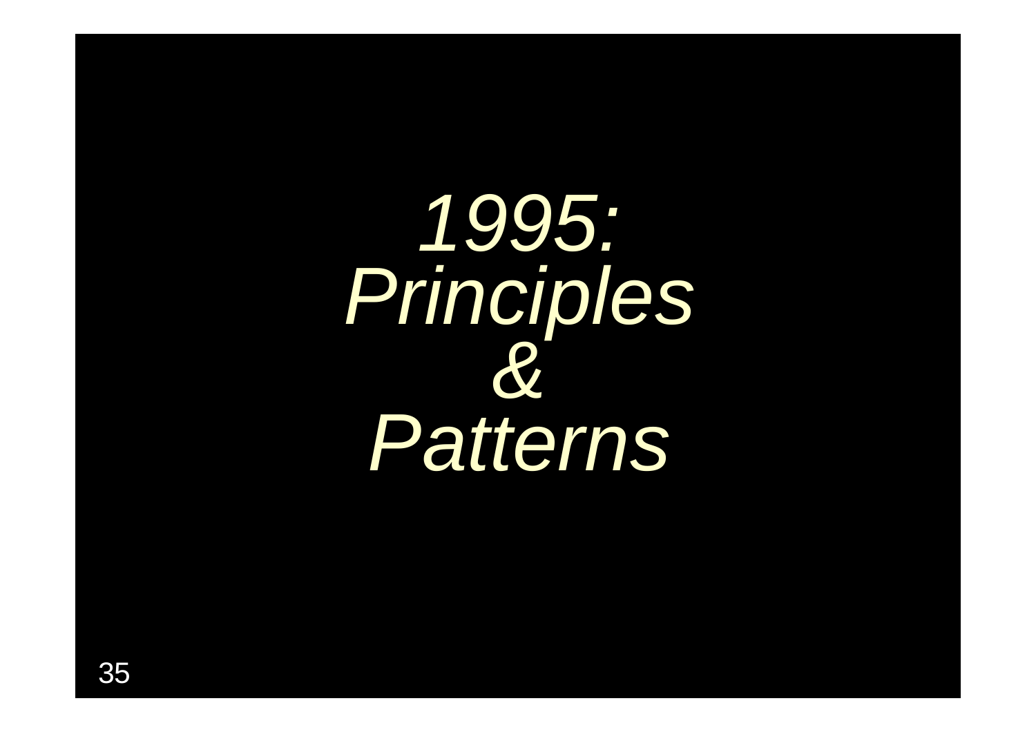# *1995: Principles & Patterns*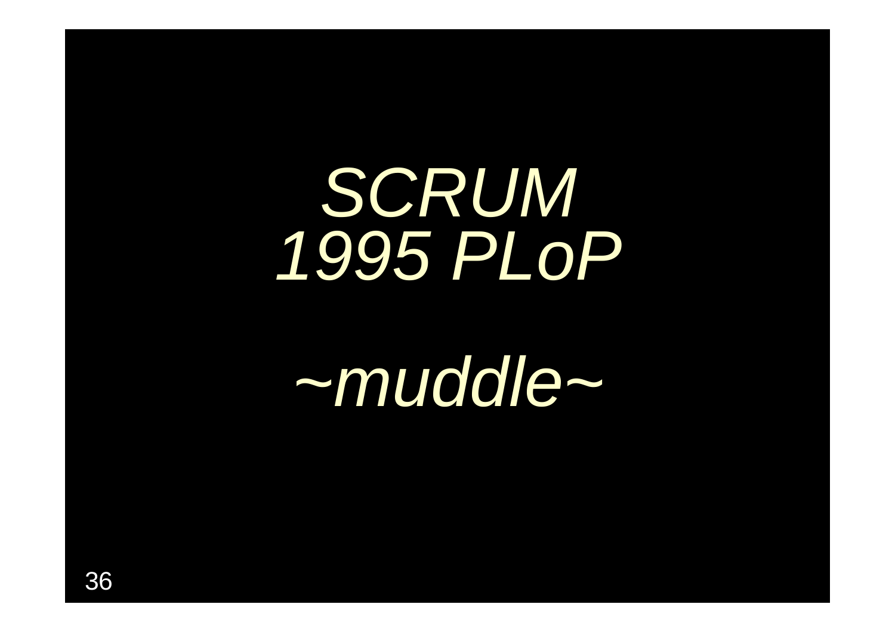*SCRUM*
*1995 PLoP*

*~muddle~*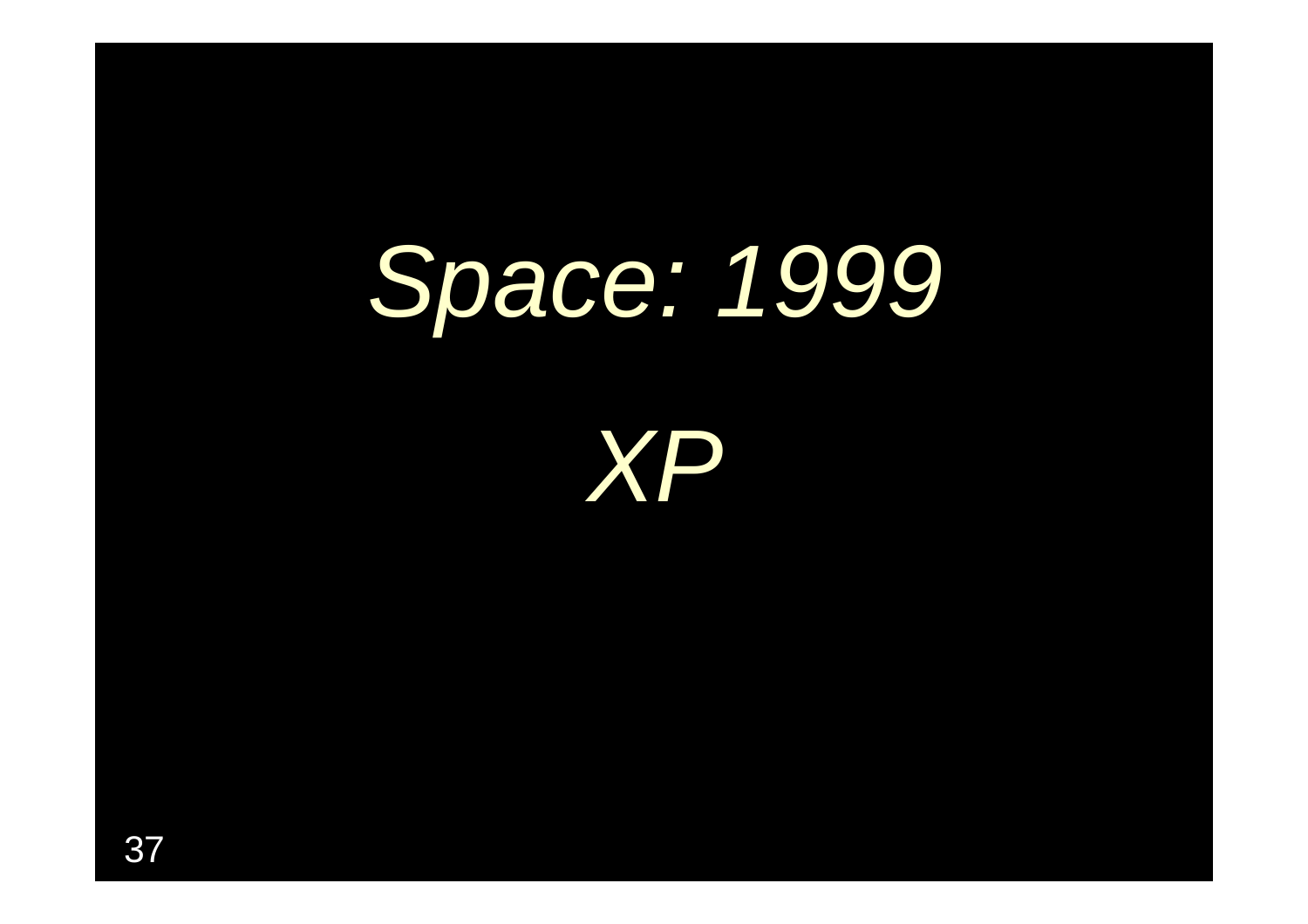*Space: 1999*

*XP*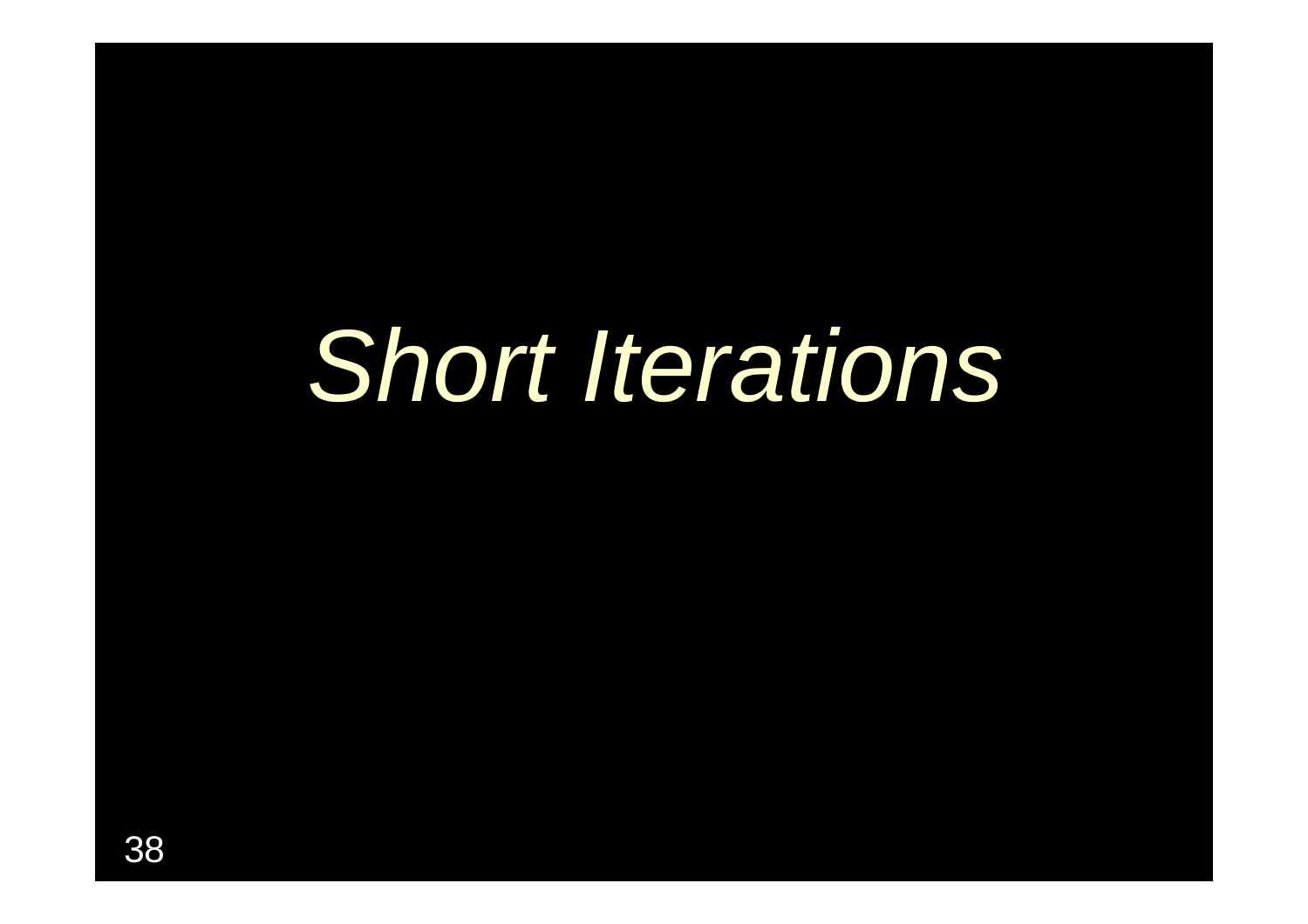# *Short Iterations*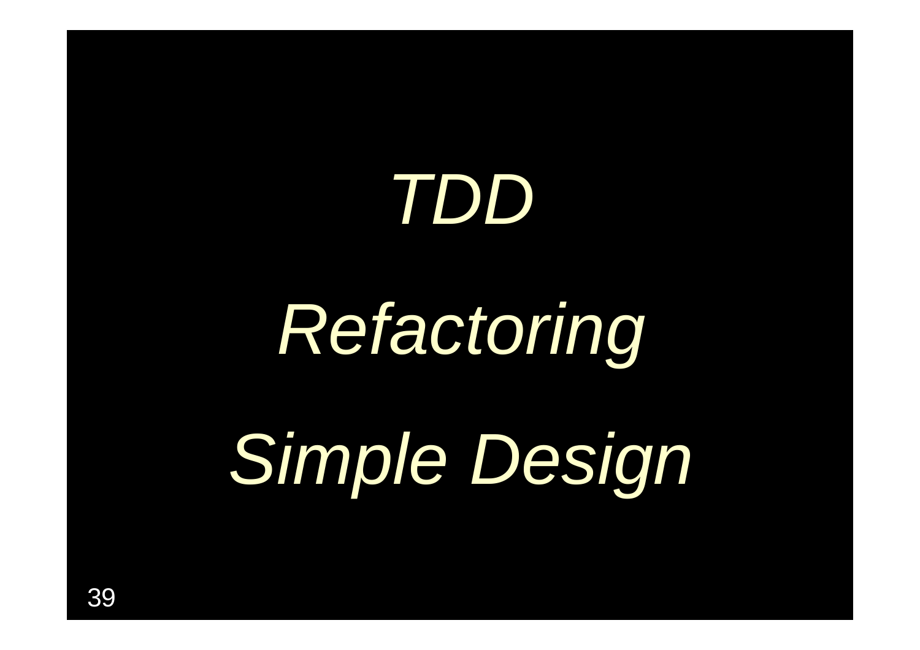*TDD*

*Refactoring*

*Simple Design*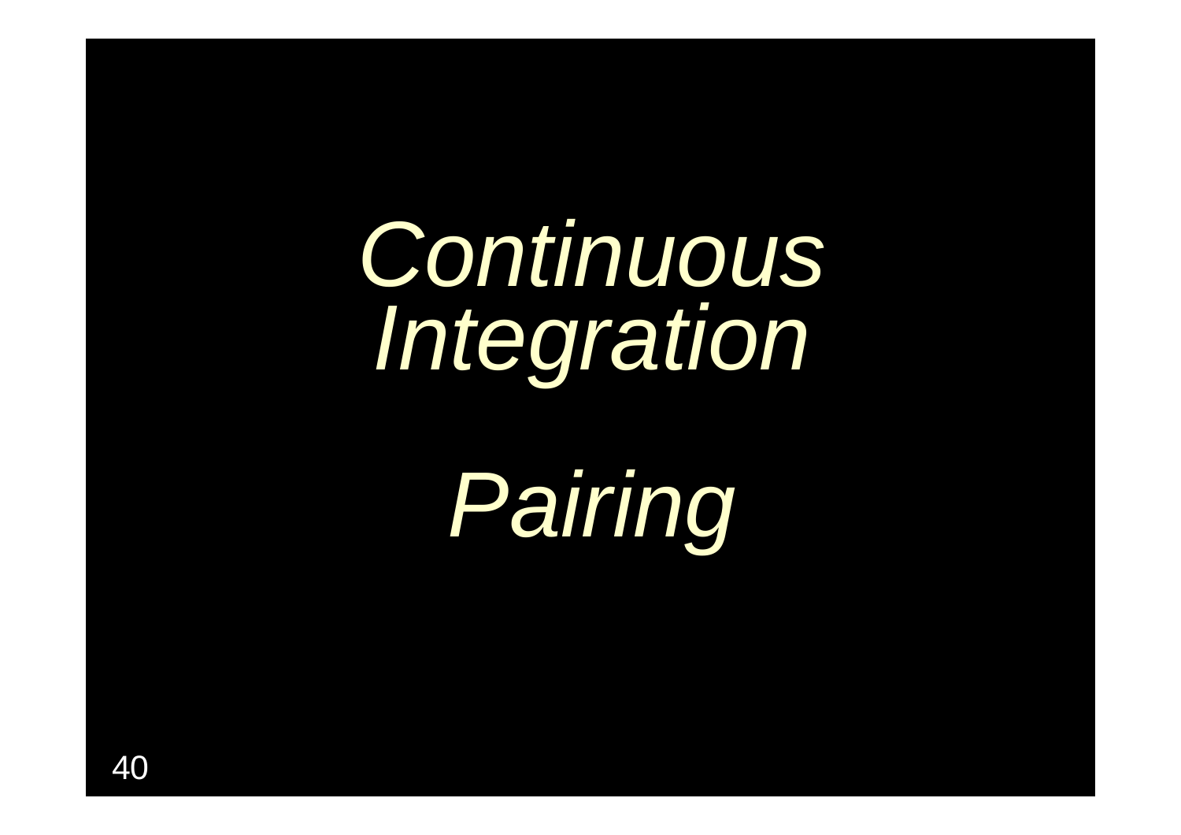*Continuous Integration*

*Pairing*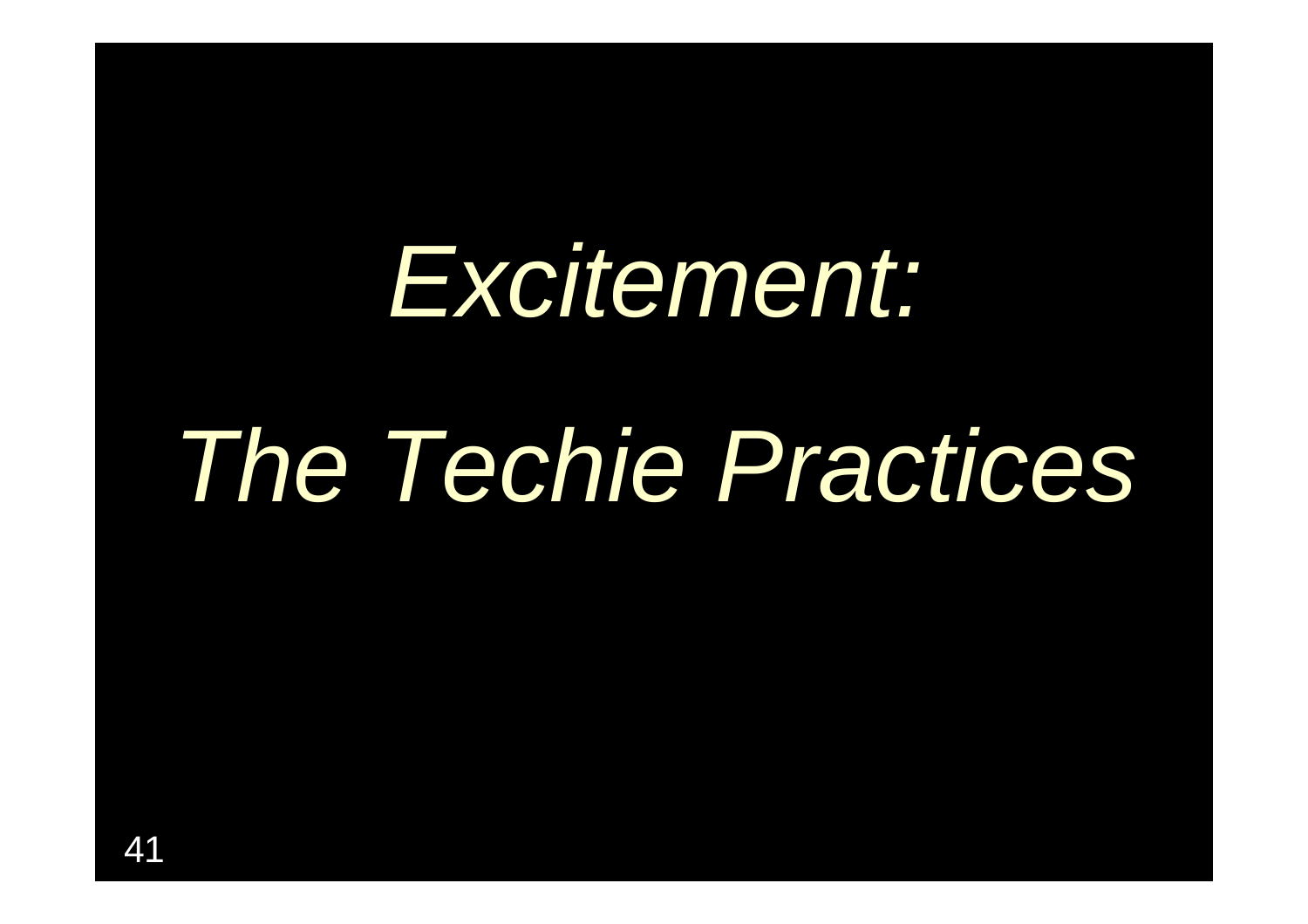# *Excitement:*

# *The Techie Practices*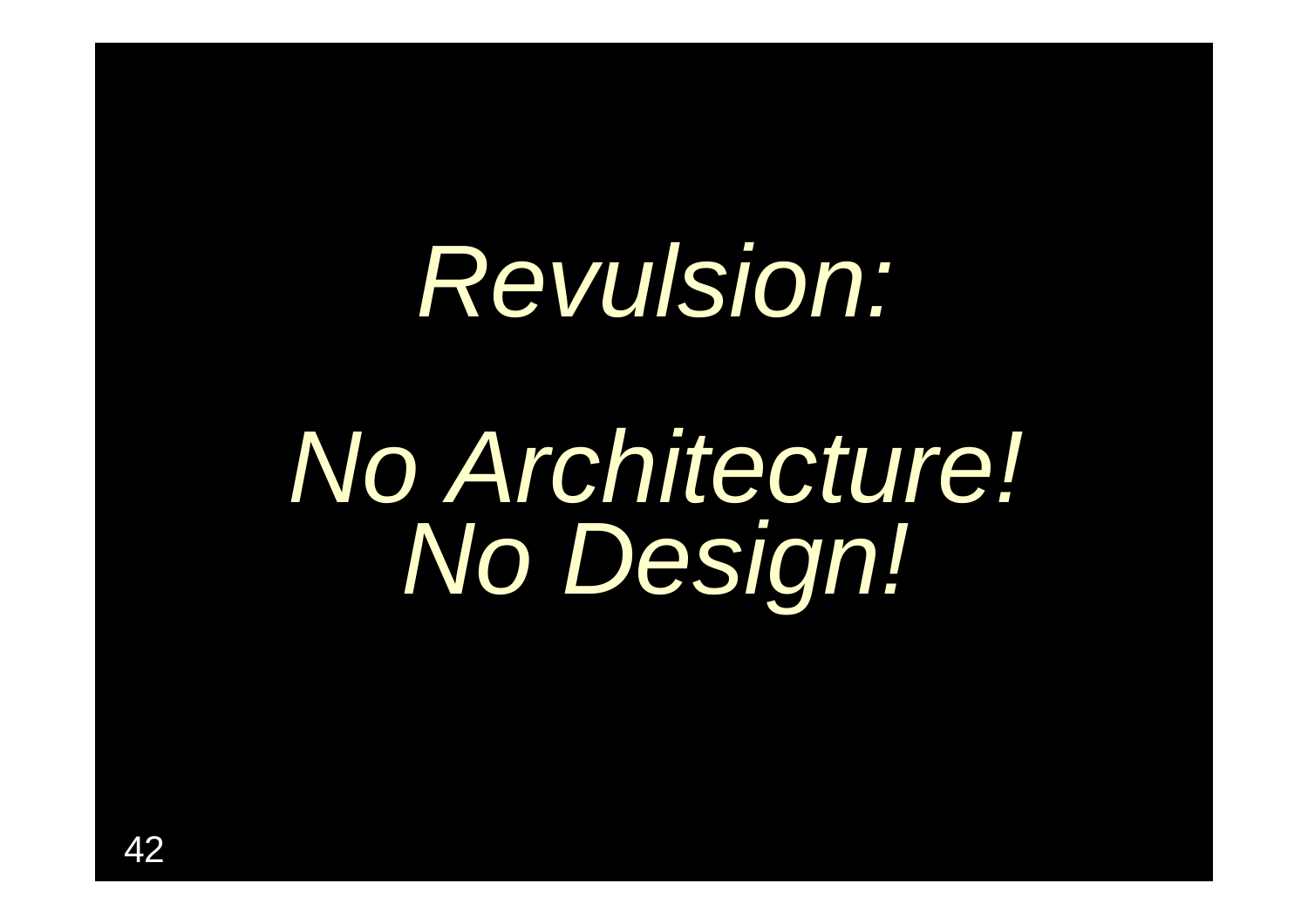*Revulsion:*

*No Architecture!*
*No Design!*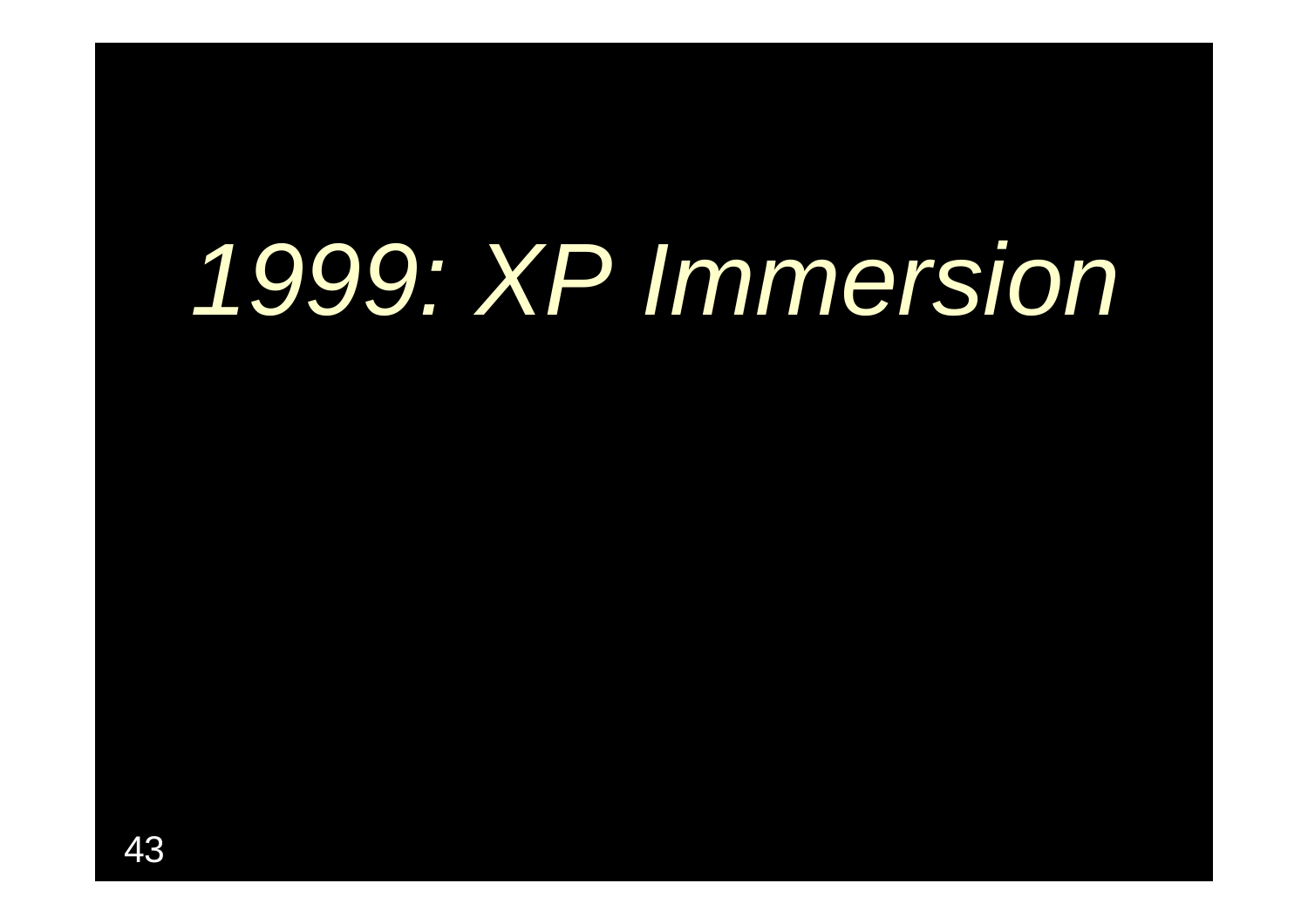# *1999: XP Immersion*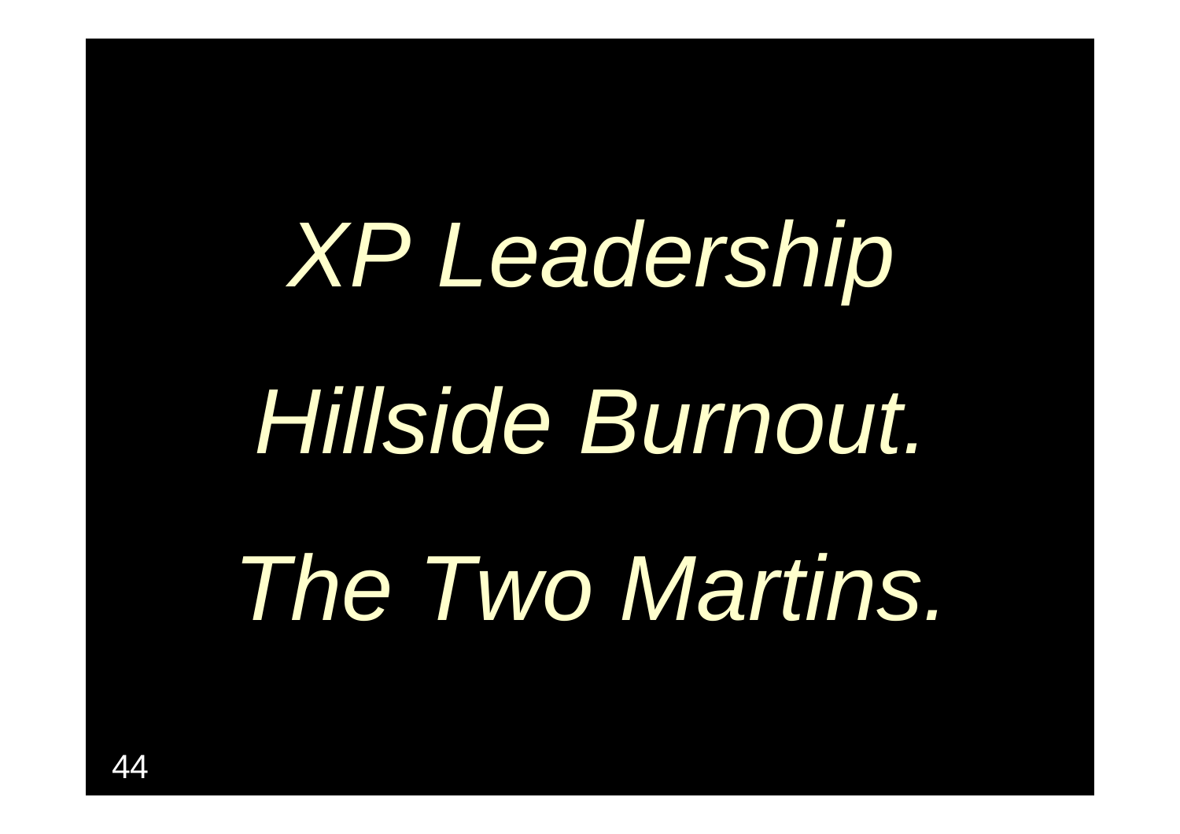*XP Leadership*

*Hillside Burnout.*

*The Two Martins.*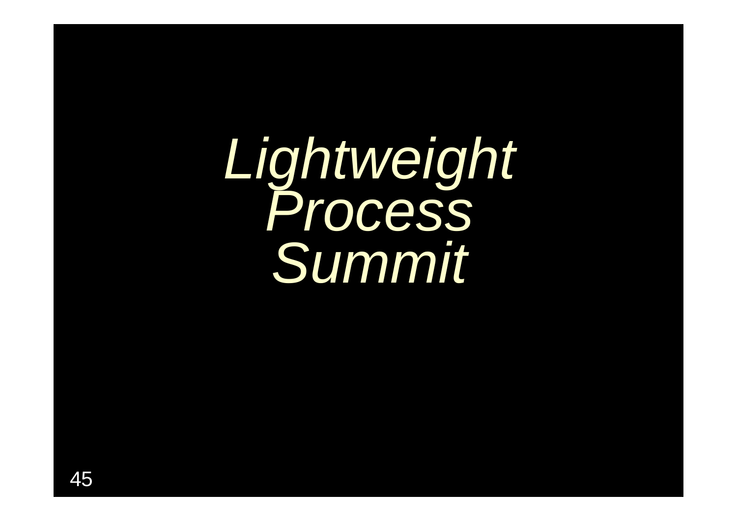# *Lightweight Process Summit*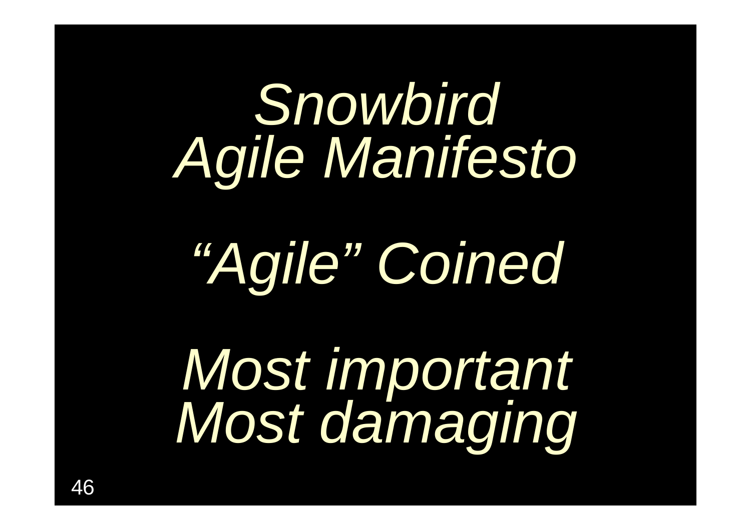*Snowbird*
*Agile Manifesto*

*“Agile” Coined*

*Most important*
*Most damaging*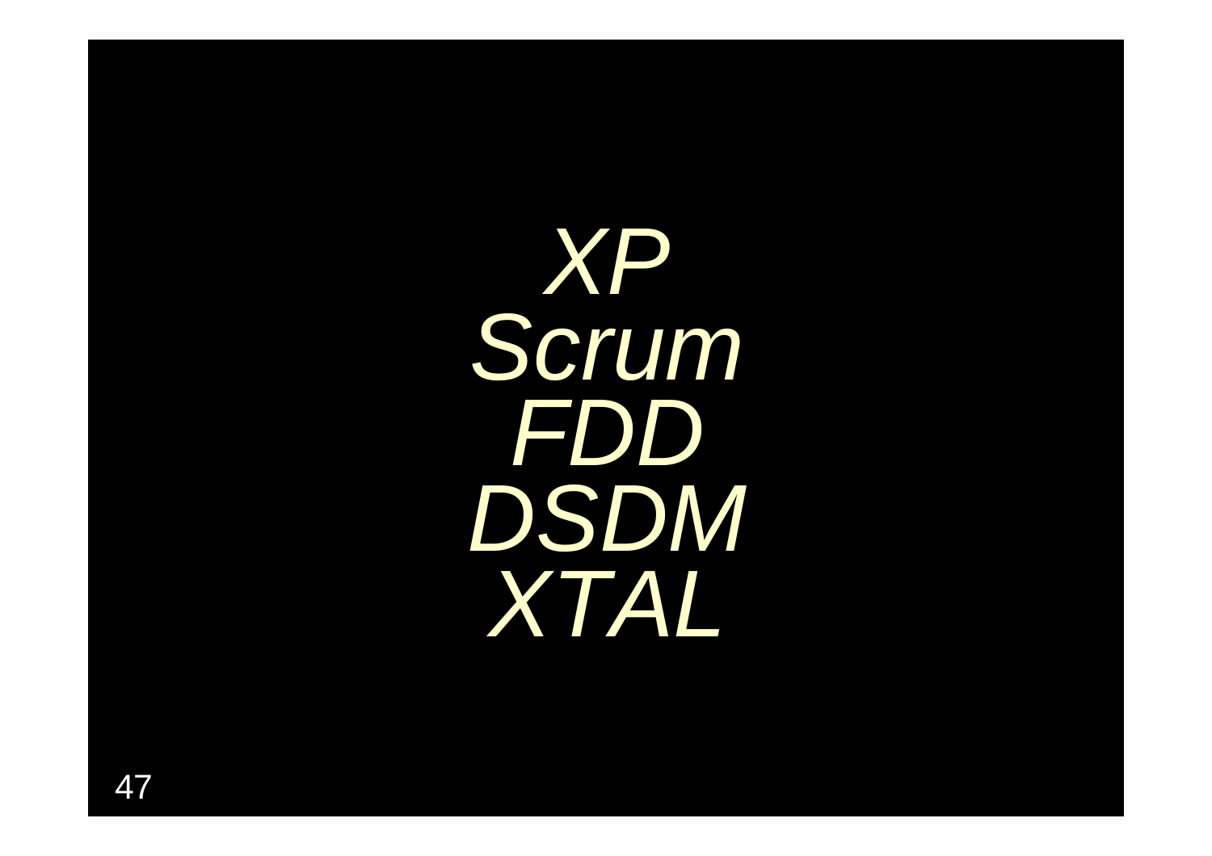*XP*
*Scrum*
*FDD*
*DSDM*
*XTAL*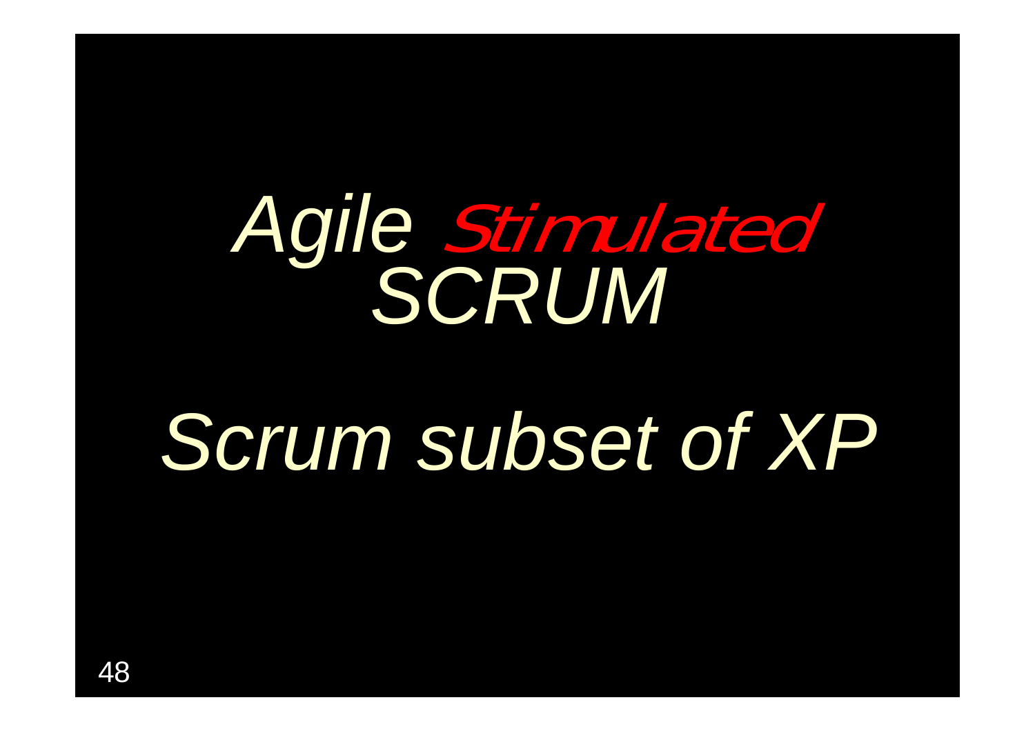# *Agile Stimulated SCRUM*

*Scrum subset of XP*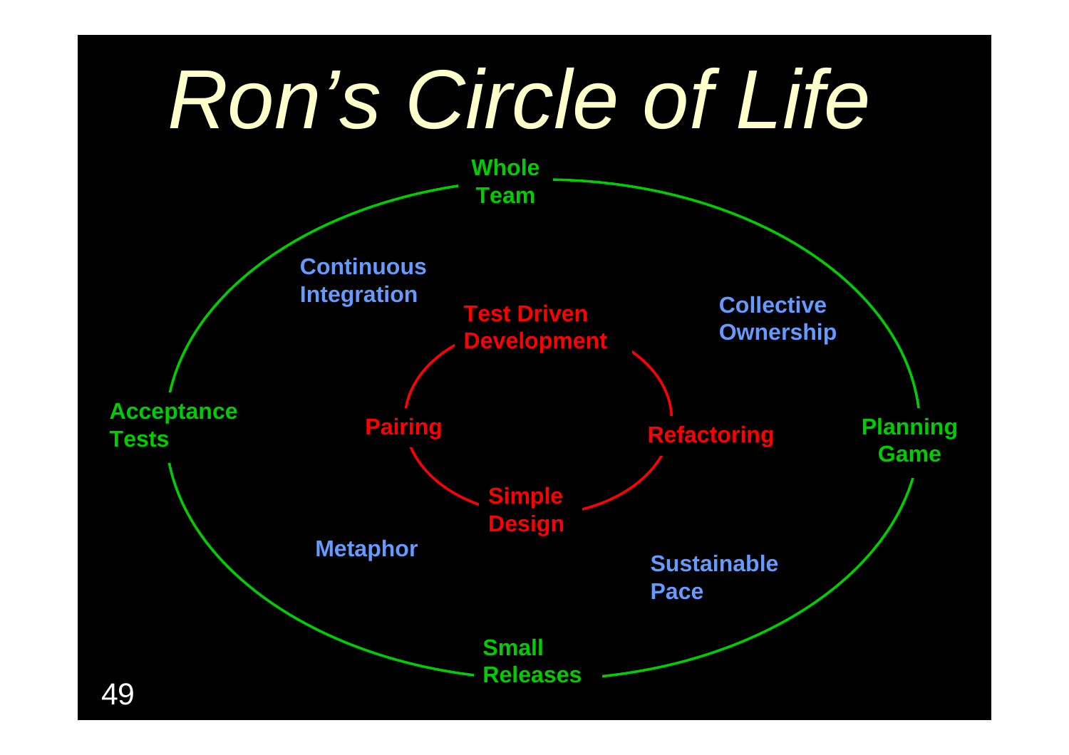# *Ron's Circle of Life*

**Outer circle:**
- Whole Team
- Planning Game
- Small Releases
- Acceptance Tests

**Middle:**
- Continuous Integration
- Collective Ownership
- Sustainable Pace
- Metaphor

**Inner circle:**
- Test Driven Development
- Refactoring
- Simple Design
- Pairing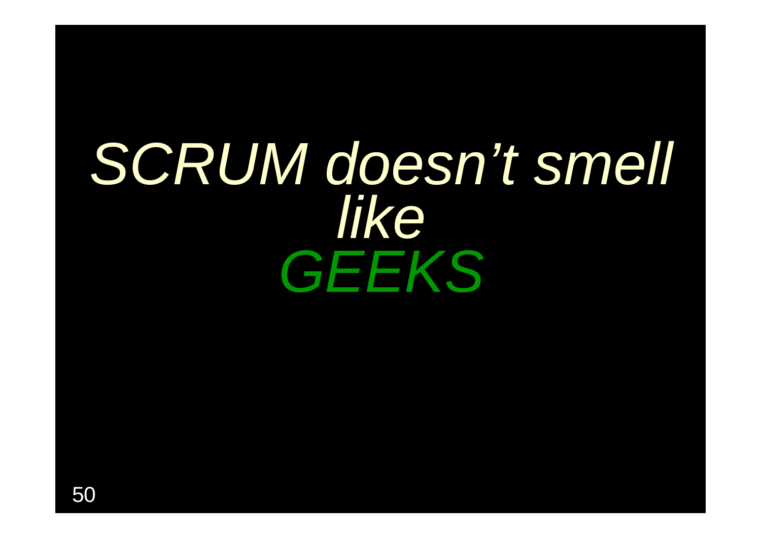*SCRUM doesn't smell like GEEKS*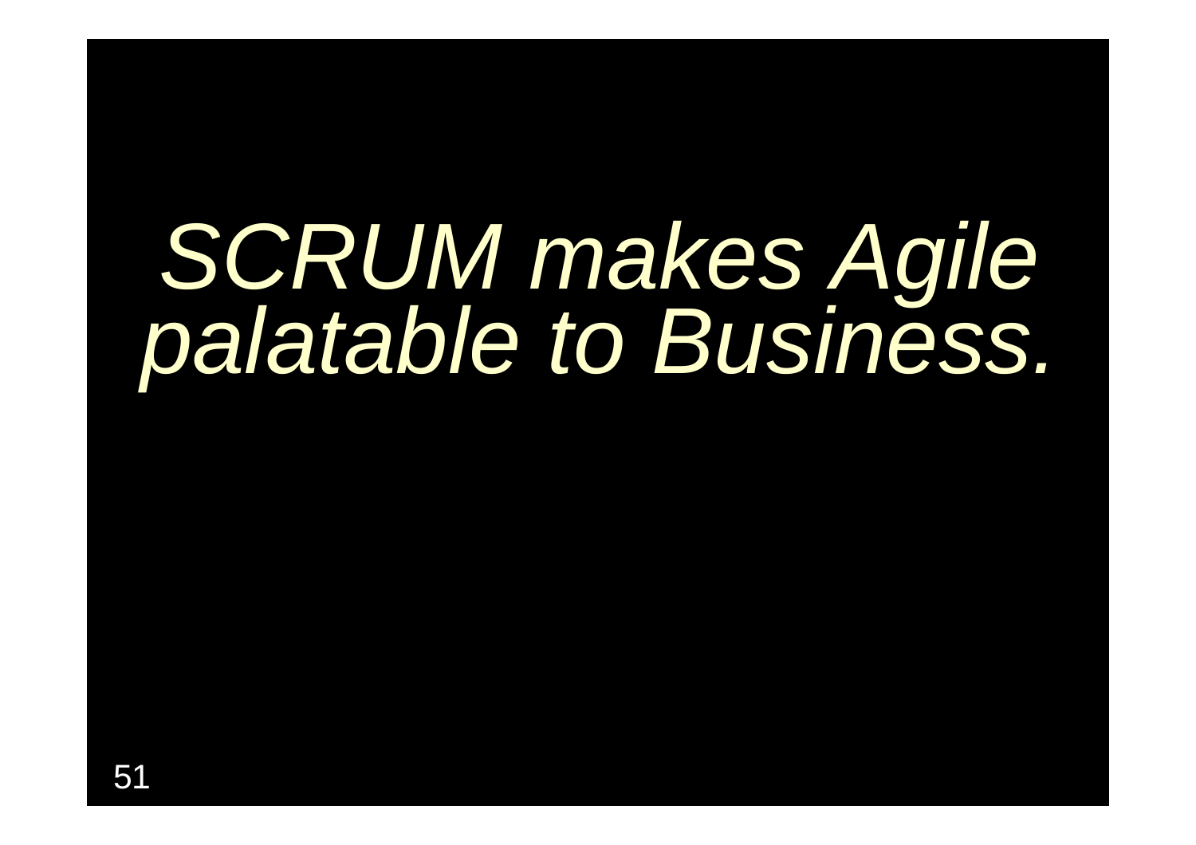*SCRUM makes Agile palatable to Business.*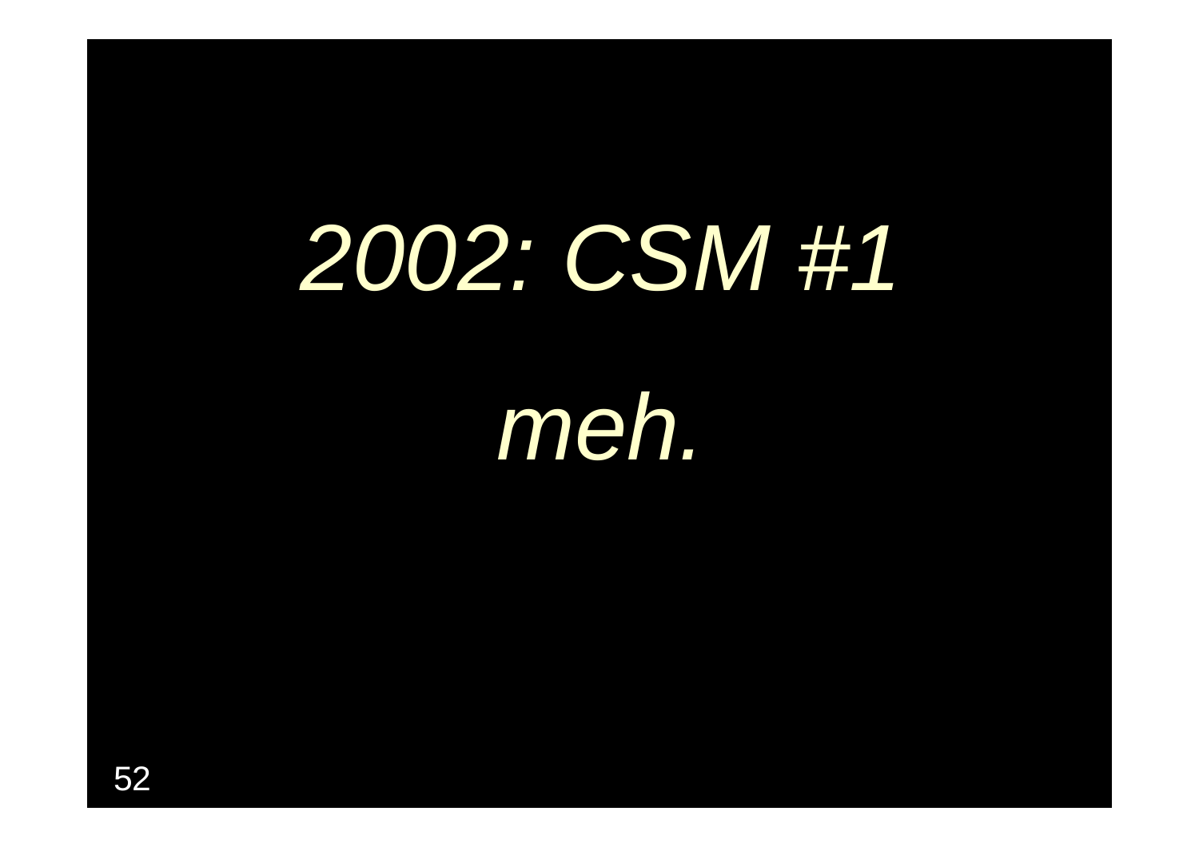*2002: CSM #1*

*meh.*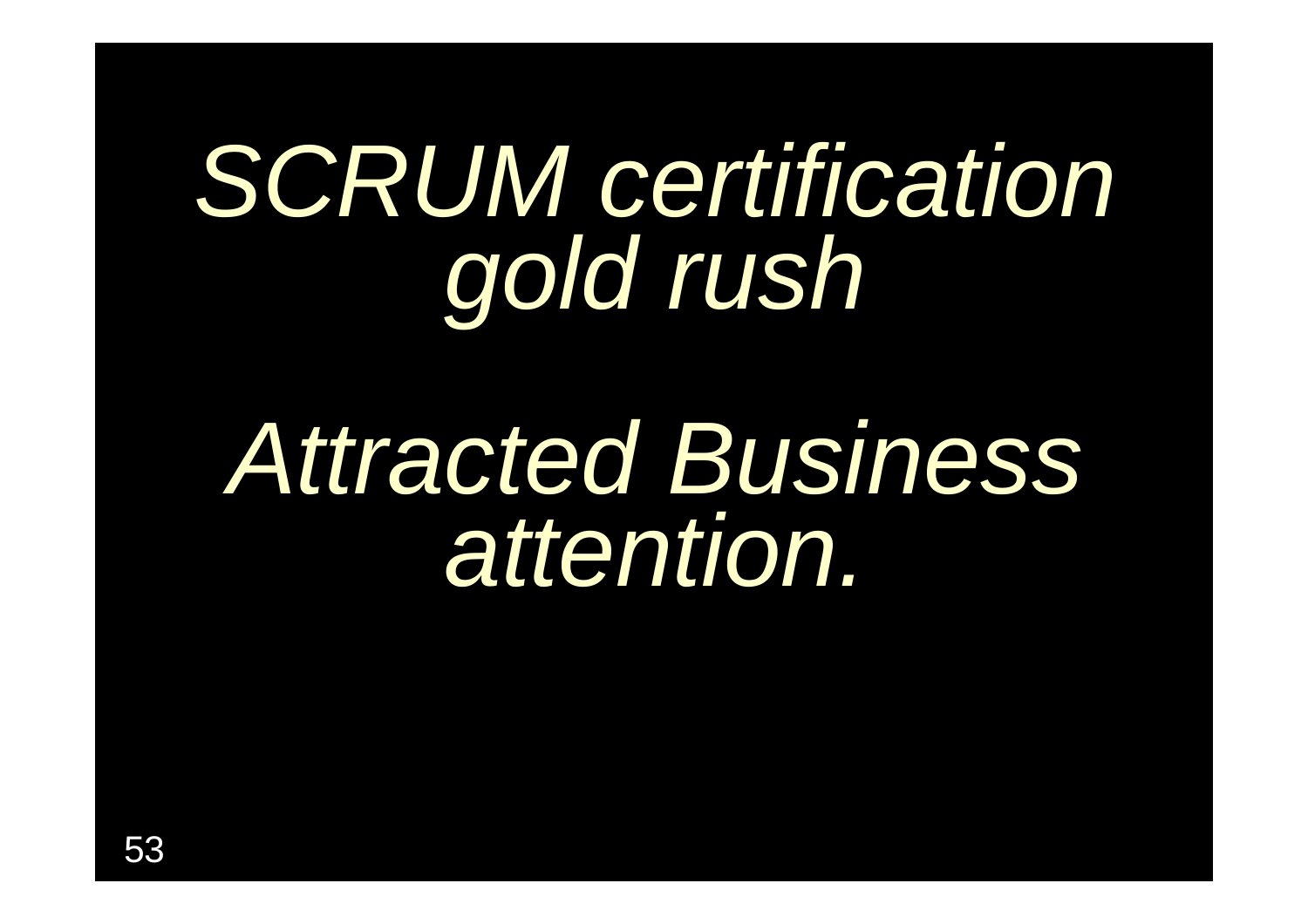*SCRUM certification gold rush*

*Attracted Business attention.*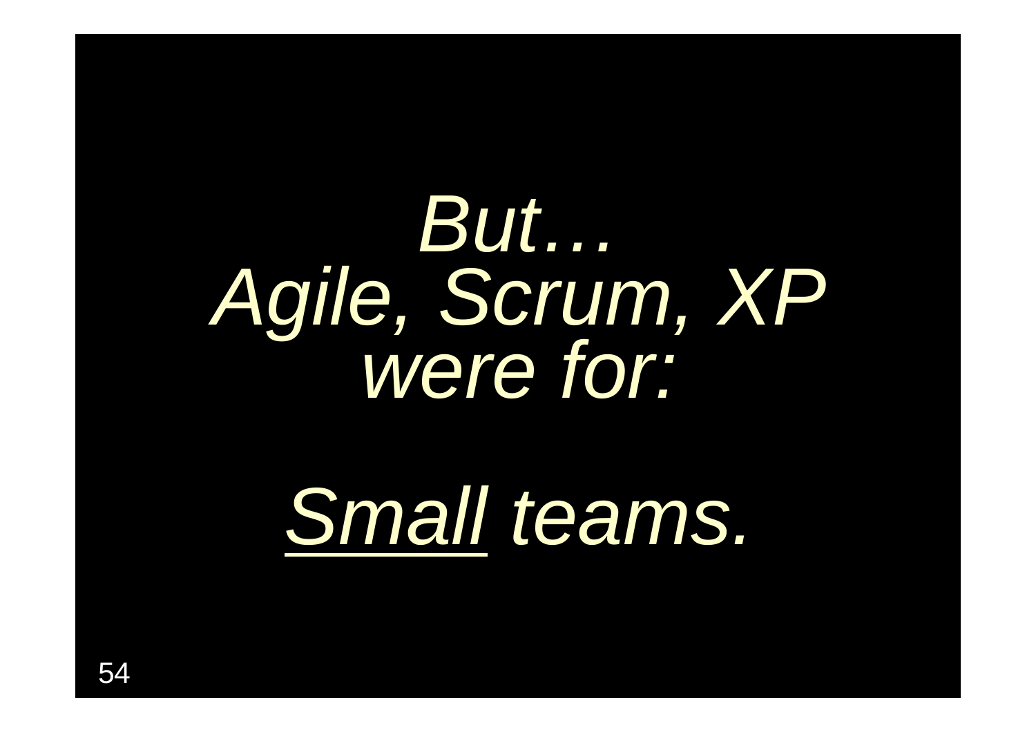*But…*
*Agile, Scrum, XP*
*were for:*

*Small teams.*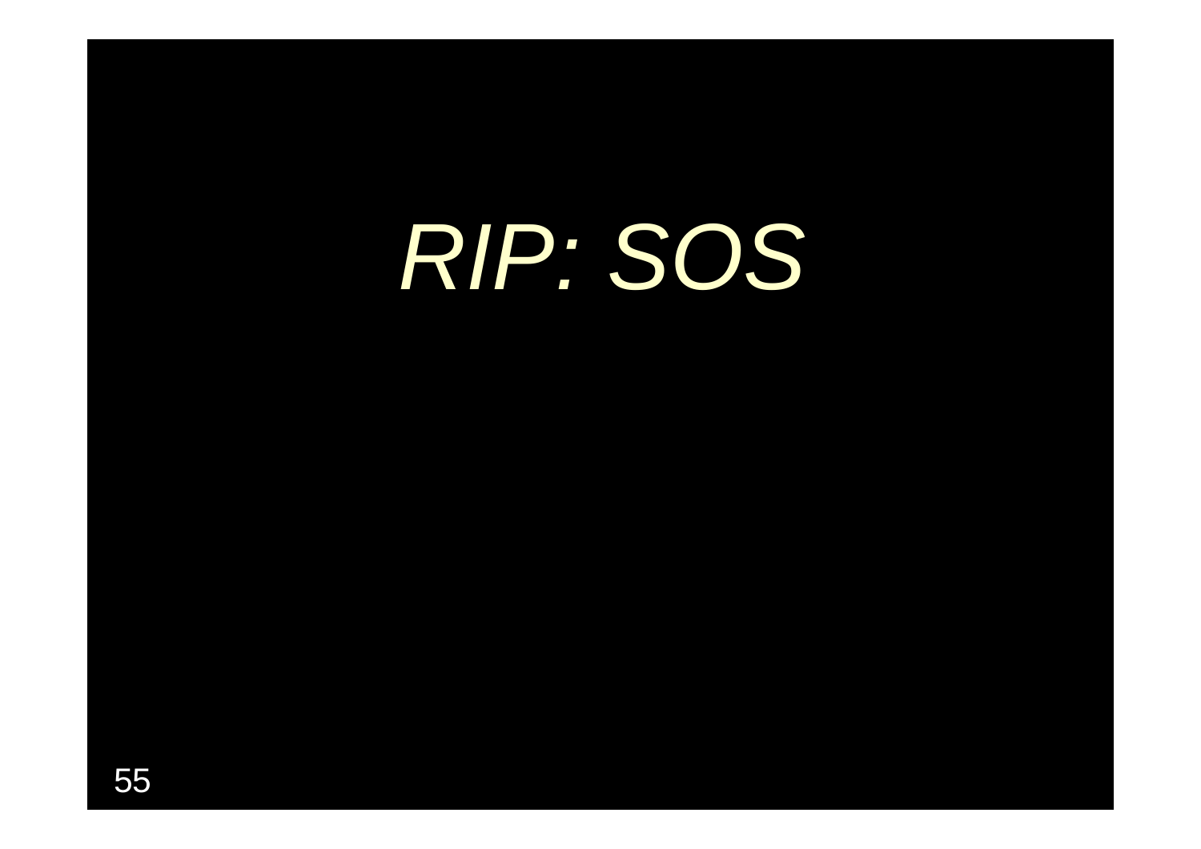# *RIP:* SOS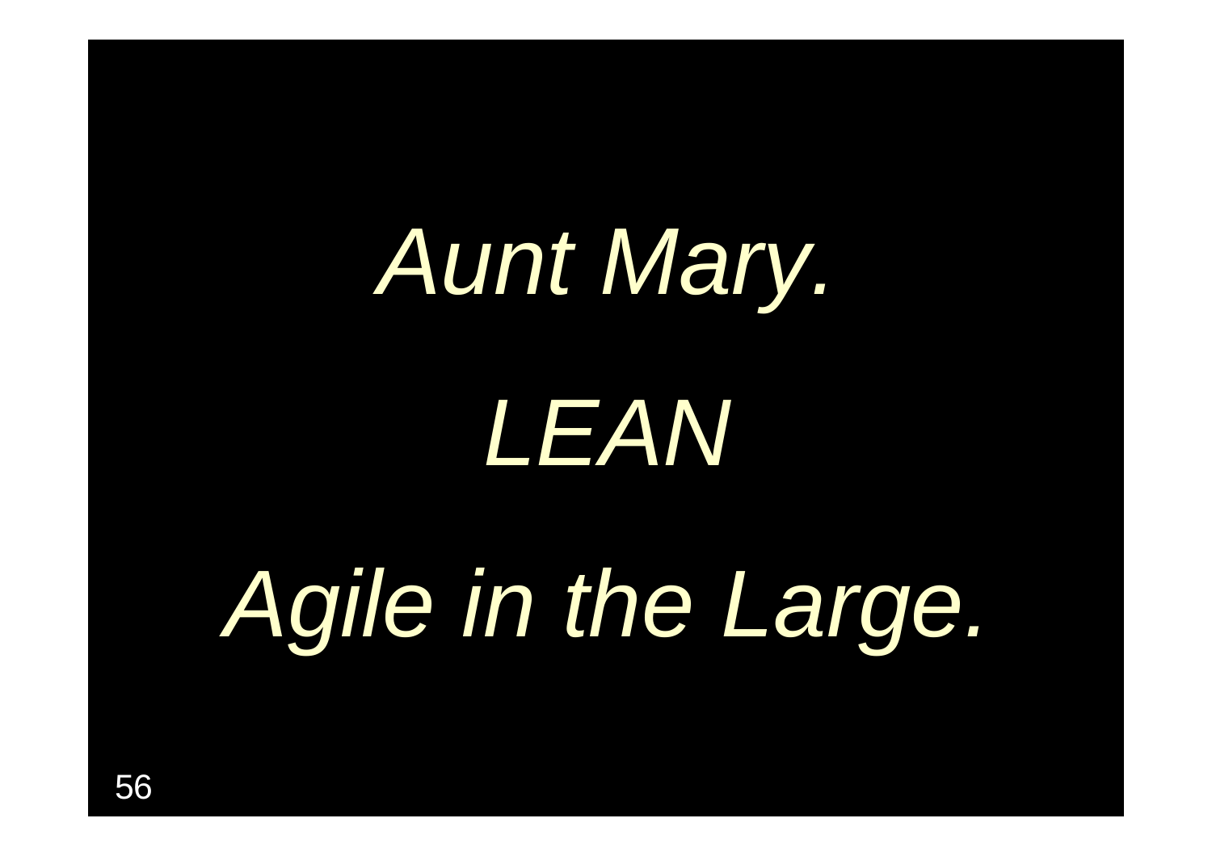*Aunt Mary.*

*LEAN*

*Agile in the Large.*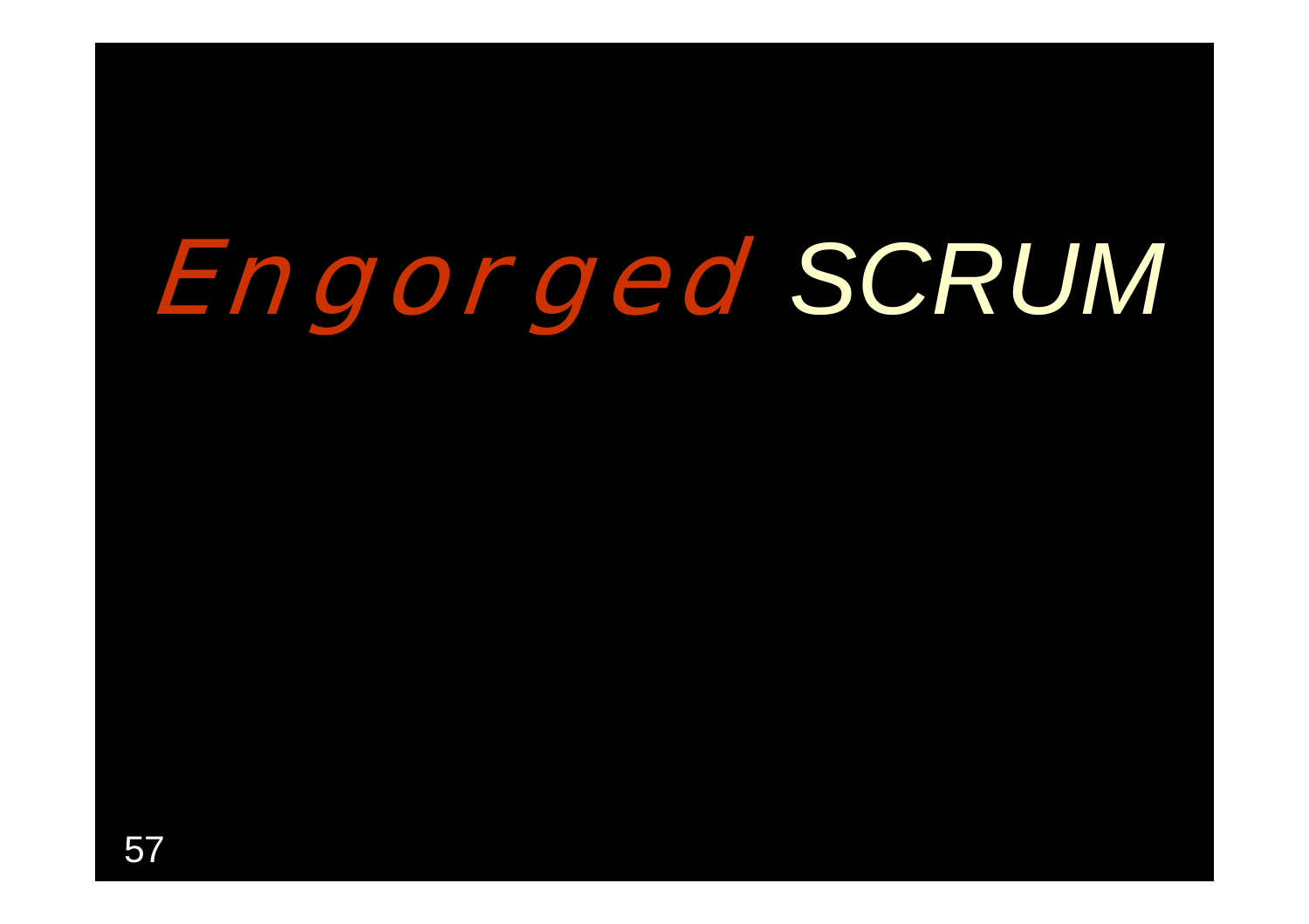# *Engorged SCRUM*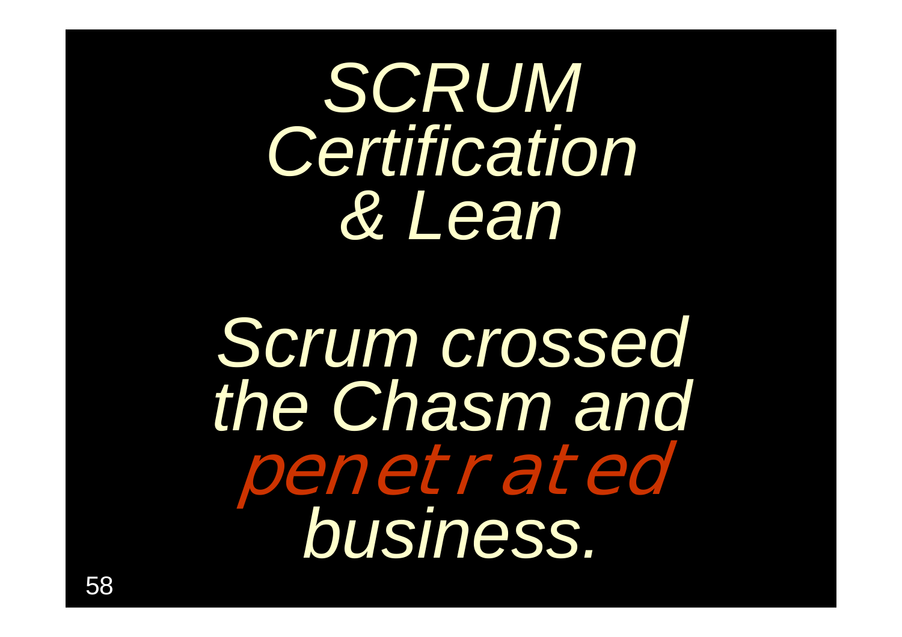# *SCRUM Certification & Lean*

*Scrum crossed the Chasm and penetrated business.*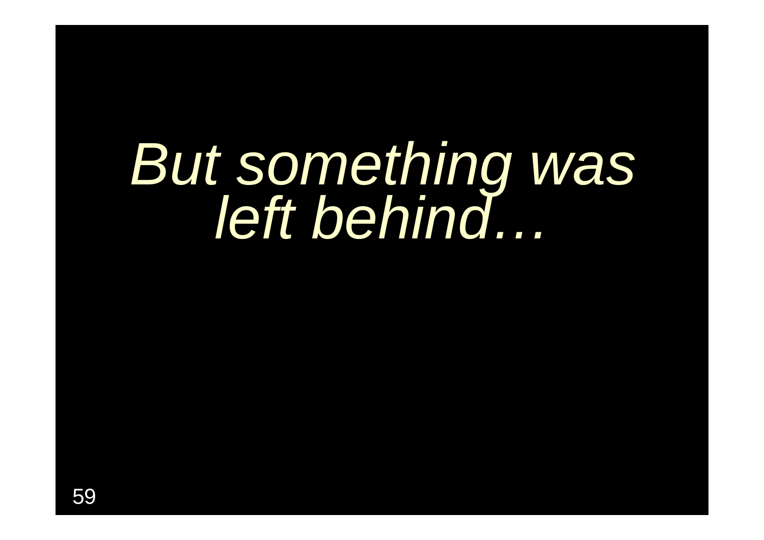*But something was left behind…*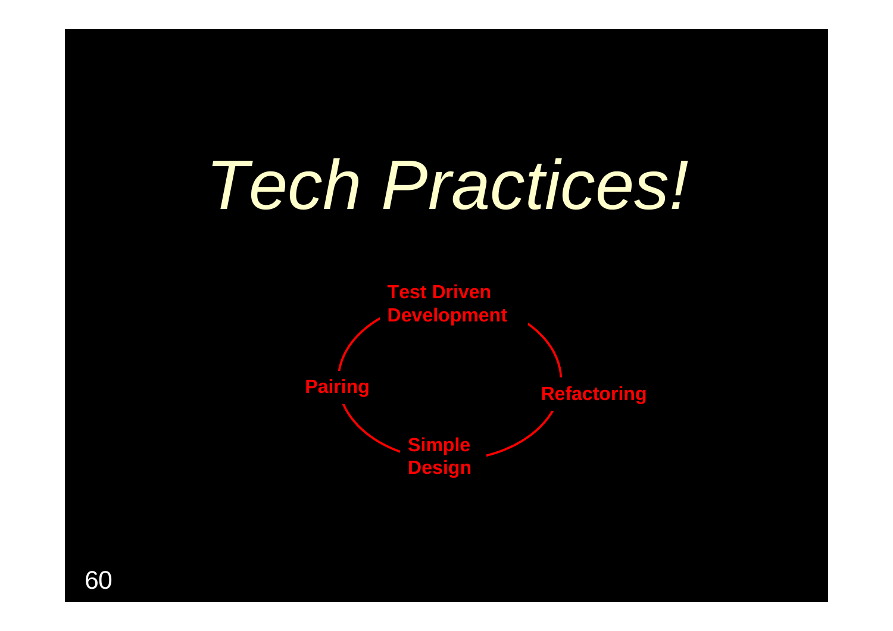# *Tech Practices!*

- Test Driven Development
- Refactoring
- Simple Design
- Pairing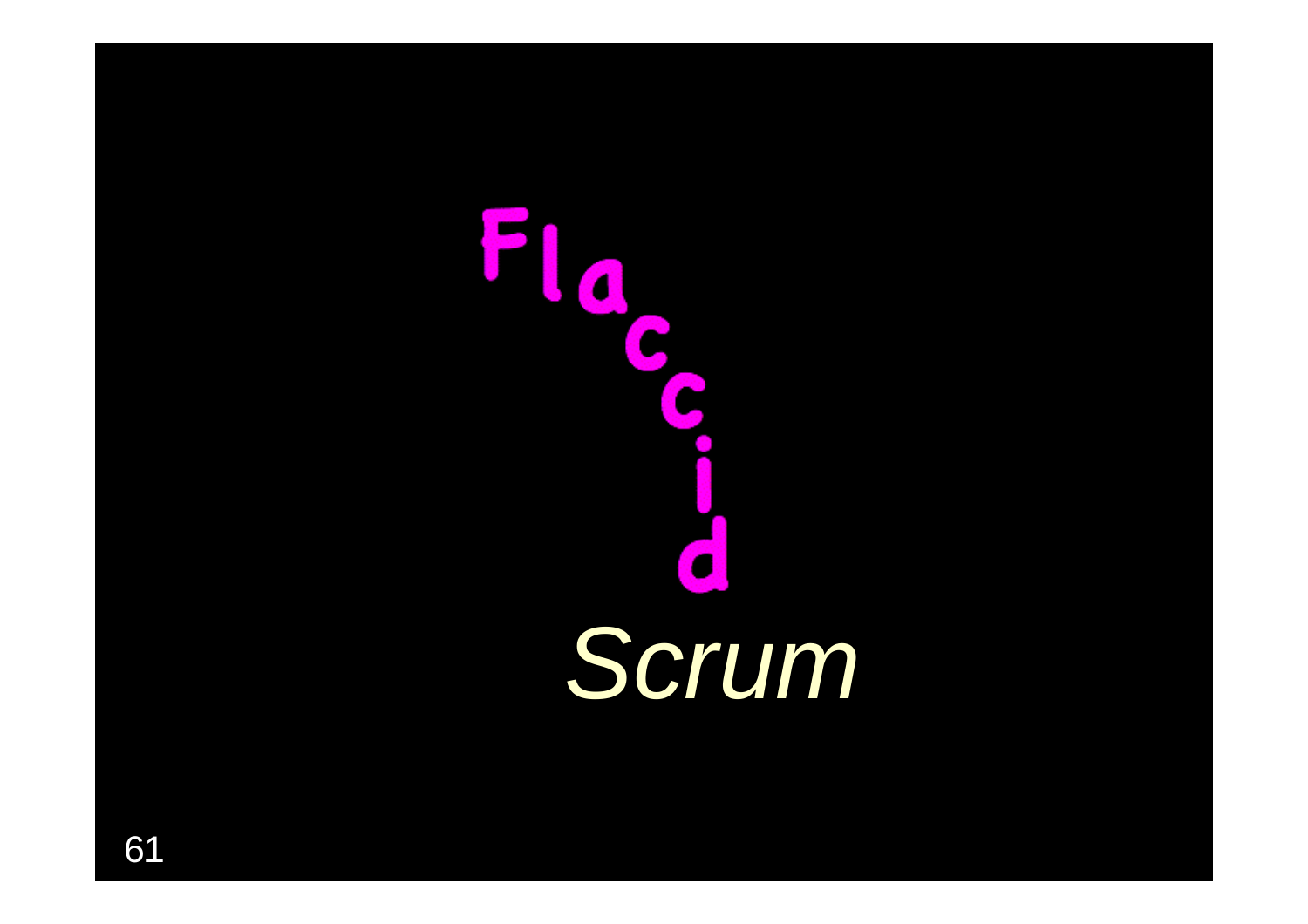Flaccid

*Scrum*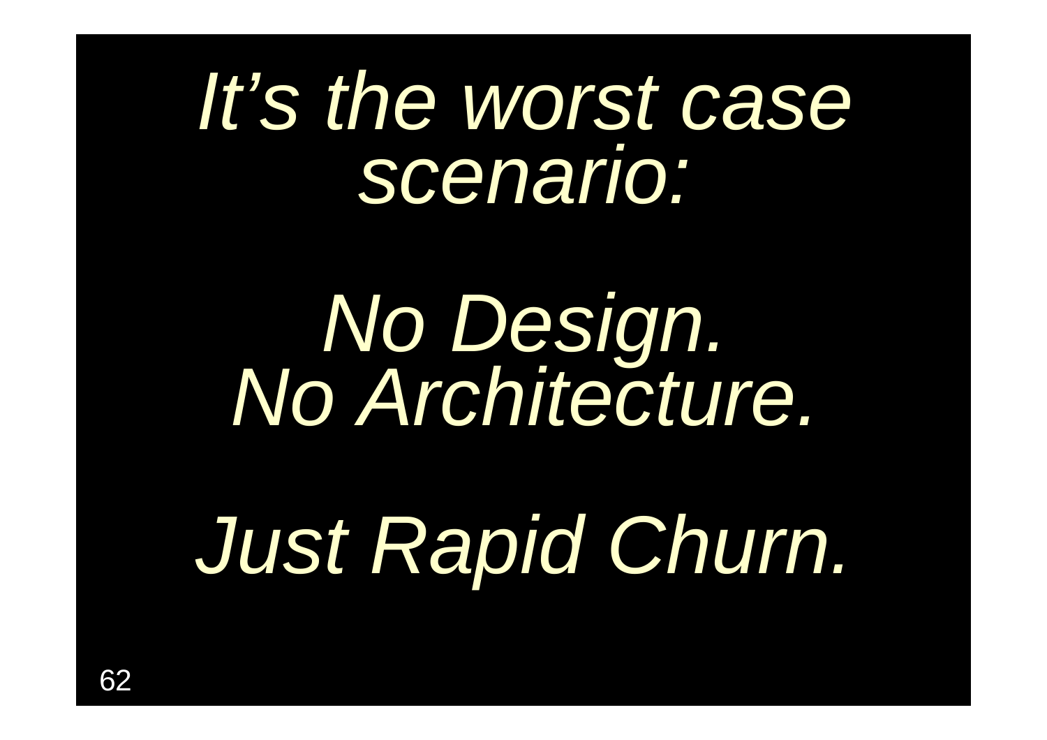*It's the worst case scenario:*

*No Design.*
*No Architecture.*

*Just Rapid Churn.*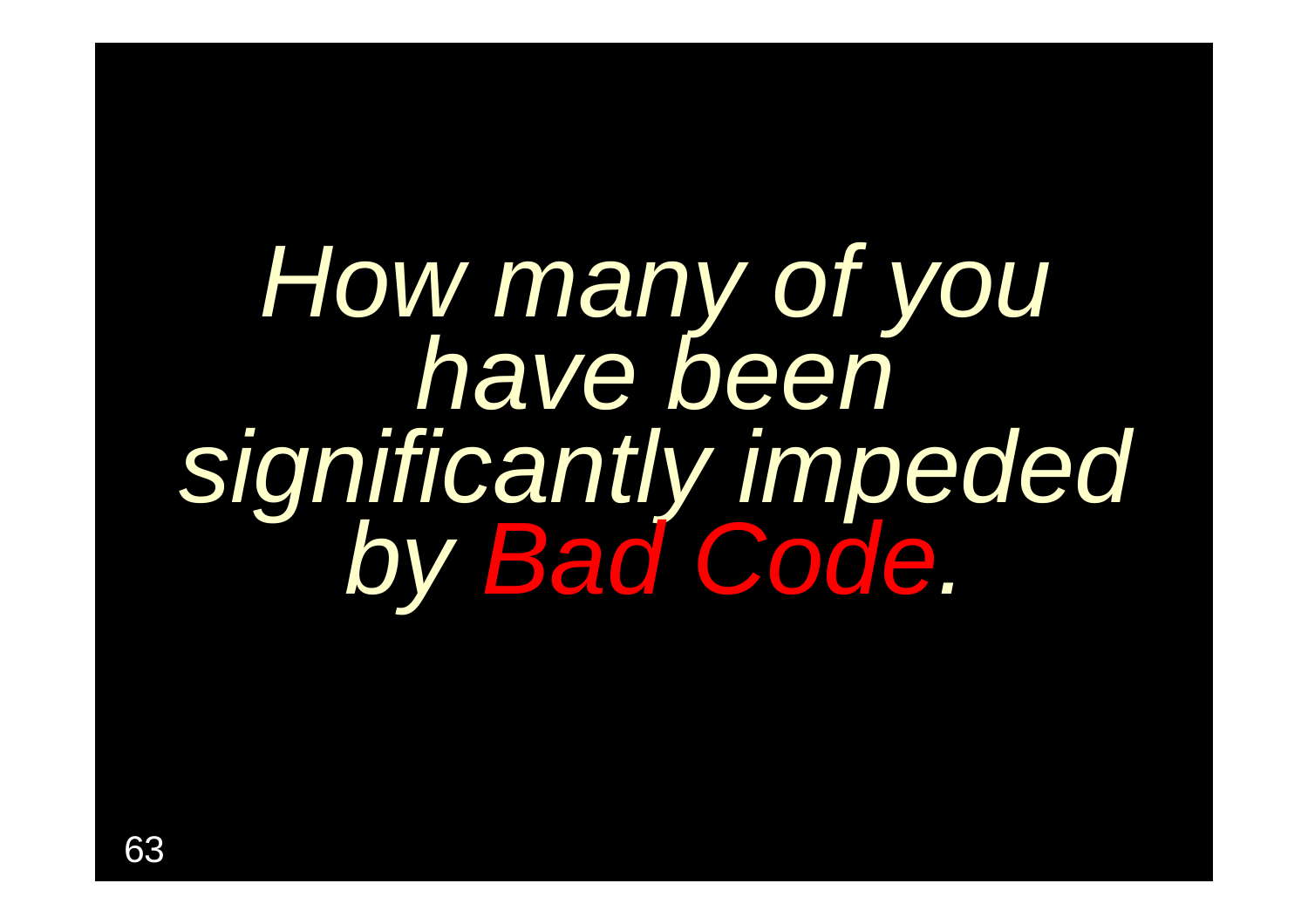*How many of you have been significantly impeded by Bad Code.*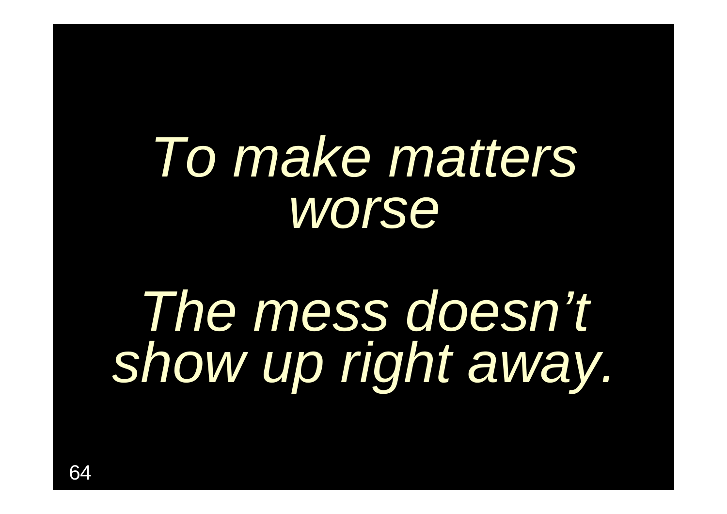*To make matters worse*

*The mess doesn't show up right away.*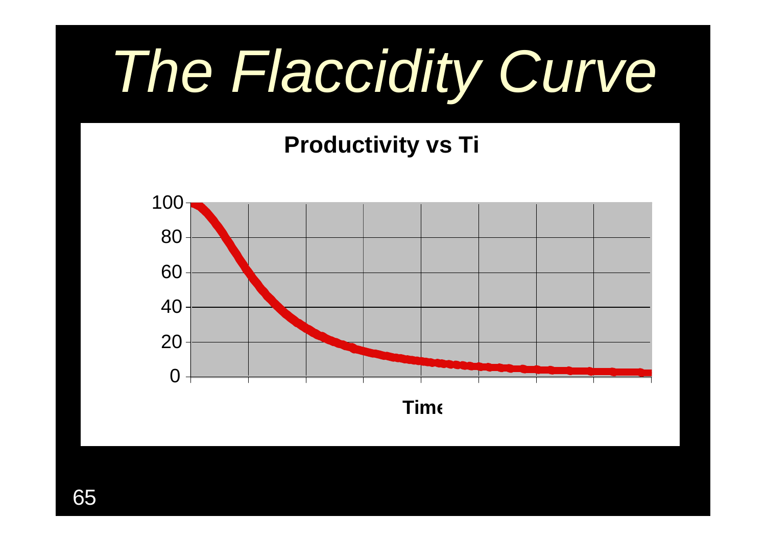# *The Flaccidity Curve*

**Productivity vs Ti**

100

80

60

40

20

0

**Time**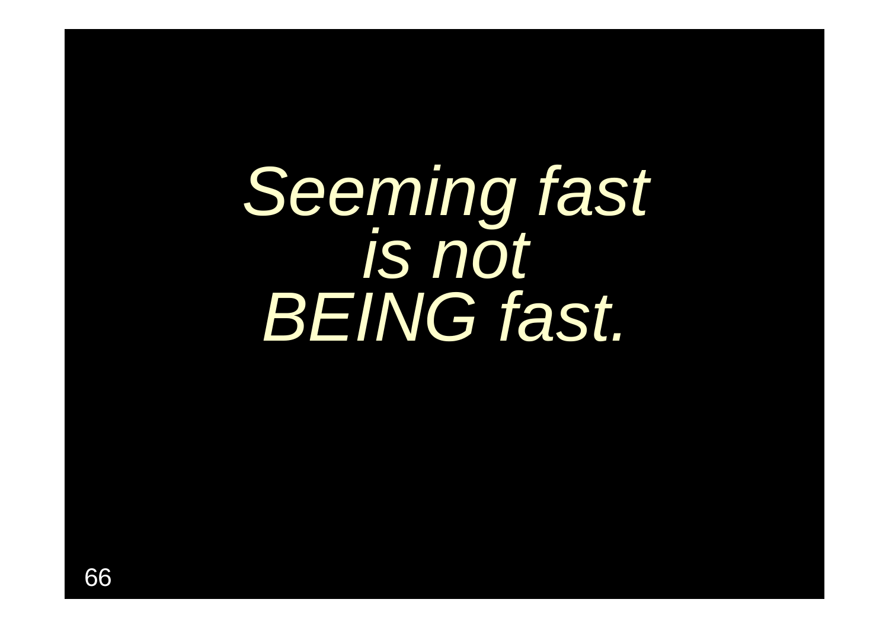*Seeming fast*
*is not*
*BEING fast.*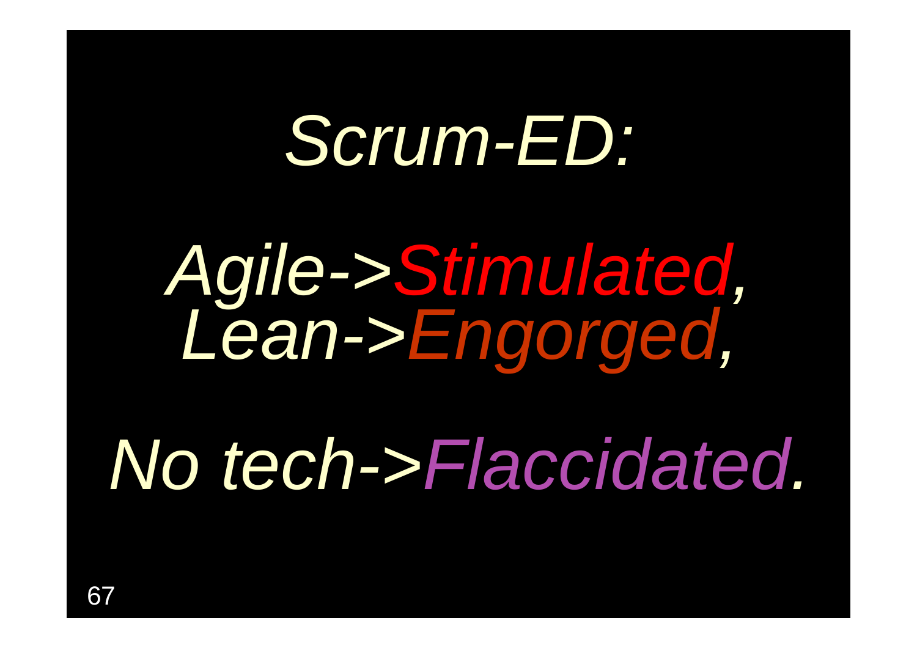# *Scrum-ED:*

*Agile->Stimulated,*
*Lean->Engorged,*

*No tech->Flaccidated.*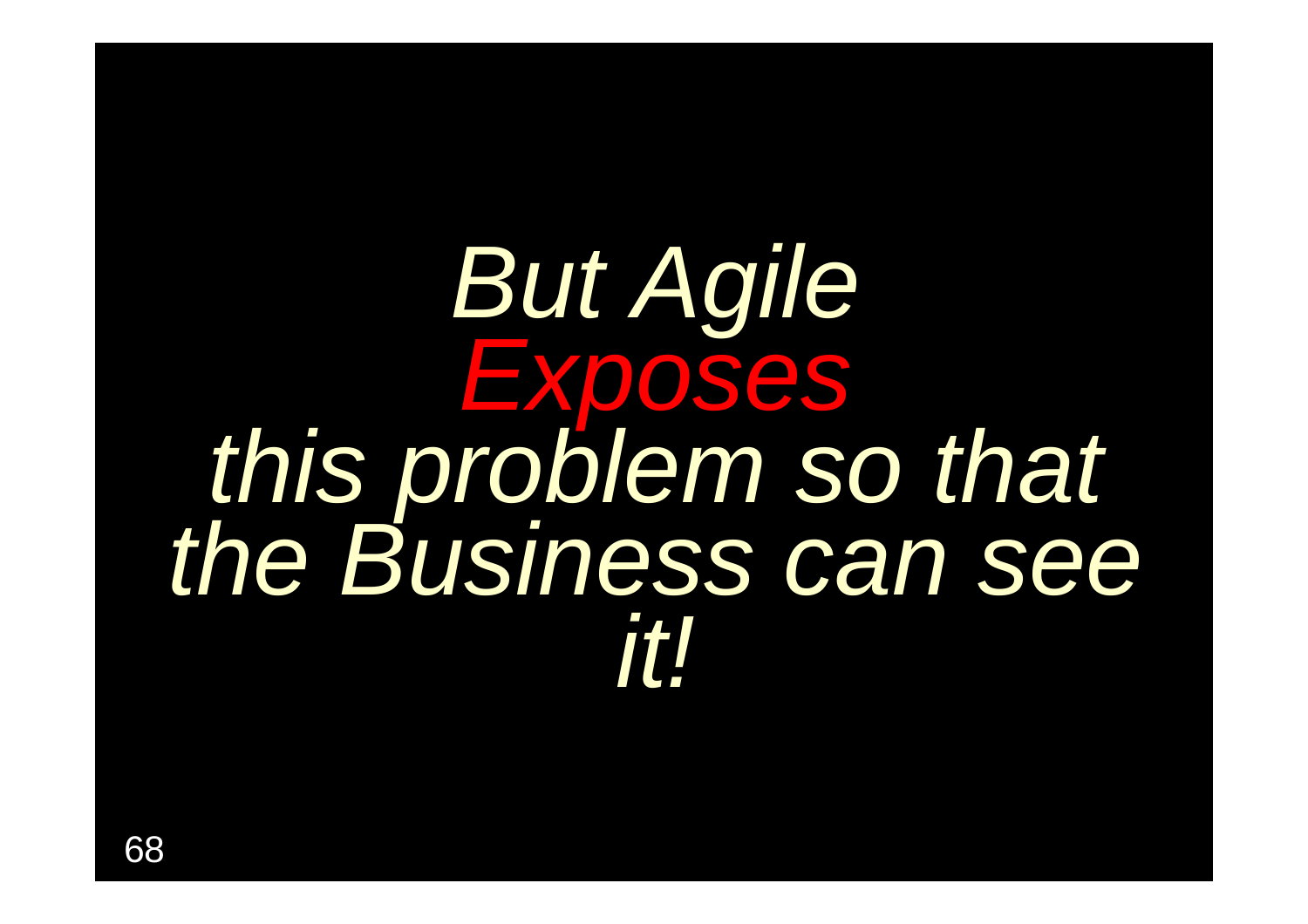*But Agile **Exposes** this problem so that the Business can see it!*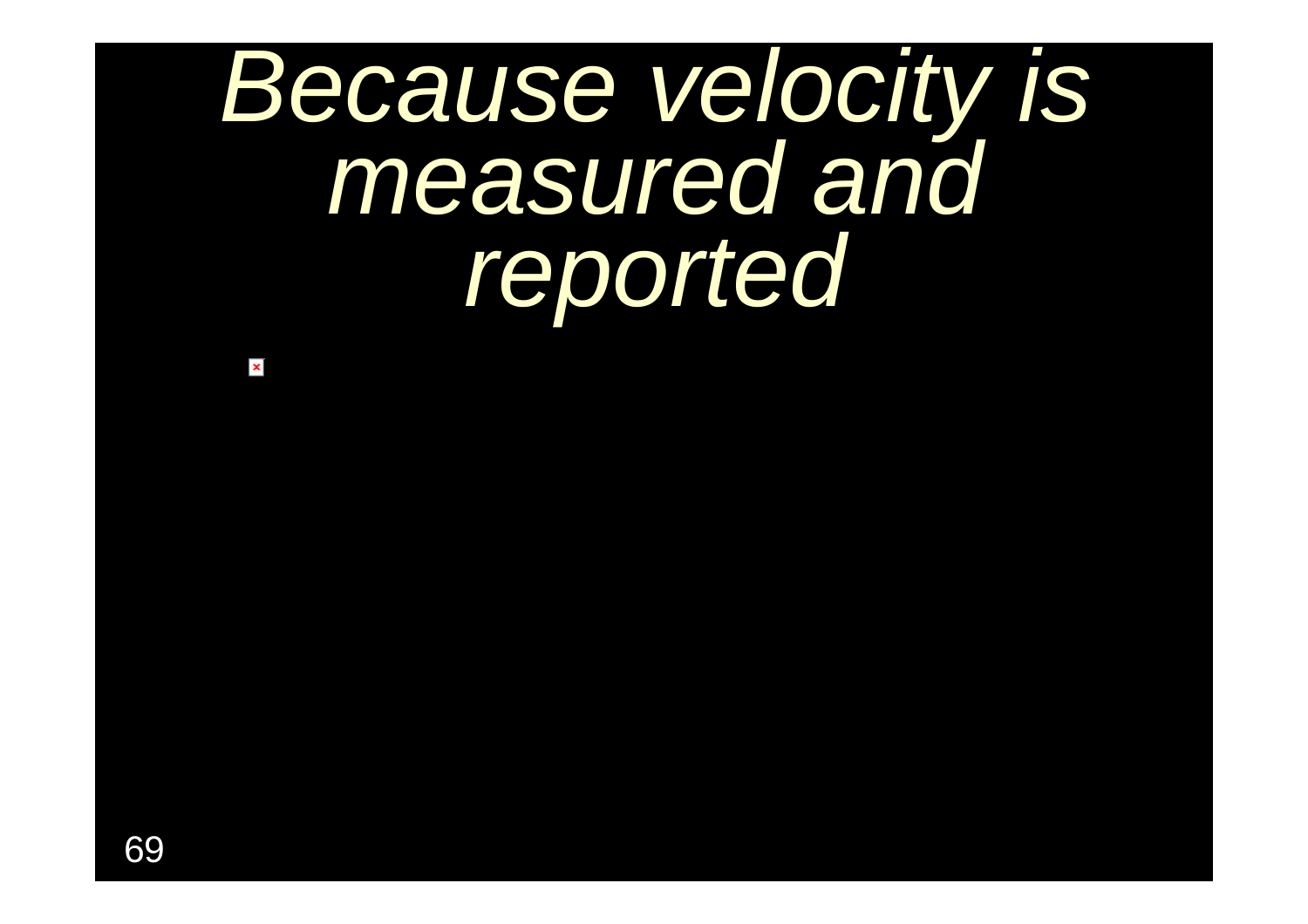# *Because velocity is measured and reported*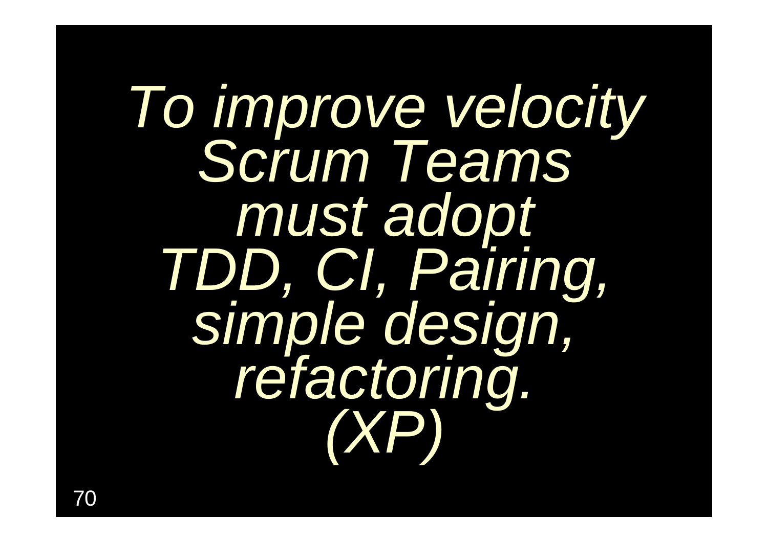*To improve velocity Scrum Teams must adopt TDD, CI, Pairing, simple design, refactoring. (XP)*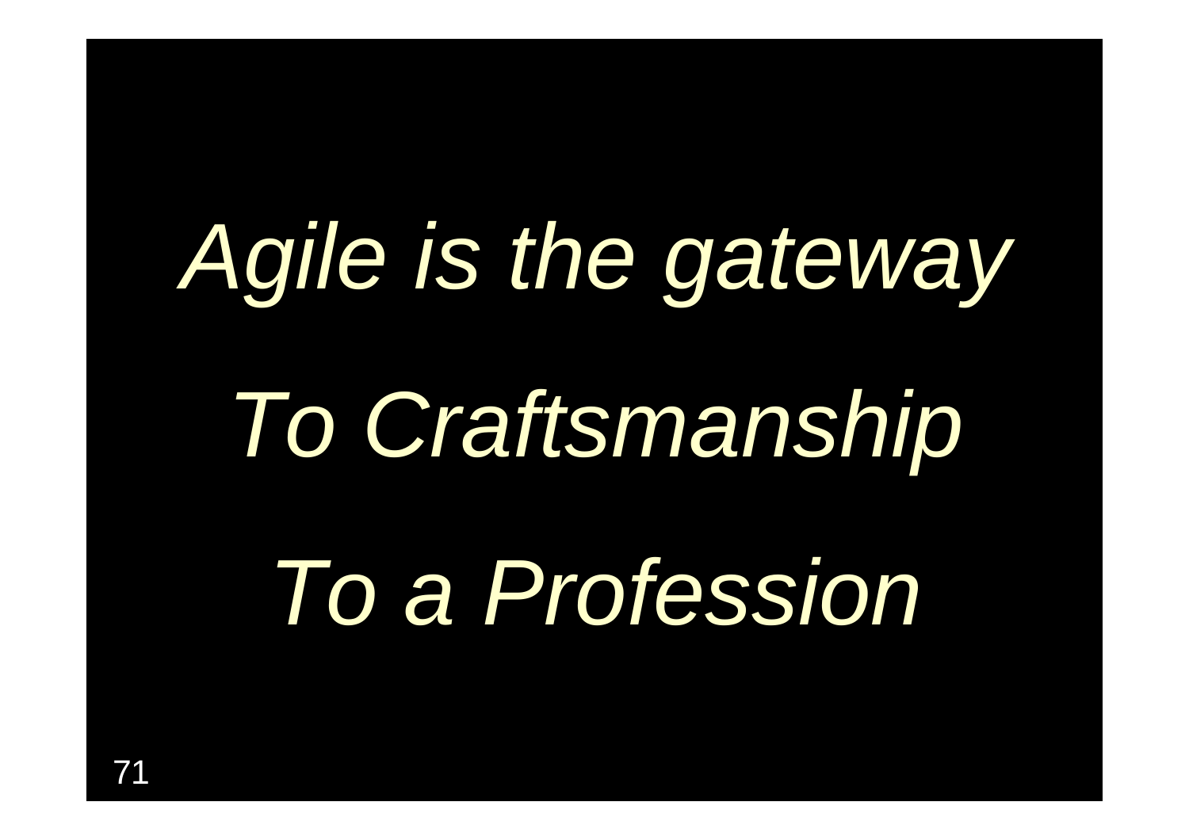*Agile is the gateway*

*To Craftsmanship*

*To a Profession*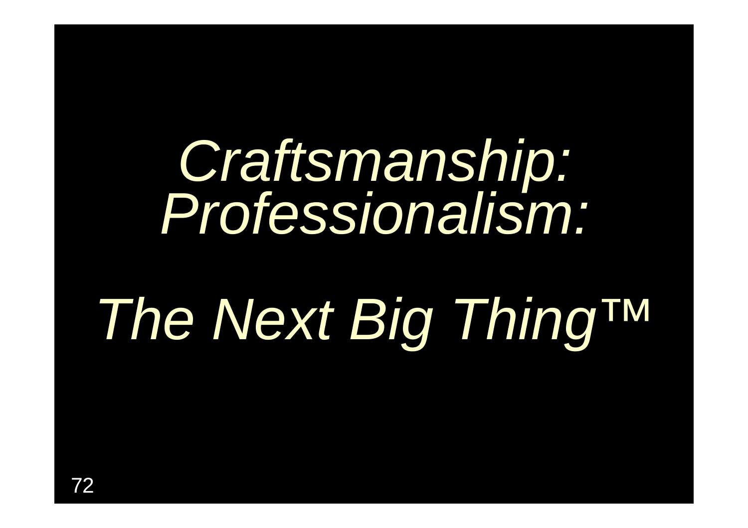*Craftsmanship:*
*Professionalism:*

*The Next Big Thing™*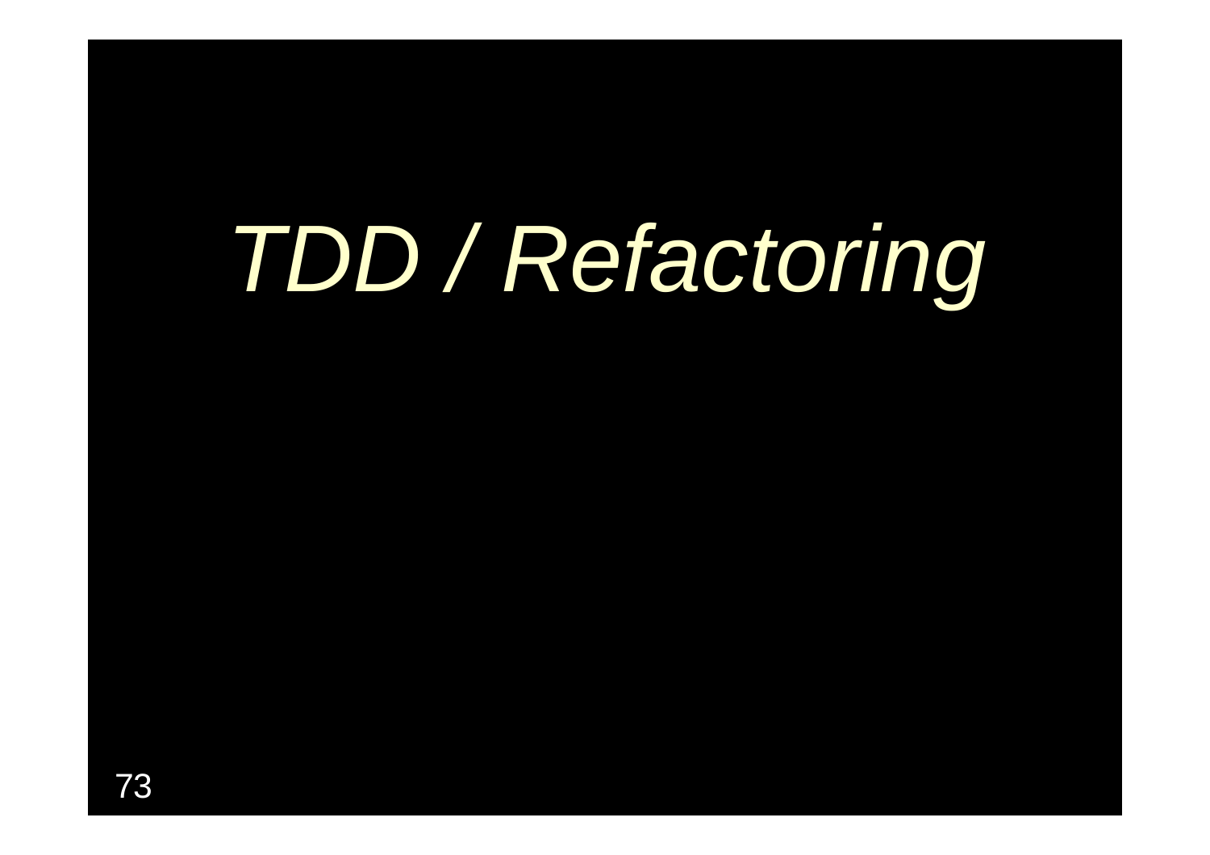# *TDD / Refactoring*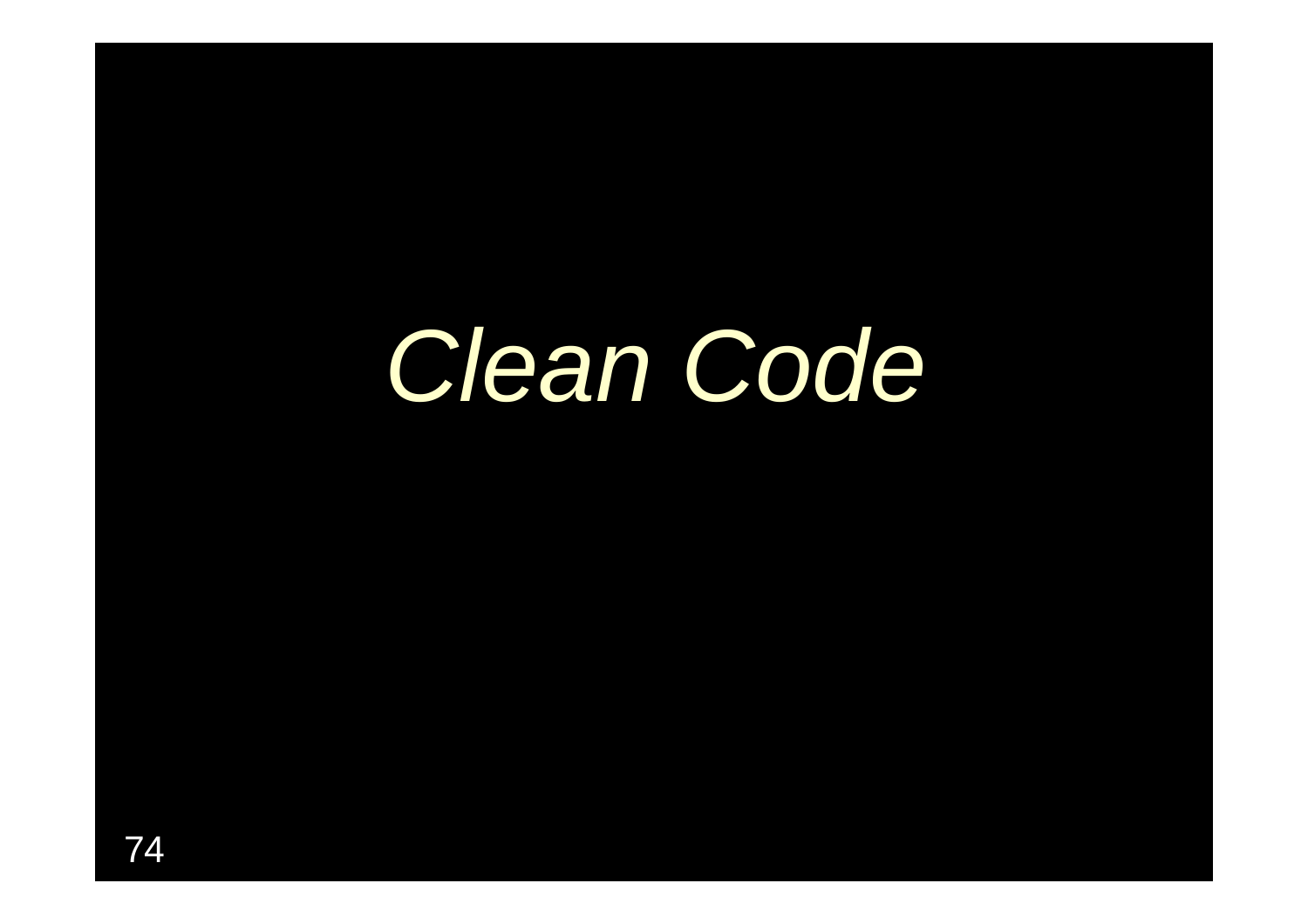# *Clean Code*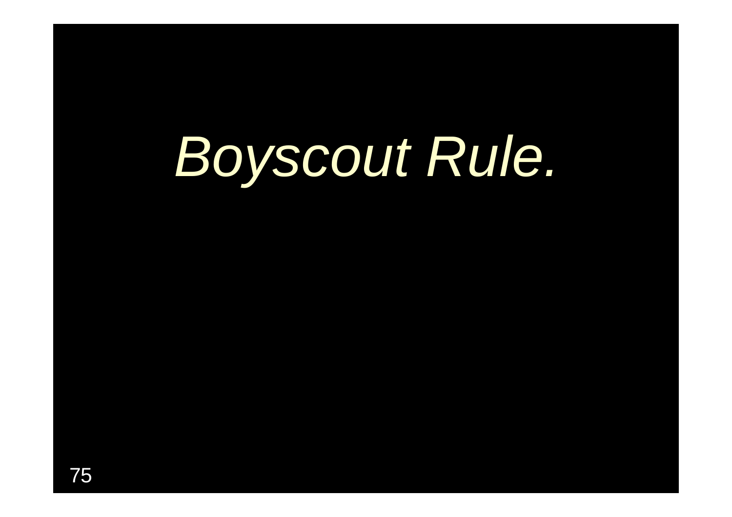# *Boyscout Rule.*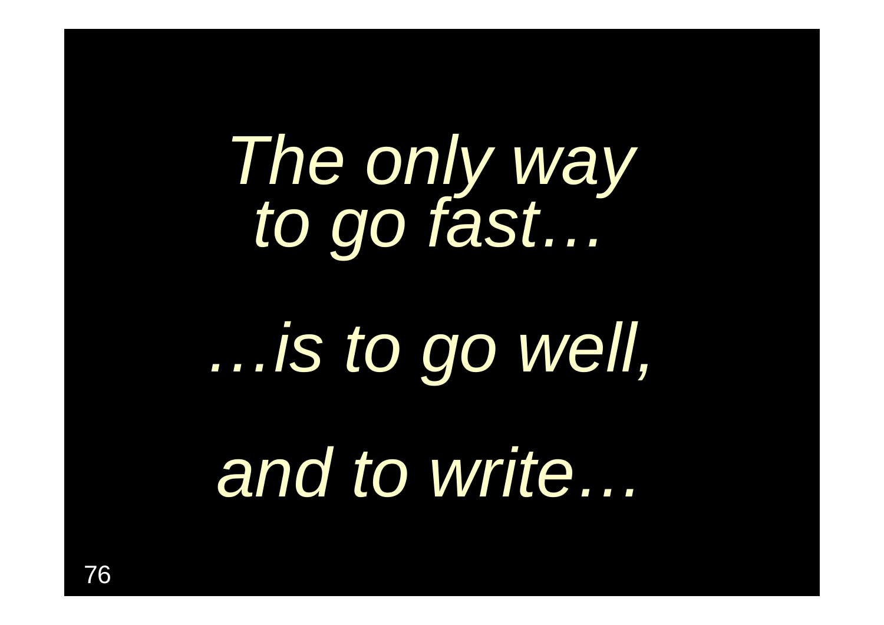*The only way*
*to go fast…*

*…is to go well,*

*and to write…*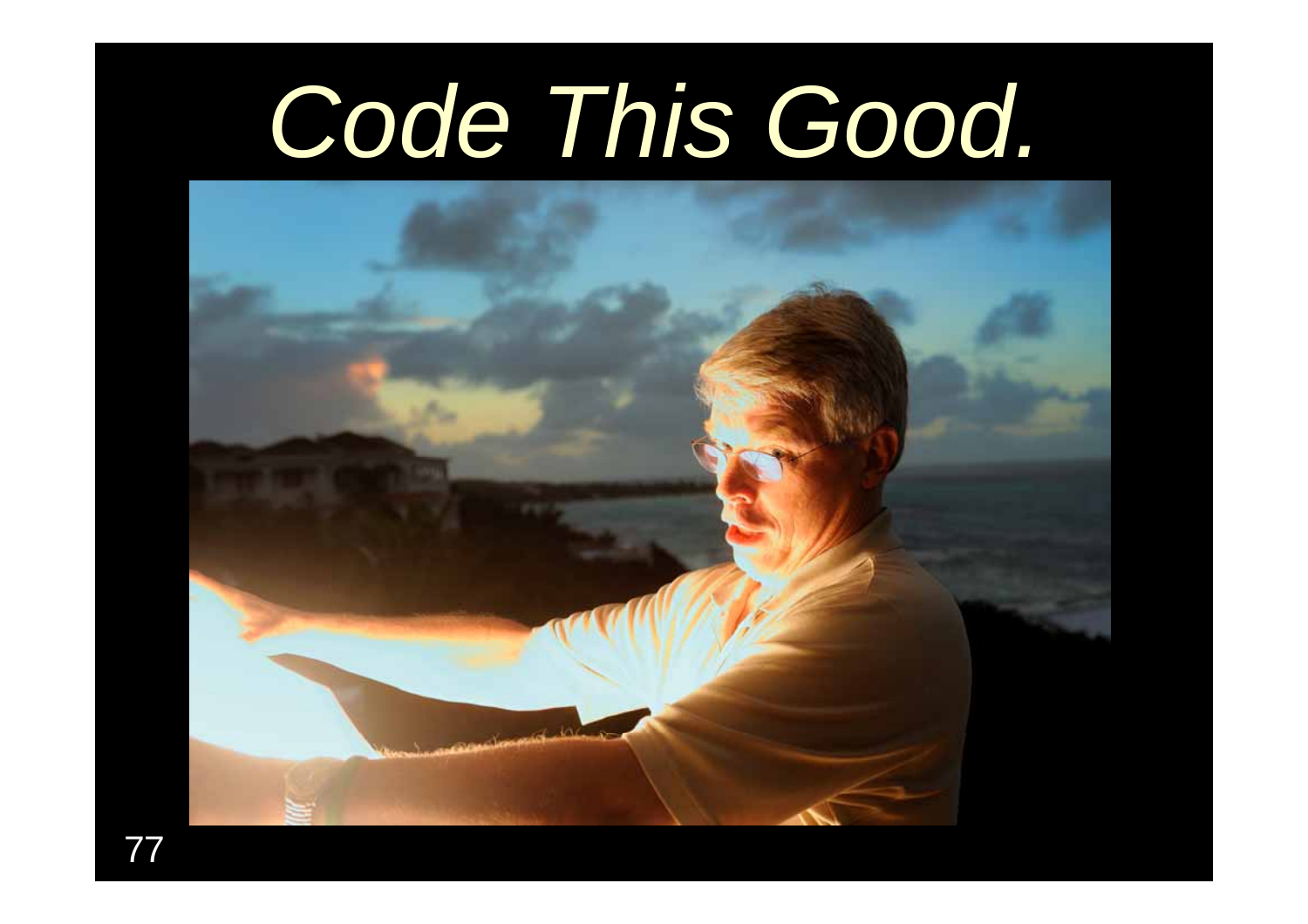# *Code This Good.*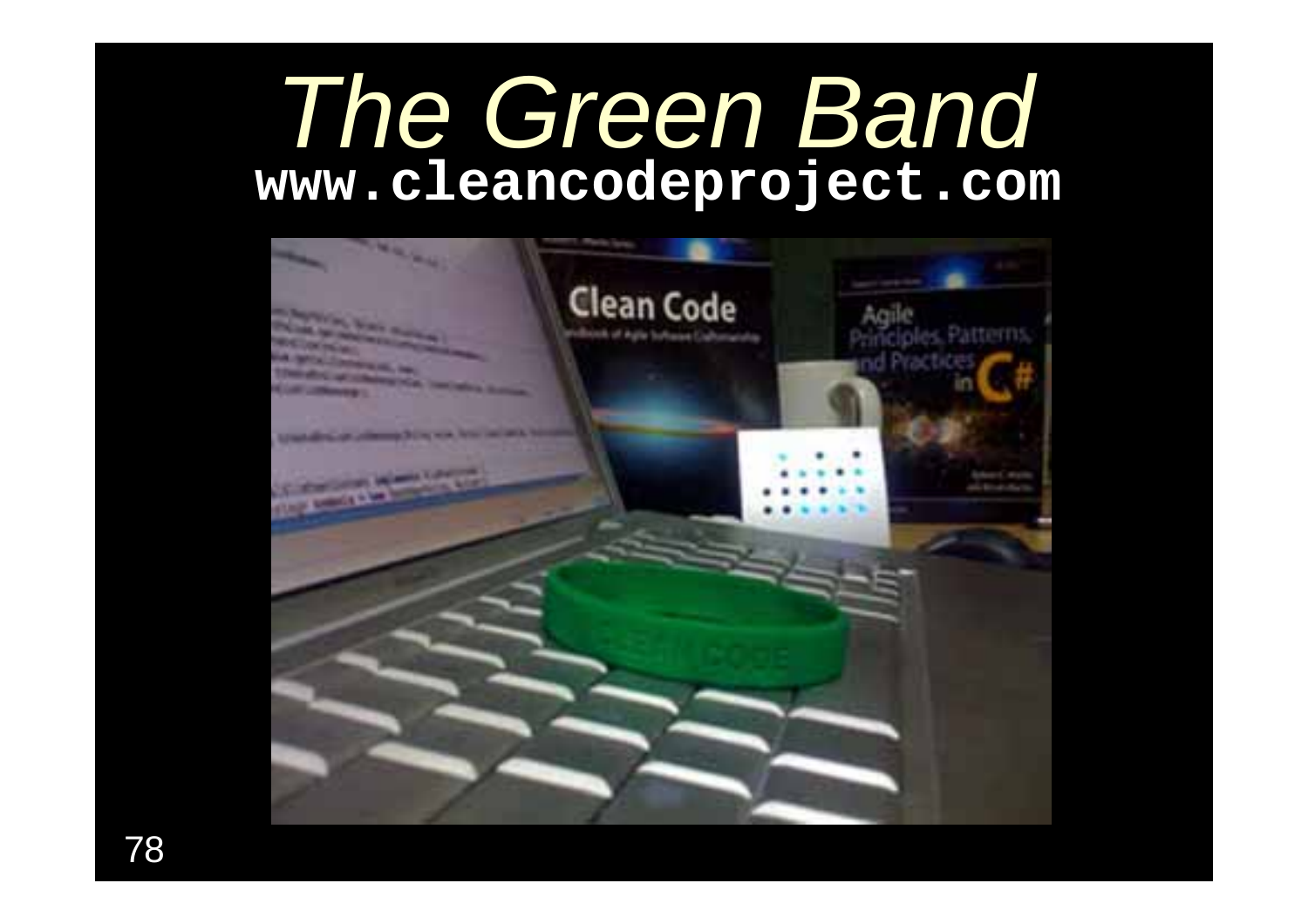# *The Green Band*

**www.cleancodeproject.com**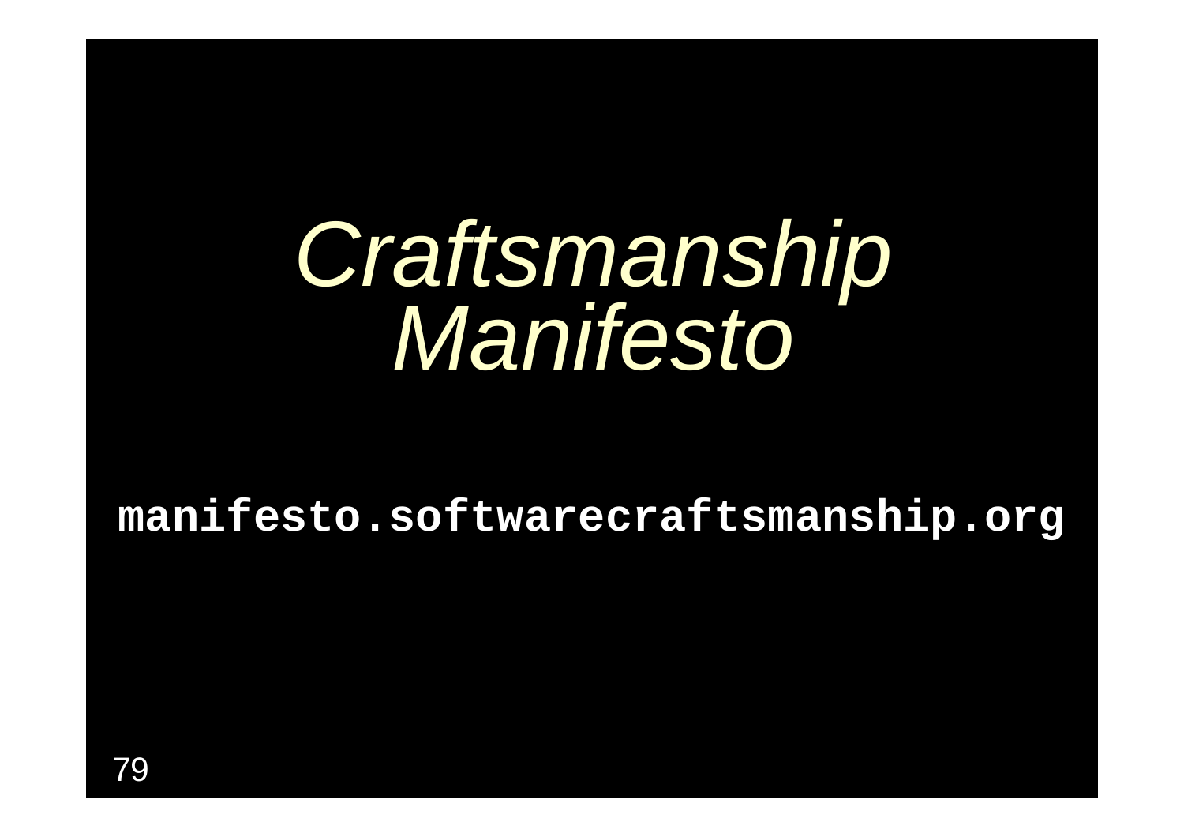# *Craftsmanship Manifesto*

**`manifesto.softwarecraftsmanship.org`**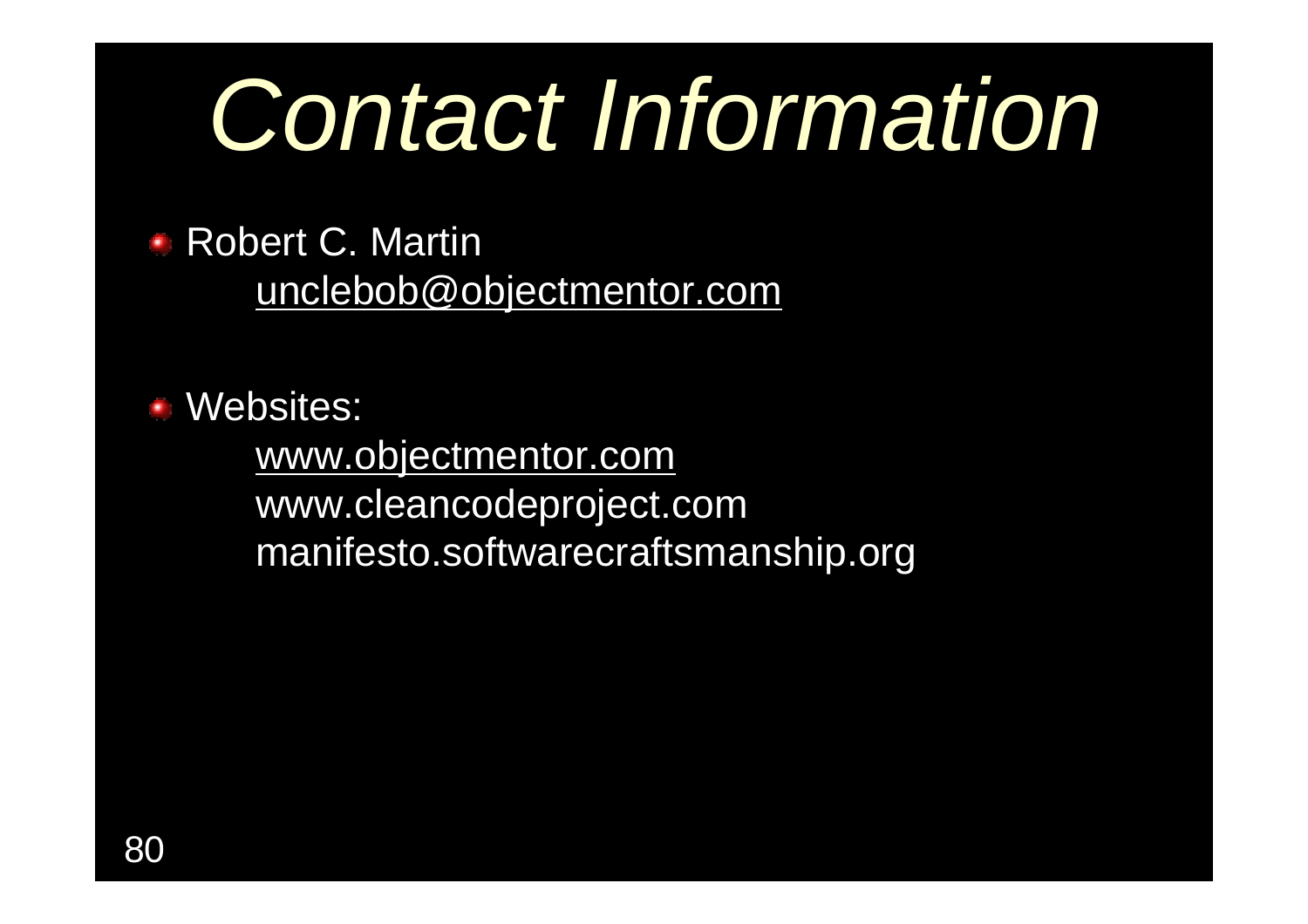# *Contact Information*

- Robert C. Martin
  unclebob@objectmentor.com

- Websites:
  www.objectmentor.com
  www.cleancodeproject.com
  manifesto.softwarecraftsmanship.org